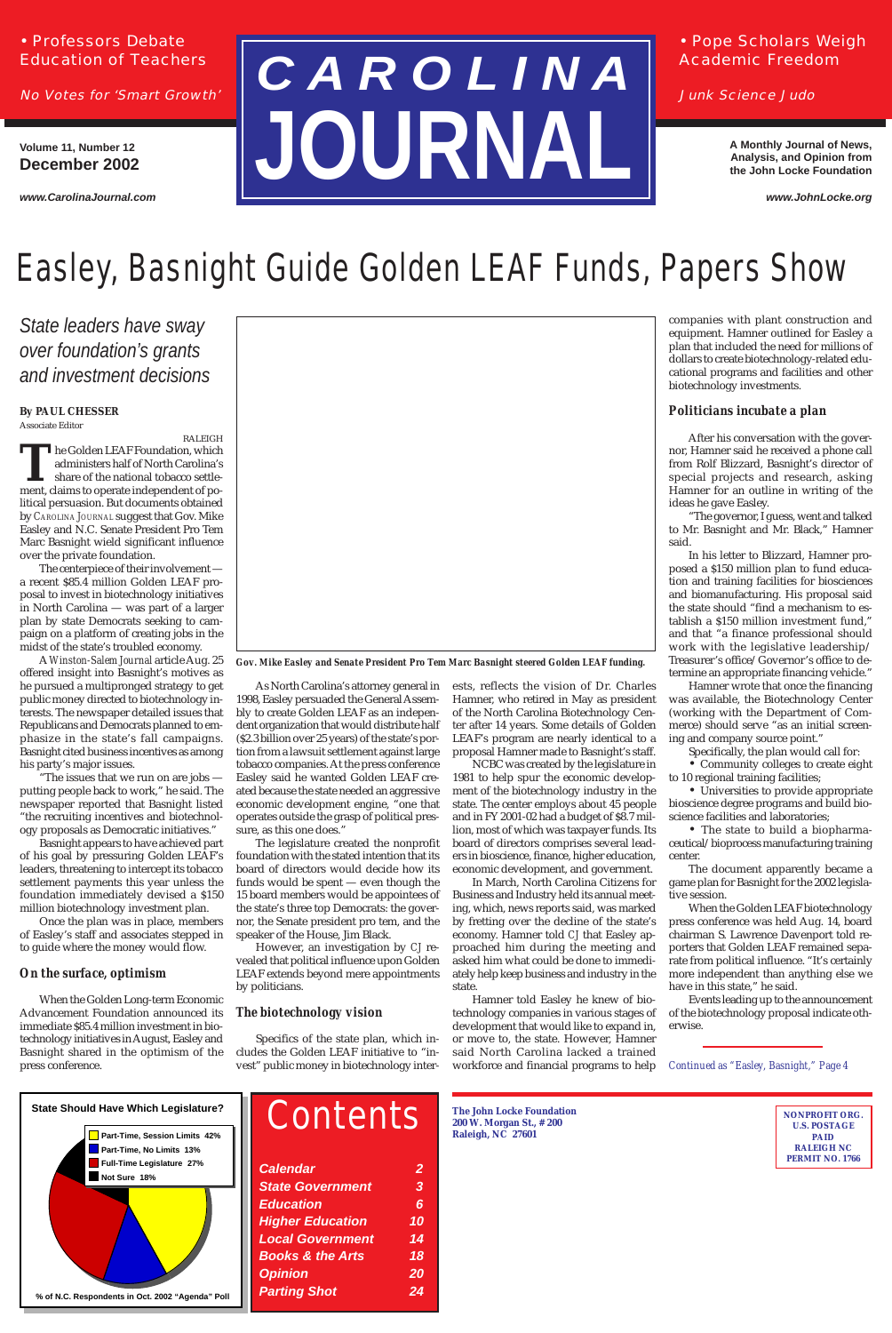• Professors Debate Education of Teachers

*No Votes for 'Smart Growth'*

• Pope Scholars Weigh Academic Freedom

*Junk Science Judo*

# CAROLINA JOURNAL

**Volume 11, Number 12**
**December 2002**

***www.CarolinaJournal.com***

**A Monthly Journal of News, Analysis, and Opinion from the John Locke Foundation**

***www.JohnLocke.org***

# Easley, Basnight Guide Golden LEAF Funds, Papers Show

## *State leaders have sway over foundation's grants and investment decisions*

**By PAUL CHESSER**
Associate Editor

RALEIGH

The Golden LEAF Foundation, which administers half of North Carolina's share of the national tobacco settlement, claims to operate independent of political persuasion. But documents obtained by CAROLINA JOURNAL suggest that Gov. Mike Easley and N.C. Senate President Pro Tem Marc Basnight wield significant influence over the private foundation.

The centerpiece of their involvement — a recent $85.4 million Golden LEAF proposal to invest in biotechnology initiatives in North Carolina — was part of a larger plan by state Democrats seeking to campaign on a platform of creating jobs in the midst of the state's troubled economy.

A *Winston-Salem Journal* article Aug. 25 offered insight into Basnight's motives as he pursued a multipronged strategy to get public money directed to biotechnology interests. The newspaper detailed issues that Republicans and Democrats planned to emphasize in the state's fall campaigns. Basnight cited business incentives as among his party's major issues.

"The issues that we run on are jobs — putting people back to work," he said. The newspaper reported that Basnight listed "the recruiting incentives and biotechnology proposals as Democratic initiatives."

Basnight appears to have achieved part of his goal by pressuring Golden LEAF's leaders, threatening to intercept its tobacco settlement payments this year unless the foundation immediately devised a $150 million biotechnology investment plan.

Once the plan was in place, members of Easley's staff and associates stepped in to guide where the money would flow.

### *On the surface, optimism*

When the Golden Long-term Economic Advancement Foundation announced its immediate $85.4 million investment in biotechnology initiatives in August, Easley and Basnight shared in the optimism of the press conference.

*Gov. Mike Easley and Senate President Pro Tem Marc Basnight steered Golden LEAF funding.*

As North Carolina's attorney general in 1998, Easley persuaded the General Assembly to create Golden LEAF as an independent organization that would distribute half ($2.3 billion over 25 years) of the state's portion from a lawsuit settlement against large tobacco companies. At the press conference Easley said he wanted Golden LEAF created because the state needed an aggressive economic development engine, "one that operates outside the grasp of political pressure, as this one does."

The legislature created the nonprofit foundation with the stated intention that its board of directors would decide how its funds would be spent — even though the 15 board members would be appointees of the state's three top Democrats: the governor, the Senate president pro tem, and the speaker of the House, Jim Black.

However, an investigation by *CJ* revealed that political influence upon Golden LEAF extends beyond mere appointments by politicians.

### *The biotechnology vision*

Specifics of the state plan, which includes the Golden LEAF initiative to "invest" public money in biotechnology interests, reflects the vision of Dr. Charles Hamner, who retired in May as president of the North Carolina Biotechnology Center after 14 years. Some details of Golden LEAF's program are nearly identical to a proposal Hamner made to Basnight's staff.

NCBC was created by the legislature in 1981 to help spur the economic development of the biotechnology industry in the state. The center employs about 45 people and in FY 2001-02 had a budget of $8.7 million, most of which was taxpayer funds. Its board of directors comprises several leaders in bioscience, finance, higher education, economic development, and government.

In March, North Carolina Citizens for Business and Industry held its annual meeting, which, news reports said, was marked by fretting over the decline of the state's economy. Hamner told *CJ* that Easley approached him during the meeting and asked him what could be done to immediately help keep business and industry in the state.

Hamner told Easley he knew of biotechnology companies in various stages of development that would like to expand in, or move to, the state. However, Hamner said North Carolina lacked a trained workforce and financial programs to help companies with plant construction and equipment. Hamner outlined for Easley a plan that included the need for millions of dollars to create biotechnology-related educational programs and facilities and other biotechnology investments.

### *Politicians incubate a plan*

After his conversation with the governor, Hamner said he received a phone call from Rolf Blizzard, Basnight's director of special projects and research, asking Hamner for an outline in writing of the ideas he gave Easley.

"The governor, I guess, went and talked to Mr. Basnight and Mr. Black," Hamner said.

In his letter to Blizzard, Hamner proposed a $150 million plan to fund education and training facilities for biosciences and biomanufacturing. His proposal said the state should "find a mechanism to establish a $150 million investment fund," and that "a finance professional should work with the legislative leadership/Treasurer's office/Governor's office to determine an appropriate financing vehicle."

Hamner wrote that once the financing was available, the Biotechnology Center (working with the Department of Commerce) should serve "as an initial screening and company source point."

Specifically, the plan would call for:

• Community colleges to create eight to 10 regional training facilities;

• Universities to provide appropriate bioscience degree programs and build bioscience facilities and laboratories;

• The state to build a biopharmaceutical/bioprocess manufacturing training center.

The document apparently became a game plan for Basnight for the 2002 legislative session.

When the Golden LEAF biotechnology press conference was held Aug. 14, board chairman S. Lawrence Davenport told reporters that Golden LEAF remained separate from political influence. "It's certainly more independent than anything else we have in this state," he said.

Events leading up to the announcement of the biotechnology proposal indicate otherwise.

*Continued as "Easley, Basnight," Page 4*

**State Should Have Which Legislature?**

| Response | % |
|---|---|
| Part-Time, Session Limits | 42% |
| Part-Time, No Limits | 13% |
| Full-Time Legislature | 27% |
| Not Sure | 18% |

**% of N.C. Respondents in Oct. 2002 "Agenda" Poll**

# Contents

| | |
|---|---|
| Calendar | 2 |
| State Government | 3 |
| Education | 6 |
| Higher Education | 10 |
| Local Government | 14 |
| Books & the Arts | 18 |
| Opinion | 20 |
| Parting Shot | 24 |

**The John Locke Foundation**
**200 W. Morgan St., # 200**
**Raleigh, NC 27601**

**NONPROFIT ORG.**
**U.S. POSTAGE**
**PAID**
**RALEIGH NC**
**PERMIT NO. 1766**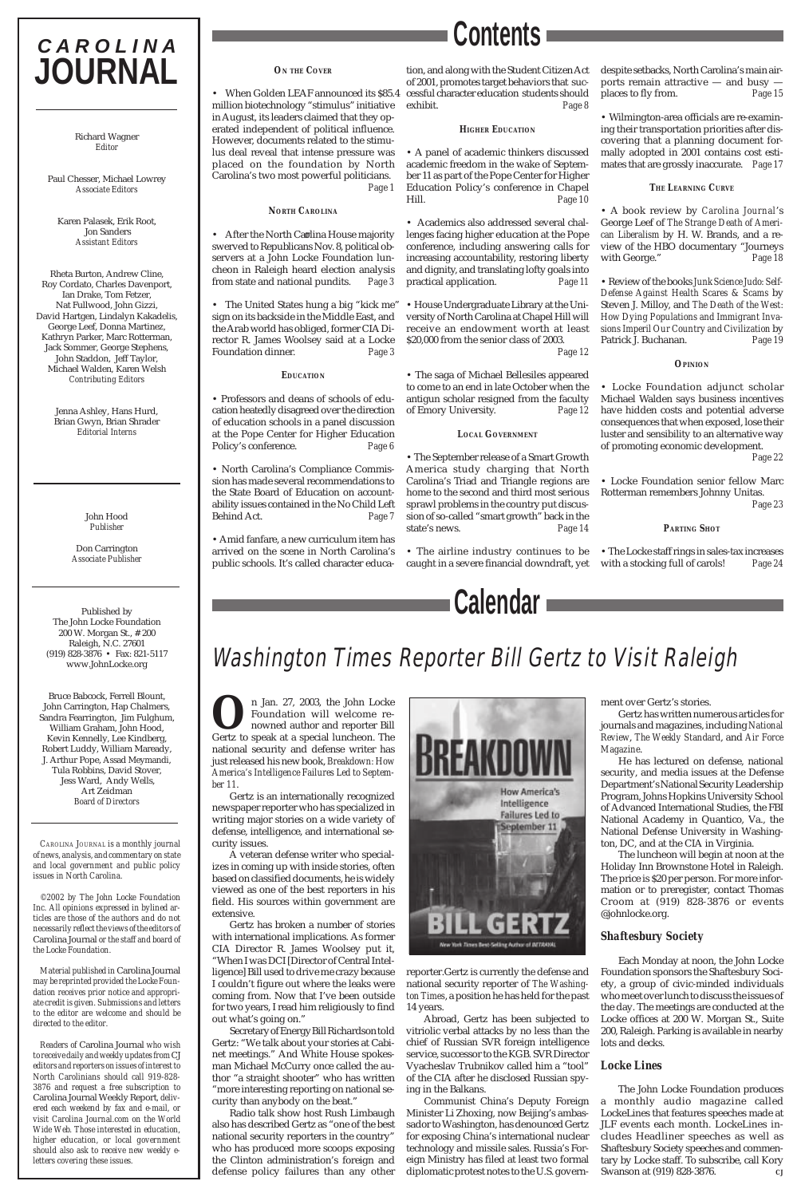# CAROLINA JOURNAL

Richard Wagner
*Editor*

Paul Chesser, Michael Lowrey
*Associate Editors*

Karen Palasek, Erik Root, Jon Sanders
*Assistant Editors*

Rheta Burton, Andrew Cline, Roy Cordato, Charles Davenport, Ian Drake, Tom Fetzer, Nat Fullwood, John Gizzi, David Hartgen, Lindalyn Kakadelis, George Leef, Donna Martinez, Kathryn Parker, Marc Rotterman, Jack Sommer, George Stephens, John Staddon, Jeff Taylor, Michael Walden, Karen Welsh
*Contributing Editors*

Jenna Ashley, Hans Hurd, Brian Gwyn, Brian Shrader
*Editorial Interns*

John Hood
*Publisher*

Don Carrington
*Associate Publisher*

Published by
The John Locke Foundation
200 W. Morgan St., # 200
Raleigh, N.C. 27601
(919) 828-3876 • Fax: 821-5117
www.JohnLocke.org

Bruce Babcock, Ferrell Blount, John Carrington, Hap Chalmers, Sandra Fearrington, Jim Fulghum, William Graham, John Hood, Kevin Kennelly, Lee Kindberg, Robert Luddy, William Maready, J. Arthur Pope, Assad Meymandi, Tula Robbins, David Stover, Jess Ward, Andy Wells, Art Zeidman
*Board of Directors*

*CAROLINA JOURNAL is a monthly journal of news, analysis, and commentary on state and local government and public policy issues in North Carolina.*

*©2002 by The John Locke Foundation Inc. All opinions expressed in bylined articles are those of the authors and do not necessarily reflect the views of the editors of* Carolina Journal *or the staff and board of the Locke Foundation.*

*Material published in* Carolina Journal *may be reprinted provided the Locke Foundation receives prior notice and appropriate credit is given. Submissions and letters to the editor are welcome and should be directed to the editor.*

*Readers of* Carolina Journal *who wish to receive daily and weekly updates from CJ editors and reporters on issues of interest to North Carolinians should call 919-828-3876 and request a free subscription to* Carolina Journal Weekly Report*, delivered each weekend by fax and e-mail, or visit Carolina Journal.com on the World Wide Web. Those interested in education, higher education, or local government should also ask to receive new weekly e-letters covering these issues.*

# Contents

### On the Cover

• When Golden LEAF announced its $85.4 million biotechnology "stimulus" initiative in August, its leaders claimed that they operated independent of political influence. However, documents related to the stimulus deal reveal that intense pressure was placed on the foundation by North Carolina's two most powerful politicians. *Page 1*

### North Carolina

• After the North Carolina House majority swerved to Republicans Nov. 8, political observers at a John Locke Foundation luncheon in Raleigh heard election analysis from state and national pundits. *Page 3*

• The United States hung a big "kick me" sign on its backside in the Middle East, and the Arab world has obliged, former CIA Director R. James Woolsey said at a Locke Foundation dinner. *Page 3*

### Education

• Professors and deans of schools of education heatedly disagreed over the direction of education schools in a panel discussion at the Pope Center for Higher Education Policy's conference. *Page 6*

• North Carolina's Compliance Commission has made several recommendations to the State Board of Education on accountability issues contained in the No Child Left Behind Act. *Page 7*

• Amid fanfare, a new curriculum item has arrived on the scene in North Carolina's public schools. It's called character education, and along with the Student Citizen Act of 2001, promotes target behaviors that successful character education students should exhibit. *Page 8*

### Higher Education

• A panel of academic thinkers discussed academic freedom in the wake of September 11 as part of the Pope Center for Higher Education Policy's conference in Chapel Hill. *Page 10*

• Academics also addressed several challenges facing higher education at the Pope conference, including answering calls for increasing accountability, restoring liberty and dignity, and translating lofty goals into practical application. *Page 11*

• House Undergraduate Library at the University of North Carolina at Chapel Hill will receive an endowment worth at least $20,000 from the senior class of 2003. *Page 12*

• The saga of Michael Bellesiles appeared to come to an end in late October when the antigun scholar resigned from the faculty of Emory University. *Page 12*

### Local Government

• The September release of a Smart Growth America study charging that North Carolina's Triad and Triangle regions are home to the second and third most serious sprawl problems in the country put discussion of so-called "smart growth" back in the state's news. *Page 14*

• The airline industry continues to be caught in a severe financial downdraft, yet despite setbacks, North Carolina's main airports remain attractive — and busy — places to fly from. *Page 15*

• Wilmington-area officials are re-examining their transportation priorities after discovering that a planning document formally adopted in 2001 contains cost estimates that are grossly inaccurate. *Page 17*

### The Learning Curve

• A book review by *Carolina Journal*'s George Leef of *The Strange Death of American Liberalism* by H. W. Brands, and a review of the HBO documentary "Journeys with George." *Page 18*

• Review of the books *Junk Science Judo: Self-Defense Against Health Scares & Scams* by Steven J. Milloy, and *The Death of the West: How Dying Populations and Immigrant Invasions Imperil Our Country and Civilization* by Patrick J. Buchanan. *Page 19*

### Opinion

• Locke Foundation adjunct scholar Michael Walden says business incentives have hidden costs and potential adverse consequences that when exposed, lose their luster and sensibility to an alternative way of promoting economic development. *Page 22*

• Locke Foundation senior fellow Marc Rotterman remembers Johnny Unitas. *Page 23*

### Parting Shot

• The Locke staff rings in sales-tax increases with a stocking full of carols! *Page 24*

# Calendar

## Washington Times Reporter Bill Gertz to Visit Raleigh

On Jan. 27, 2003, the John Locke Foundation will welcome renowned author and reporter Bill Gertz to speak at a special luncheon. The national security and defense writer has just released his new book, *Breakdown: How America's Intelligence Failures Led to September 11*.

Gertz is an internationally recognized newspaper reporter who has specialized in writing major stories on a wide variety of defense, intelligence, and international security issues.

A veteran defense writer who specializes in coming up with inside stories, often based on classified documents, he is widely viewed as one of the best reporters in his field. His sources within government are extensive.

Gertz has broken a number of stories with international implications. As former CIA Director R. James Woolsey put it, "When I was DCI [Director of Central Intelligence] Bill used to drive me crazy because I couldn't figure out where the leaks were coming from. Now that I've been outside for two years, I read him religiously to find out what's going on."

Secretary of Energy Bill Richardson told Gertz: "We talk about your stories at Cabinet meetings." And White House spokesman Michael McCurry once called the author "a straight shooter" who has written "more interesting reporting on national security than anybody on the beat."

Radio talk show host Rush Limbaugh also has described Gertz as "one of the best national security reporters in the country" who has produced more scoops exposing the Clinton administration's foreign and defense policy failures than any other reporter.Gertz is currently the defense and national security reporter of *The Washington Times*, a position he has held for the past 14 years.

Abroad, Gertz has been subjected to vitriolic verbal attacks by no less than the chief of Russian SVR foreign intelligence service, successor to the KGB. SVR Director Vyacheslav Trubnikov called him a "tool" of the CIA after he disclosed Russian spying in the Balkans.

Communist China's Deputy Foreign Minister Li Zhoxing, now Beijing's ambassador to Washington, has denounced Gertz for exposing China's international nuclear technology and missile sales. Russia's Foreign Ministry has filed at least two formal diplomatic protest notes to the U.S. government over Gertz's stories.

Gertz has written numerous articles for journals and magazines, including *National Review*, *The Weekly Standard*, and *Air Force Magazine*.

He has lectured on defense, national security, and media issues at the Defense Department's National Security Leadership Program, Johns Hopkins University School of Advanced International Studies, the FBI National Academy in Quantico, Va., the National Defense University in Washington, DC, and at the CIA in Virginia.

The luncheon will begin at noon at the Holiday Inn Brownstone Hotel in Raleigh. The price is $20 per person. For more information or to preregister, contact Thomas Croom at (919) 828-3876 or events @johnlocke.org.

### Shaftesbury Society

Each Monday at noon, the John Locke Foundation sponsors the Shaftesbury Society, a group of civic-minded individuals who meet over lunch to discuss the issues of the day. The meetings are conducted at the Locke offices at 200 W. Morgan St., Suite 200, Raleigh. Parking is available in nearby lots and decks.

### Locke Lines

The John Locke Foundation produces a monthly audio magazine called LockeLines that features speeches made at JLF events each month. LockeLines includes Headliner speeches as well as Shaftesbury Society speeches and commentary by Locke staff. To subscribe, call Kory Swanson at (919) 828-3876. CJ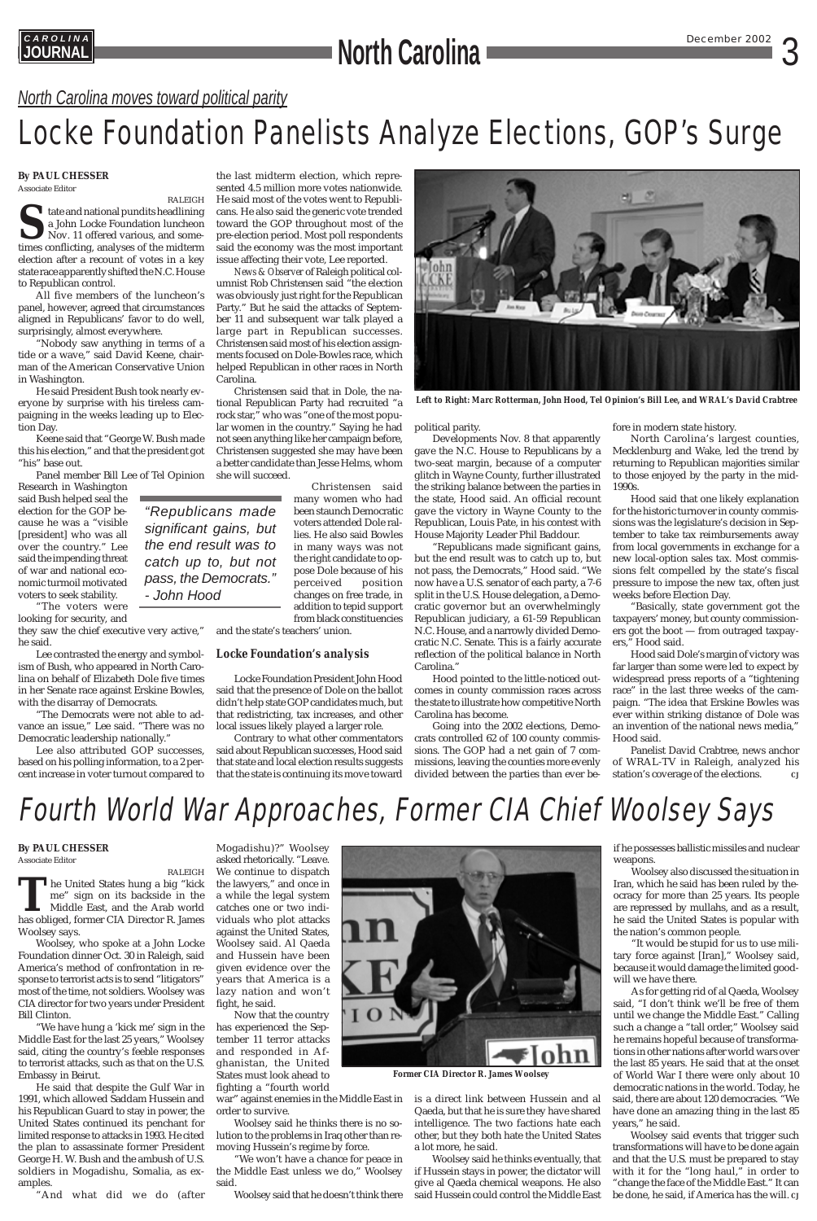*North Carolina moves toward political parity*

# Locke Foundation Panelists Analyze Elections, GOP's Surge

**By PAUL CHESSER**
Associate Editor

RALEIGH

State and national pundits headlining a John Locke Foundation luncheon Nov. 11 offered various, and sometimes conflicting, analyses of the midterm election after a recount of votes in a key state race apparently shifted the N.C. House to Republican control.

All five members of the luncheon's panel, however, agreed that circumstances aligned in Republicans' favor to do well, surprisingly, almost everywhere.

"Nobody saw anything in terms of a tide or a wave," said David Keene, chairman of the American Conservative Union in Washington.

He said President Bush took nearly everyone by surprise with his tireless campaigning in the weeks leading up to Election Day.

Keene said that "George W. Bush made this his election," and that the president got "his" base out.

Panel member Bill Lee of Tel Opinion Research in Washington said Bush helped seal the election for the GOP because he was a "visible [president] who was all over the country." Lee said the impending threat of war and national economic turmoil motivated voters to seek stability.

"The voters were looking for security, and they saw the chief executive very active," he said.

Lee contrasted the energy and symbolism of Bush, who appeared in North Carolina on behalf of Elizabeth Dole five times in her Senate race against Erskine Bowles, with the disarray of Democrats.

"The Democrats were not able to advance an issue," Lee said. "There was no Democratic leadership nationally."

Lee also attributed GOP successes, based on his polling information, to a 2 percent increase in voter turnout compared to the last midterm election, which represented 4.5 million more votes nationwide. He said most of the votes went to Republicans. He also said the generic vote trended toward the GOP throughout most of the pre-election period. Most poll respondents said the economy was the most important issue affecting their vote, Lee reported.

*News & Observer* of Raleigh political columnist Rob Christensen said "the election was obviously just right for the Republican Party." But he said the attacks of September 11 and subsequent war talk played a large part in Republican successes. Christensen said most of his election assignments focused on Dole-Bowles race, which helped Republican in other races in North Carolina.

Christensen said that in Dole, the national Republican Party had recruited "a rock star," who was "one of the most popular women in the country." Saying he had not seen anything like her campaign before, Christensen suggested she may have been a better candidate than Jesse Helms, whom she will succeed.

> "Republicans made significant gains, but the end result was to catch up to, but not pass, the Democrats." - John Hood

Christensen said many women who had been staunch Democratic voters attended Dole rallies. He also said Bowles in many ways was not the right candidate to oppose Dole because of his perceived position changes on free trade, in addition to tepid support from black constituencies and the state's teachers' union.

### Locke Foundation's analysis

Locke Foundation President John Hood said that the presence of Dole on the ballot didn't help state GOP candidates much, but that redistricting, tax increases, and other local issues likely played a larger role.

Contrary to what other commentators said about Republican successes, Hood said that state and local election results suggests that the state is continuing its move toward political parity.

Developments Nov. 8 that apparently gave the N.C. House to Republicans by a two-seat margin, because of a computer glitch in Wayne County, further illustrated the striking balance between the parties in the state, Hood said. An official recount gave the victory in Wayne County to the Republican, Louis Pate, in his contest with House Majority Leader Phil Baddour.

"Republicans made significant gains, but the end result was to catch up to, but not pass, the Democrats," Hood said. "We now have a U.S. senator of each party, a 7-6 split in the U.S. House delegation, a Democratic governor but an overwhelmingly Republican judiciary, a 61-59 Republican N.C. House, and a narrowly divided Democratic N.C. Senate. This is a fairly accurate reflection of the political balance in North Carolina."

Hood pointed to the little-noticed outcomes in county commission races across the state to illustrate how competitive North Carolina has become.

Going into the 2002 elections, Democrats controlled 62 of 100 county commissions. The GOP had a net gain of 7 commissions, leaving the counties more evenly divided between the parties than ever before in modern state history.

North Carolina's largest counties, Mecklenburg and Wake, led the trend by returning to Republican majorities similar to those enjoyed by the party in the mid-1990s.

Hood said that one likely explanation for the historic turnover in county commissions was the legislature's decision in September to take tax reimbursements away from local governments in exchange for a new local-option sales tax. Most commissions felt compelled by the state's fiscal pressure to impose the new tax, often just weeks before Election Day.

"Basically, state government got the taxpayers' money, but county commissioners got the boot — from outraged taxpayers," Hood said.

Hood said Dole's margin of victory was far larger than some were led to expect by widespread press reports of a "tightening race" in the last three weeks of the campaign. "The idea that Erskine Bowles was ever within striking distance of Dole was an invention of the national news media," Hood said.

Panelist David Crabtree, news anchor of WRAL-TV in Raleigh, analyzed his station's coverage of the elections. CJ

Left to Right: Marc Rotterman, John Hood, Tel Opinion's Bill Lee, and WRAL's David Crabtree

# Fourth World War Approaches, Former CIA Chief Woolsey Says

**By PAUL CHESSER**
Associate Editor

RALEIGH

The United States hung a big "kick me" sign on its backside in the Middle East, and the Arab world has obliged, former CIA Director R. James Woolsey says.

Woolsey, who spoke at a John Locke Foundation dinner Oct. 30 in Raleigh, said America's method of confrontation in response to terrorist acts is to send "litigators" most of the time, not soldiers. Woolsey was CIA director for two years under President Bill Clinton.

"We have hung a 'kick me' sign in the Middle East for the last 25 years," Woolsey said, citing the country's feeble responses to terrorist attacks, such as that on the U.S. Embassy in Beirut.

He said that despite the Gulf War in 1991, which allowed Saddam Hussein and his Republican Guard to stay in power, the United States continued its penchant for limited response to attacks in 1993. He cited the plan to assassinate former President George H. W. Bush and the ambush of U.S. soldiers in Mogadishu, Somalia, as examples.

"And what did we do (after Mogadishu)?" Woolsey asked rhetorically. "Leave. We continue to dispatch the lawyers," and once in a while the legal system catches one or two individuals who plot attacks against the United States, Woolsey said. Al Qaeda and Hussein have been given evidence over the years that America is a lazy nation and won't fight, he said.

Now that the country has experienced the September 11 terror attacks and responded in Afghanistan, the United States must look ahead to fighting a "fourth world war" against enemies in the Middle East in order to survive.

Woolsey said he thinks there is no solution to the problems in Iraq other than removing Hussein's regime by force.

"We won't have a chance for peace in the Middle East unless we do," Woolsey said.

Woolsey said that he doesn't think there is a direct link between Hussein and al Qaeda, but that he is sure they have shared intelligence. The two factions hate each other, but they both hate the United States a lot more, he said.

Woolsey said he thinks eventually, that if Hussein stays in power, the dictator will give al Qaeda chemical weapons. He also said Hussein could control the Middle East if he possesses ballistic missiles and nuclear weapons.

Woolsey also discussed the situation in Iran, which he said has been ruled by theocracy for more than 25 years. Its people are repressed by mullahs, and as a result, he said the United States is popular with the nation's common people.

"It would be stupid for us to use military force against [Iran]," Woolsey said, because it would damage the limited goodwill we have there.

As for getting rid of al Qaeda, Woolsey said, "I don't think we'll be free of them until we change the Middle East." Calling such a change a "tall order," Woolsey said he remains hopeful because of transformations in other nations after world wars over the last 85 years. He said that at the onset of World War I there were only about 10 democratic nations in the world. Today, he said, there are about 120 democracies. "We have done an amazing thing in the last 85 years," he said.

Woolsey said events that trigger such transformations will have to be done again and that the U.S. must be prepared to stay with it for the "long haul," in order to "change the face of the Middle East." It can be done, he said, if America has the will. CJ

Former CIA Director R. James Woolsey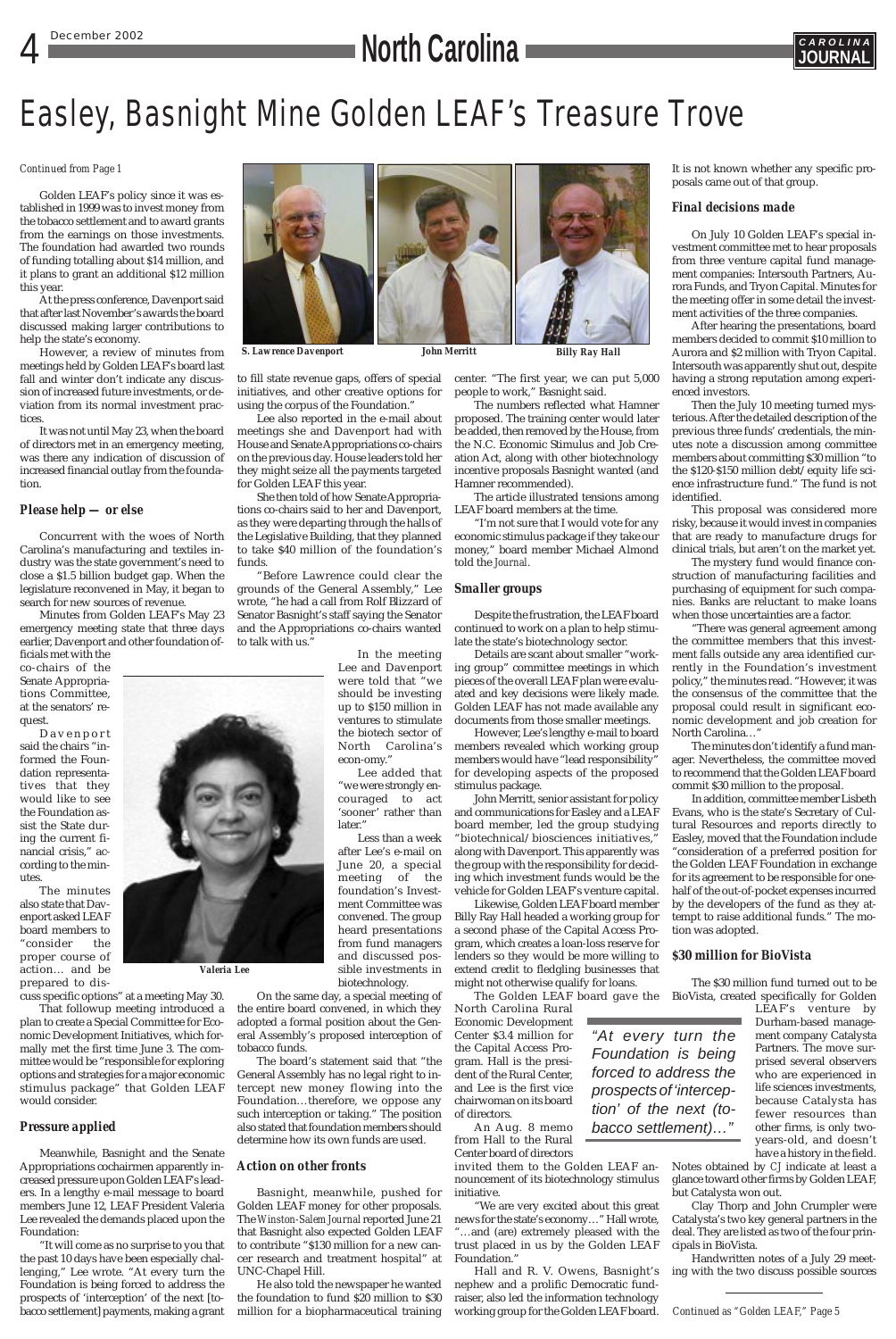# Easley, Basnight Mine Golden LEAF's Treasure Trove

*Continued from Page 1*

Golden LEAF's policy since it was established in 1999 was to invest money from the tobacco settlement and to award grants from the earnings on those investments. The foundation had awarded two rounds of funding totalling about $14 million, and it plans to grant an additional $12 million this year.

At the press conference, Davenport said that after last November's awards the board discussed making larger contributions to help the state's economy.

However, a review of minutes from meetings held by Golden LEAF's board last fall and winter don't indicate any discussion of increased future investments, or deviation from its normal investment practices.

It was not until May 23, when the board of directors met in an emergency meeting, was there any indication of discussion of increased financial outlay from the foundation.

### Please help — or else

Concurrent with the woes of North Carolina's manufacturing and textiles industry was the state government's need to close a $1.5 billion budget gap. When the legislature reconvened in May, it began to search for new sources of revenue.

Minutes from Golden LEAF's May 23 emergency meeting state that three days earlier, Davenport and other foundation officials met with the co-chairs of the Senate Appropriations Committee, at the senators' request.

Davenport said the chairs "informed the Foundation representatives that they would like to see the Foundation assist the State during the current financial crisis," according to the minutes.

The minutes also state that Davenport asked LEAF board members to "consider the proper course of action... and be prepared to discuss specific options" at a meeting May 30.

Valeria Lee

That followup meeting introduced a plan to create a Special Committee for Economic Development Initiatives, which formally met the first time June 3. The committee would be "responsible for exploring options and strategies for a major economic stimulus package" that Golden LEAF would consider.

### Pressure applied

Meanwhile, Basnight and the Senate Appropriations cochairmen apparently increased pressure upon Golden LEAF's leaders. In a lengthy e-mail message to board members June 12, LEAF President Valeria Lee revealed the demands placed upon the Foundation:

"It will come as no surprise to you that the past 10 days have been especially challenging," Lee wrote. "At every turn the Foundation is being forced to address the prospects of 'interception' of the next [tobacco settlement] payments, making a grant to fill state revenue gaps, offers of special initiatives, and other creative options for using the corpus of the Foundation."

S. Lawrence Davenport — John Merritt — Billy Ray Hall

Lee also reported in the e-mail about meetings she and Davenport had with House and Senate Appropriations co-chairs on the previous day. House leaders told her they might seize all the payments targeted for Golden LEAF this year.

She then told of how Senate Appropriations co-chairs said to her and Davenport, as they were departing through the halls of the Legislative Building, that they planned to take $40 million of the foundation's funds.

"Before Lawrence could clear the grounds of the General Assembly," Lee wrote, "he had a call from Rolf Blizzard of Senator Basnight's staff saying the Senator and the Appropriations co-chairs wanted to talk with us."

In the meeting Lee and Davenport were told that "we should be investing up to $150 million in ventures to stimulate the biotech sector of North Carolina's econ-omy."

Lee added that "we were strongly encouraged to act 'sooner' rather than later."

Less than a week after Lee's e-mail on June 20, a special meeting of the foundation's Investment Committee was convened. The group heard presentations from fund managers and discussed possible investments in biotechnology.

On the same day, a special meeting of the entire board convened, in which they adopted a formal position about the General Assembly's proposed interception of tobacco funds.

The board's statement said that "the General Assembly has no legal right to intercept new money flowing into the Foundation…therefore, we oppose any such interception or taking." The position also stated that foundation members should determine how its own funds are used.

### Action on other fronts

Basnight, meanwhile, pushed for Golden LEAF money for other proposals. The *Winston-Salem Journal* reported June 21 that Basnight also expected Golden LEAF to contribute "$130 million for a new cancer research and treatment hospital" at UNC-Chapel Hill.

He also told the newspaper he wanted the foundation to fund $20 million to $30 million for a biopharmaceutical training center. "The first year, we can put 5,000 people to work," Basnight said.

The numbers reflected what Hamner proposed. The training center would later be added, then removed by the House, from the N.C. Economic Stimulus and Job Creation Act, along with other biotechnology incentive proposals Basnight wanted (and Hamner recommended).

The article illustrated tensions among LEAF board members at the time.

"I'm not sure that I would vote for any economic stimulus package if they take our money," board member Michael Almond told the *Journal*.

### Smaller groups

Despite the frustration, the LEAF board continued to work on a plan to help stimulate the state's biotechnology sector.

Details are scant about smaller "working group" committee meetings in which pieces of the overall LEAF plan were evaluated and key decisions were likely made. Golden LEAF has not made available any documents from those smaller meetings.

However, Lee's lengthy e-mail to board members revealed which working group members would have "lead responsibility" for developing aspects of the proposed stimulus package.

John Merritt, senior assistant for policy and communications for Easley and a LEAF board member, led the group studying "biotechnical/biosciences initiatives," along with Davenport. This apparently was the group with the responsibility for deciding which investment funds would be the vehicle for Golden LEAF's venture capital.

Likewise, Golden LEAF board member Billy Ray Hall headed a working group for a second phase of the Capital Access Program, which creates a loan-loss reserve for lenders so they would be more willing to extend credit to fledgling businesses that might not otherwise qualify for loans.

The Golden LEAF board gave the North Carolina Rural Economic Development Center $3.4 million for the Capital Access Program. Hall is the president of the Rural Center, and Lee is the first vice chairwoman on its board of directors.

> *"At every turn the Foundation is being forced to address the prospects of 'interception' of the next (tobacco settlement)…"*

An Aug. 8 memo from Hall to the Rural Center board of directors invited them to the Golden LEAF announcement of its biotechnology stimulus initiative.

"We are very excited about this great news for the state's economy…" Hall wrote, "…and (are) extremely pleased with the trust placed in us by the Golden LEAF Foundation."

Hall and R. V. Owens, Basnight's nephew and a prolific Democratic fundraiser, also led the information technology working group for the Golden LEAF board. It is not known whether any specific proposals came out of that group.

### Final decisions made

On July 10 Golden LEAF's special investment committee met to hear proposals from three venture capital fund management companies: Intersouth Partners, Aurora Funds, and Tryon Capital. Minutes for the meeting offer in some detail the investment activities of the three companies.

After hearing the presentations, board members decided to commit $10 million to Aurora and $2 million with Tryon Capital. Intersouth was apparently shut out, despite having a strong reputation among experienced investors.

Then the July 10 meeting turned mysterious. After the detailed description of the previous three funds' credentials, the minutes note a discussion among committee members about committing $30 million "to the $120-$150 million debt/equity life science infrastructure fund." The fund is not identified.

This proposal was considered more risky, because it would invest in companies that are ready to manufacture drugs for clinical trials, but aren't on the market yet.

The mystery fund would finance construction of manufacturing facilities and purchasing of equipment for such companies. Banks are reluctant to make loans when those uncertainties are a factor.

"There was general agreement among the committee members that this investment falls outside any area identified currently in the Foundation's investment policy," the minutes read. "However, it was the consensus of the committee that the proposal could result in significant economic development and job creation for North Carolina…"

The minutes don't identify a fund manager. Nevertheless, the committee moved to recommend that the Golden LEAF board commit $30 million to the proposal.

In addition, committee member Lisbeth Evans, who is the state's Secretary of Cultural Resources and reports directly to Easley, moved that the Foundation include "consideration of a preferred position for the Golden LEAF Foundation in exchange for its agreement to be responsible for one-half of the out-of-pocket expenses incurred by the developers of the fund as they attempt to raise additional funds." The motion was adopted.

### $30 million for BioVista

The $30 million fund turned out to be BioVista, created specifically for Golden LEAF's venture by Durham-based management company Catalysta Partners. The move surprised several observers who are experienced in life sciences investments, because Catalysta has fewer resources than other firms, is only two-years-old, and doesn't have a history in the field.

Notes obtained by *CJ* indicate at least a glance toward other firms by Golden LEAF, but Catalysta won out.

Clay Thorp and John Crumpler were Catalysta's two key general partners in the deal. They are listed as two of the four principals in BioVista.

Handwritten notes of a July 29 meeting with the two discuss possible sources

*Continued as "Golden LEAF," Page 5*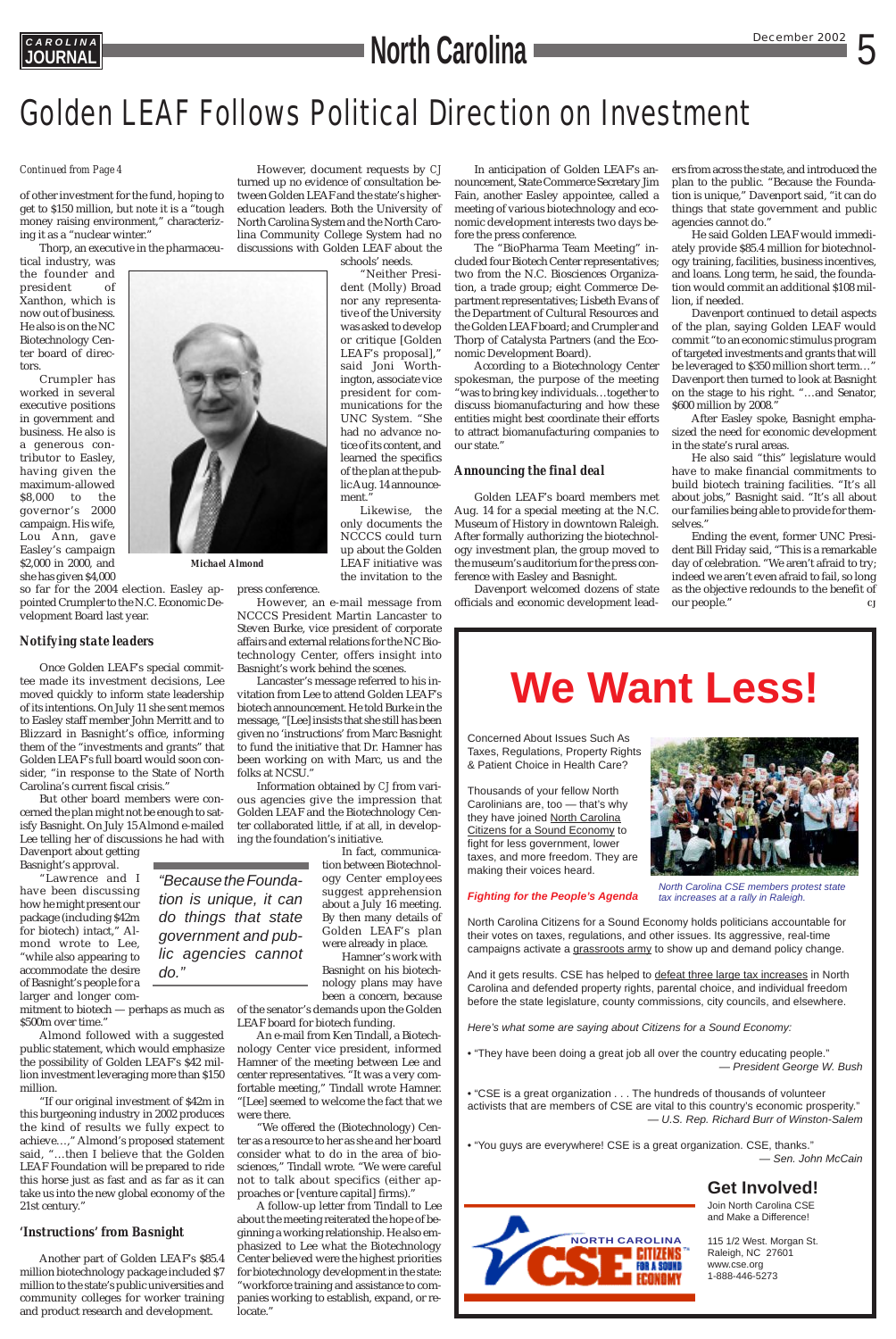# Golden LEAF Follows Political Direction on Investment

*Continued from Page 4*

of other investment for the fund, hoping to get to $150 million, but note it is a "tough money raising environment," characterizing it as a "nuclear winter."

Thorp, an executive in the pharmaceutical industry, was the founder and president of Xanthon, which is now out of business. He also is on the NC Biotechnology Center board of directors.

Crumpler has worked in several executive positions in government and business. He also is a generous contributor to Easley, having given the maximum-allowed $8,000 to the governor's 2000 campaign. His wife, Lou Ann, gave Easley's campaign $2,000 in 2000, and she has given $4,000 so far for the 2004 election. Easley appointed Crumpler to the N.C. Economic Development Board last year.

Michael Almond

## Notifying state leaders

Once Golden LEAF's special committee made its investment decisions, Lee moved quickly to inform state leadership of its intentions. On July 11 she sent memos to Easley staff member John Merritt and to Blizzard in Basnight's office, informing them of the "investments and grants" that Golden LEAF's full board would soon consider, "in response to the State of North Carolina's current fiscal crisis."

But other board members were concerned the plan might not be enough to satisfy Basnight. On July 15 Almond e-mailed Lee telling her of discussions he had with Davenport about getting Basnight's approval.

"Lawrence and I have been discussing how he might present our package (including $42m for biotech) intact," Almond wrote to Lee, "while also appearing to accommodate the desire of Basnight's people for a larger and longer commitment to biotech — perhaps as much as $500m over time."

Almond followed with a suggested public statement, which would emphasize the possibility of Golden LEAF's $42 million investment leveraging more than $150 million.

"If our original investment of $42m in this burgeoning industry in 2002 produces the kind of results we fully expect to achieve…," Almond's proposed statement said, "…then I believe that the Golden LEAF Foundation will be prepared to ride this horse just as fast and as far as it can take us into the new global economy of the 21st century."

## 'Instructions' from Basnight

Another part of Golden LEAF's $85.4 million biotechnology package included $7 million to the state's public universities and community colleges for worker training and product research and development.

However, document requests by *CJ* turned up no evidence of consultation between Golden LEAF and the state's higher-education leaders. Both the University of North Carolina System and the North Carolina Community College System had no discussions with Golden LEAF about the schools' needs.

"Neither President (Molly) Broad nor any representative of the University was asked to develop or critique [Golden LEAF's proposal]," said Joni Worthington, associate vice president for communications for the UNC System. "She had no advance notice of its content, and learned the specifics of the plan at the public Aug. 14 announcement."

Likewise, the only documents the NCCCS could turn up about the Golden LEAF initiative was the invitation to the press conference.

However, an e-mail message from NCCCS President Martin Lancaster to Steven Burke, vice president of corporate affairs and external relations for the NC Biotechnology Center, offers insight into Basnight's work behind the scenes.

Lancaster's message referred to his invitation from Lee to attend Golden LEAF's biotech announcement. He told Burke in the message, "[Lee] insists that she still has been given no 'instructions' from Marc Basnight to fund the initiative that Dr. Hamner has been working on with Marc, us and the folks at NCSU."

Information obtained by *CJ* from various agencies give the impression that Golden LEAF and the Biotechnology Center collaborated little, if at all, in developing the foundation's initiative.

> "Because the Foundation is unique, it can do things that state government and public agencies cannot do."

In fact, communication between Biotechnology Center employees suggest apprehension about a July 16 meeting. By then many details of Golden LEAF's plan were already in place.

Hamner's work with Basnight on his biotechnology plans may have been a concern, because of the senator's demands upon the Golden LEAF board for biotech funding.

An e-mail from Ken Tindall, a Biotechnology Center vice president, informed Hamner of the meeting between Lee and center representatives. "It was a very comfortable meeting," Tindall wrote Hamner. "[Lee] seemed to welcome the fact that we were there.

"We offered the (Biotechnology) Center as a resource to her as she and her board consider what to do in the area of biosciences," Tindall wrote. "We were careful not to talk about specifics (either approaches or [venture capital] firms)."

A follow-up letter from Tindall to Lee about the meeting reiterated the hope of beginning a working relationship. He also emphasized to Lee what the Biotechnology Center believed were the highest priorities for biotechnology development in the state: "workforce training and assistance to companies working to establish, expand, or relocate."

In anticipation of Golden LEAF's announcement, State Commerce Secretary Jim Fain, another Easley appointee, called a meeting of various biotechnology and economic development interests two days before the press conference.

The "BioPharma Team Meeting" included four Biotech Center representatives; two from the N.C. Biosciences Organization, a trade group; eight Commerce Department representatives; Lisbeth Evans of the Department of Cultural Resources and the Golden LEAF board; and Crumpler and Thorp of Catalysta Partners (and the Economic Development Board).

According to a Biotechnology Center spokesman, the purpose of the meeting "was to bring key individuals…together to discuss biomanufacturing and how these entities might best coordinate their efforts to attract biomanufacturing companies to our state."

## Announcing the final deal

Golden LEAF's board members met Aug. 14 for a special meeting at the N.C. Museum of History in downtown Raleigh. After formally authorizing the biotechnology investment plan, the group moved to the museum's auditorium for the press conference with Easley and Basnight.

Davenport welcomed dozens of state officials and economic development leaders from across the state, and introduced the plan to the public. "Because the Foundation is unique," Davenport said, "it can do things that state government and public agencies cannot do."

He said Golden LEAF would immediately provide $85.4 million for biotechnology training, facilities, business incentives, and loans. Long term, he said, the foundation would commit an additional $108 million, if needed.

Davenport continued to detail aspects of the plan, saying Golden LEAF would commit "to an economic stimulus program of targeted investments and grants that will be leveraged to $350 million short term…" Davenport then turned to look at Basnight on the stage to his right. "…and Senator, $600 million by 2008."

After Easley spoke, Basnight emphasized the need for economic development in the state's rural areas.

He also said "this" legislature would have to make financial commitments to build biotech training facilities. "It's all about jobs," Basnight said. "It's all about our families being able to provide for themselves."

Ending the event, former UNC President Bill Friday said, "This is a remarkable day of celebration. "We aren't afraid to try; indeed we aren't even afraid to fail, so long as the objective redounds to the benefit of our people." *CJ*

---

# We Want Less!

Concerned About Issues Such As Taxes, Regulations, Property Rights & Patient Choice in Health Care?

Thousands of your fellow North Carolinians are, too — that's why they have joined North Carolina Citizens for a Sound Economy to fight for less government, lower taxes, and more freedom. They are making their voices heard.

*North Carolina CSE members protest state tax increases at a rally in Raleigh.*

**Fighting for the People's Agenda**

North Carolina Citizens for a Sound Economy holds politicians accountable for their votes on taxes, regulations, and other issues. Its aggressive, real-time campaigns activate a grassroots army to show up and demand policy change.

And it gets results. CSE has helped to defeat three large tax increases in North Carolina and defended property rights, parental choice, and individual freedom before the state legislature, county commissions, city councils, and elsewhere.

*Here's what some are saying about Citizens for a Sound Economy:*

- "They have been doing a great job all over the country educating people." — *President George W. Bush*
- "CSE is a great organization . . . The hundreds of thousands of volunteer activists that are members of CSE are vital to this country's economic prosperity." — *U.S. Rep. Richard Burr of Winston-Salem*
- "You guys are everywhere! CSE is a great organization. CSE, thanks." — *Sen. John McCain*

## Get Involved!

Join North Carolina CSE and Make a Difference!

115 1/2 West. Morgan St.
Raleigh, NC 27601
www.cse.org
1-888-446-5273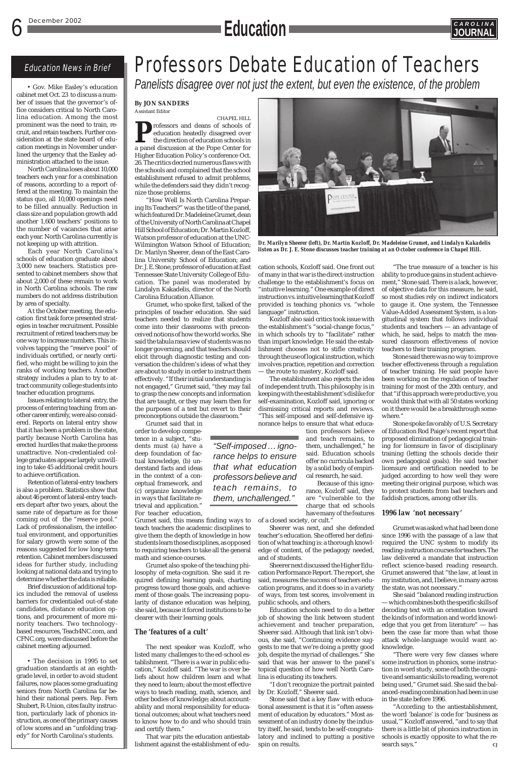## Education News in Brief

• Gov. Mike Easley's education cabinet met Oct. 23 to discuss a number of issues that the governor's office considers critical to North Carolina education. Among the most prominent was the need to train, recruit, and retain teachers. Further consideration at the state board of education meetings in November underlined the urgency that the Easley administration attached to the issue.

North Carolina loses about 10,000 teachers each year for a combination of reasons, according to a report offered at the meeting. To maintain the status quo, all 10,000 openings need to be filled annually. Reduction in class size and population growth add another 1,600 teachers' positions to the number of vacancies that arise each year. North Carolina currently is not keeping up with attrition.

Each year North Carolina's schools of education graduate about 3,000 new teachers. Statistics presented to cabinet members show that about 2,000 of these remain to work in North Carolina schools. The raw numbers do not address distribution by area of specialty.

At the October meeting, the education first task force presented strategies in teacher recruitment. Possible recruitment of retired teachers may be one way to increase numbers. This involves tapping the "reserve pool" of individuals certified, or nearly certified, who might be willing to join the ranks of working teachers. Another strategy includes a plan to try to attract community college students into teacher education programs.

Issues relating to lateral entry, the process of entering teaching from another career entirely, were also considered. Reports on lateral entry show that it has been a problem in the state, partly because North Carolina has erected hurdles that make the process unattractive. Non-credentialed college graduates appear largely unwilling to take 45 additional credit hours to achieve certification.

Retention of lateral-entry teachers is also a problem. Statistics show that about 46 percent of lateral-entry teachers depart after two years, about the same rate of departure as for those coming out of the "reserve pool." Lack of professionalism, the intellectual environment, and opportunities for salary growth were some of the reasons suggested for low long-term retention. Cabinet members discussed ideas for further study, including looking at national data and trying to determine whether the data is reliable.

Brief discussion of additional topics included the removal of useless barriers for credentialed out-of-state candidates, distance education options, and procurement of more minority teachers. Two technology-based resources, Teach4NC.com, and CFNC.org, were discussed before the cabinet meeting adjourned.

• The decision in 1995 to set graduation standards at an eighth-grade level, in order to avoid student failures, now places some graduating seniors from North Carolina far behind their national peers. Rep. Fern Shubert, R-Union, cites faulty instruction, particularly lack of phonics instruction, as one of the primary causes of low scores and an "unfolding tragedy" for North Carolina's students.

# Professors Debate Education of Teachers

*Panelists disagree over not just the extent, but even the existence, of the problem*

**By JON SANDERS**
Assistant Editor

CHAPEL HILL

Professors and deans of schools of education heatedly disagreed over the direction of education schools in a panel discussion at the Pope Center for Higher Education Policy's conference Oct. 26. The critics decried numerous flaws with the schools and complained that the school establishment refused to admit problems, while the defenders said they didn't recognize those problems.

"How Well Is North Carolina Preparing Its Teachers?" was the title of the panel, which featured Dr. Madeleine Grumet, dean of the University of North Carolina at Chapel Hill School of Education; Dr. Martin Kozloff, Watson professor of education at the UNC-Wilmington Watson School of Education; Dr. Marilyn Sheerer, dean of the East Carolina University School of Education; and Dr. J. E. Stone, professor of education at East Tennessee State University College of Education. The panel was moderated by Lindalyn Kakadelis, director of the North Carolina Education Alliance.

*Dr. Marilyn Sheerer (left), Dr. Martin Kozloff, Dr. Madeleine Grumet, and Lindalyn Kakadelis listen as Dr. J. E. Stone discusses teacher training at an October conference in Chapel Hill.*

Grumet, who spoke first, talked of the principles of teacher education. She said teachers needed to realize that students come into their classrooms with preconceived notions of how the world works. She said the tabula rasa view of students was no longer governing, and that teachers should elicit through diagnostic testing and conversation the children's ideas of what they are about to study in order to instruct them effectively. "If their initial understanding is not engaged," Grumet said, "they may fail to grasp the new concepts and information that are taught, or they may learn them for the purposes of a test but revert to their preconceptions outside the classroom."

Grumet said that in order to develop competence in a subject, "students must (a) have a deep foundation of factual knowledge, (b) understand facts and ideas in the context of a conceptual framework, and (c) organize knowledge in ways that facilitate retrieval and application." For teacher education, Grumet said, this means finding ways to teach teachers the academic disciplines to give them the depth of knowledge in how students learn those disciplines, as opposed to requiring teachers to take all the general math and science courses.

Grumet also spoke of the teaching philosophy of meta-cognition. She said it required defining learning goals, charting progress toward those goals, and achievement of those goals. The increasing popularity of distance education was helping, she said, because it forced institutions to be clearer with their learning goals.

### The 'features of a cult'

The next speaker was Kozloff, who listed many challenges to the ed-school establishment. "There is a war in public education," Kozloff said. "The war is over beliefs about how children learn and what they need to learn; about the most effective ways to teach reading, math, science, and other bodies of knowledge; about accountability and moral responsibility for educational outcomes; about what teachers need to know how to do and who should train and certify them."

That war pits the education antiestablishment against the establishment of education schools, Kozloff said. One front out of many in that war is the direct-instruction challenge to the establishment's focus on "intuitive learning." One example of direct instruction vs. intuitive learning that Kozloff provided is teaching phonics vs. "whole language" instruction.

Kozloff also said critics took issue with the establishment's "social-change focus," in which schools try to "facilitate" rather than impart knowledge. He said the establishment chooses not to stifle creativity through the use of logical instruction, which involves practice, repetition and correction — the route to mastery, Kozloff said.

The establishment also rejects the idea of independent truth. This philosophy is in keeping with the establishment's dislike for self-examination, Kozloff said, ignoring or dismissing critical reports and reviews. "This self-imposed and self-defensive ignorance helps to ensure that what education professors believe and teach remains, to them, unchallenged," he said. Education schools offer no curricula backed by a solid body of empirical research, he said.

> "Self-imposed … ignorance helps to ensure that what education professors believe and teach remains, to them, unchallenged."

Because of this ignorance, Kozloff said, they are "vulnerable to the charge that ed schools have many of the features of a closed society, or cult."

Sheerer was next, and she defended teacher's education. She offered her definition of what teaching is: a thorough knowledge of content, of the pedagogy needed, and of students.

Sheerer next discussed the Higher Education Performance Report. The report, she said, measures the success of teachers education programs, and it does so in a variety of ways, from test scores, involvement in public schools, and others.

Education schools need to do a better job of showing the link between student achievement and teacher preparation, Sheerer said. Although that link isn't obvious, she said, "Continuing evidence suggests to me that we're doing a pretty good job, despite the myriad of challenges." She said that was her answer to the panel's topical question of how well North Carolina is educating its teachers.

"I don't recognize the portrait painted by Dr. Kozloff," Sheerer said.

Stone said that a key flaw with educational assessment is that it is "often assessment of education by educators." Most assessment of an industry done by the industry itself, he said, tends to be self-congratulatory and inclined to putting a positive spin on results.

"The true measure of a teacher is his ability to produce gains in student achievement," Stone said. There is a lack, however, of objective data for this measure, he said, so most studies rely on indirect indicators to gauge it. One system, the Tennessee Value-Added Assessment System, is a longitudinal system that follows individual students and teachers — an advantage of which, he said, helps to match the measured classroom effectiveness of novice teachers to their training program.

Stone said there was no way to improve teacher effectiveness through a regulation of teacher training. He said people have been working on the regulation of teacher training for most of the 20th century, and that "if this approach were productive, you would think that with all 50 states working on it there would be a breakthrough somewhere."

Stone spoke favorably of U.S. Secretary of Education Rod Paige's recent report that proposed elimination of pedagogical training for licensure in favor of disciplinary training (letting the schools decide their own pedagogical goals). He said teacher licensure and certification needed to be judged according to how well they were meeting their original purpose, which was to protect students from bad teachers and faddish practices, among other ills.

### 1996 law 'not necessary'

Grumet was asked what had been done since 1996 with the passage of a law that required the UNC system to modify its reading-instruction courses for teachers. The law delivered a mandate that instruction reflect science-based reading research. Grumet answered that "the law, at least in my institution, and, I believe, in many across the state, was not necessary."

She said "balanced reading instruction — which combines both the specific skills of decoding text with an orientation toward the kinds of information and world knowledge that you get from literature" — has been the case far more than what those attack whole-language would want acknowledge.

"There were very few classes where some instruction in phonics, some instruction in word study, some of both the cognitive and semantic skills to reading, were not being used," Grumet said. She said the balanced-reading combination had been in use in the state before 1996.

"According to the antiestablishment, the word 'balance' is code for 'business as usual,'" Kozloff answered, "and to say that there is a little bit of phonics instruction in schools is exactly opposite to what the research says." CJ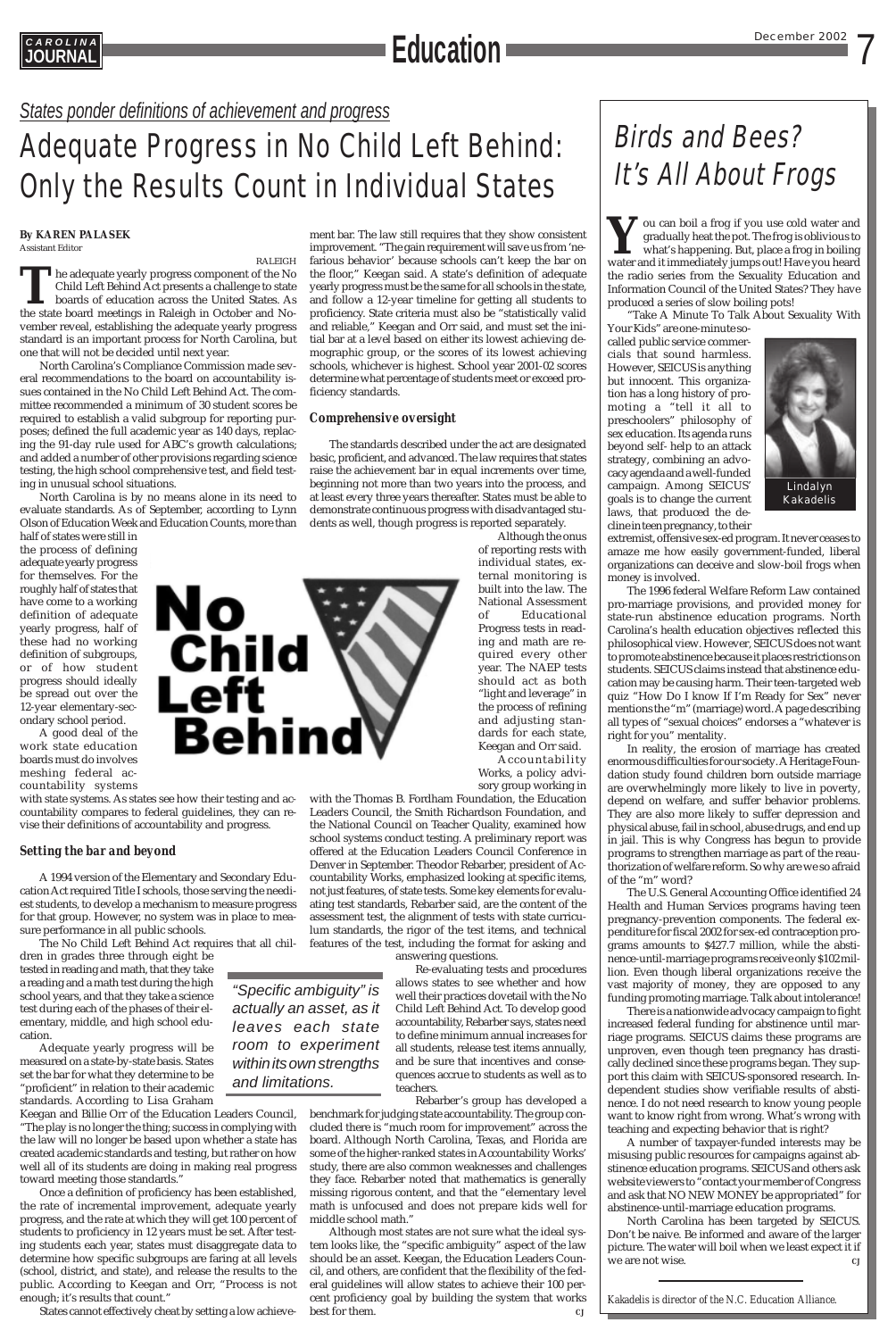*States ponder definitions of achievement and progress*

# Adequate Progress in No Child Left Behind: Only the Results Count in Individual States

**By KAREN PALASEK**
Assistant Editor

RALEIGH

The adequate yearly progress component of the No Child Left Behind Act presents a challenge to state boards of education across the United States. As the state board meetings in Raleigh in October and November reveal, establishing the adequate yearly progress standard is an important process for North Carolina, but one that will not be decided until next year.

North Carolina's Compliance Commission made several recommendations to the board on accountability issues contained in the No Child Left Behind Act. The committee recommended a minimum of 30 student scores be required to establish a valid subgroup for reporting purposes; defined the full academic year as 140 days, replacing the 91-day rule used for ABC's growth calculations; and added a number of other provisions regarding science testing, the high school comprehensive test, and field testing in unusual school situations.

North Carolina is by no means alone in its need to evaluate standards. As of September, according to Lynn Olson of Education Week and Education Counts, more than half of states were still in the process of defining adequate yearly progress for themselves. For the roughly half of states that have come to a working definition of adequate yearly progress, half of these had no working definition of subgroups, or of how student progress should ideally be spread out over the 12-year elementary-secondary school period.

A good deal of the work state education boards must do involves meshing federal accountability systems with state systems. As states see how their testing and accountability compares to federal guidelines, they can revise their definitions of accountability and progress.

### Setting the bar and beyond

A 1994 version of the Elementary and Secondary Education Act required Title I schools, those serving the neediest students, to develop a mechanism to measure progress for that group. However, no system was in place to measure performance in all public schools.

The No Child Left Behind Act requires that all children in grades three through eight be tested in reading and math, that they take a reading and a math test during the high school years, and that they take a science test during each of the phases of their elementary, middle, and high school education.

Adequate yearly progress will be measured on a state-by-state basis. States set the bar for what they determine to be "proficient" in relation to their academic standards. According to Lisa Graham Keegan and Billie Orr of the Education Leaders Council, "The play is no longer the thing; success in complying with the law will no longer be based upon whether a state has created academic standards and testing, but rather on how well all of its students are doing in making real progress toward meeting those standards."

Once a definition of proficiency has been established, the rate of incremental improvement, adequate yearly progress, and the rate at which they will get 100 percent of students to proficiency in 12 years must be set. After testing students each year, states must disaggregate data to determine how specific subgroups are faring at all levels (school, district, and state), and release the results to the public. According to Keegan and Orr, "Process is not enough; it's results that count."

States cannot effectively cheat by setting a low achievement bar. The law still requires that they show consistent improvement. "The gain requirement will save us from 'nefarious behavior' because schools can't keep the bar on the floor," Keegan said. A state's definition of adequate yearly progress must be the same for all schools in the state, and follow a 12-year timeline for getting all students to proficiency. State criteria must also be "statistically valid and reliable," Keegan and Orr said, and must set the initial bar at a level based on either its lowest achieving demographic group, or the scores of its lowest achieving schools, whichever is highest. School year 2001-02 scores determine what percentage of students meet or exceed proficiency standards.

### Comprehensive oversight

The standards described under the act are designated basic, proficient, and advanced. The law requires that states raise the achievement bar in equal increments over time, beginning not more than two years into the process, and at least every three years thereafter. States must be able to demonstrate continuous progress with disadvantaged students as well, though progress is reported separately.

Although the onus of reporting rests with individual states, external monitoring is built into the law. The National Assessment of Educational Progress tests in reading and math are required every other year. The NAEP tests should act as both "light and leverage" in the process of refining and adjusting standards for each state, Keegan and Orr said.

Accountability Works, a policy advisory group working in with the Thomas B. Fordham Foundation, the Education Leaders Council, the Smith Richardson Foundation, and the National Council on Teacher Quality, examined how school systems conduct testing. A preliminary report was offered at the Education Leaders Council Conference in Denver in September. Theodor Rebarber, president of Accountability Works, emphasized looking at specific items, not just features, of state tests. Some key elements for evaluating test standards, Rebarber said, are the content of the assessment test, the alignment of tests with state curriculum standards, the rigor of the test items, and technical features of the test, including the format for asking and answering questions.

> "Specific ambiguity" is actually an asset, as it leaves each state room to experiment within its own strengths and limitations.

Re-evaluating tests and procedures allows states to see whether and how well their practices dovetail with the No Child Left Behind Act. To develop good accountability, Rebarber says, states need to define minimum annual increases for all students, release test items annually, and be sure that incentives and consequences accrue to students as well as to teachers.

Rebarber's group has developed a benchmark for judging state accountability. The group concluded there is "much room for improvement" across the board. Although North Carolina, Texas, and Florida are some of the higher-ranked states in Accountability Works' study, there are also common weaknesses and challenges they face. Rebarber noted that mathematics is generally missing rigorous content, and that the "elementary level math is unfocused and does not prepare kids well for middle school math."

Although most states are not sure what the ideal system looks like, the "specific ambiguity" aspect of the law should be an asset. Keegan, the Education Leaders Council, and others, are confident that the flexibility of the federal guidelines will allow states to achieve their 100 percent proficiency goal by building the system that works best for them. CJ

# Birds and Bees? It's All About Frogs

You can boil a frog if you use cold water and gradually heat the pot. The frog is oblivious to what's happening. But, place a frog in boiling water and it immediately jumps out! Have you heard the radio series from the Sexuality Education and Information Council of the United States? They have produced a series of slow boiling pots!

"Take A Minute To Talk About Sexuality With Your Kids" are one-minute so-called public service commercials that sound harmless. However, SEICUS is anything but innocent. This organization has a long history of promoting a "tell it all to preschoolers" philosophy of sex education. Its agenda runs beyond self- help to an attack strategy, combining an advocacy agenda and a well-funded campaign. Among SEICUS' goals is to change the current laws, that produced the decline in teen pregnancy, to their extremist, offensive sex-ed program. It never ceases to amaze me how easily government-funded, liberal organizations can deceive and slow-boil frogs when money is involved.

Lindalyn Kakadelis

The 1996 federal Welfare Reform Law contained pro-marriage provisions, and provided money for state-run abstinence education programs. North Carolina's health education objectives reflected this philosophical view. However, SEICUS does not want to promote abstinence because it places restrictions on students. SEICUS claims instead that abstinence education may be causing harm. Their teen-targeted web quiz "How Do I Know If I'm Ready for Sex" never mentions the "m" (marriage) word. A page describing all types of "sexual choices" endorses a "whatever is right for you" mentality.

In reality, the erosion of marriage has created enormous difficulties for our society. A Heritage Foundation study found children born outside marriage are overwhelmingly more likely to live in poverty, depend on welfare, and suffer behavior problems. They are also more likely to suffer depression and physical abuse, fail in school, abuse drugs, and end up in jail. This is why Congress has begun to provide programs to strengthen marriage as part of the reauthorization of welfare reform. So why are we so afraid of the "m" word?

The U.S. General Accounting Office identified 24 Health and Human Services programs having teen pregnancy-prevention components. The federal expenditure for fiscal 2002 for sex-ed contraception programs amounts to $427.7 million, while the abstinence-until-marriage programs receive only $102 million. Even though liberal organizations receive the vast majority of money, they are opposed to any funding promoting marriage. Talk about intolerance!

There is a nationwide advocacy campaign to fight increased federal funding for abstinence until marriage programs. SEICUS claims these programs are unproven, even though teen pregnancy has drastically declined since these programs began. They support this claim with SEICUS-sponsored research. Independent studies show verifiable results of abstinence. I do not need research to know young people want to know right from wrong. What's wrong with teaching and expecting behavior that is right?

A number of taxpayer-funded interests may be misusing public resources for campaigns against abstinence education programs. SEICUS and others ask website viewers to "contact your member of Congress and ask that NO NEW MONEY be appropriated" for abstinence-until-marriage education programs.

North Carolina has been targeted by SEICUS. Don't be naive. Be informed and aware of the larger picture. The water will boil when we least expect it if we are not wise. CJ

*Kakadelis is director of the N.C. Education Alliance.*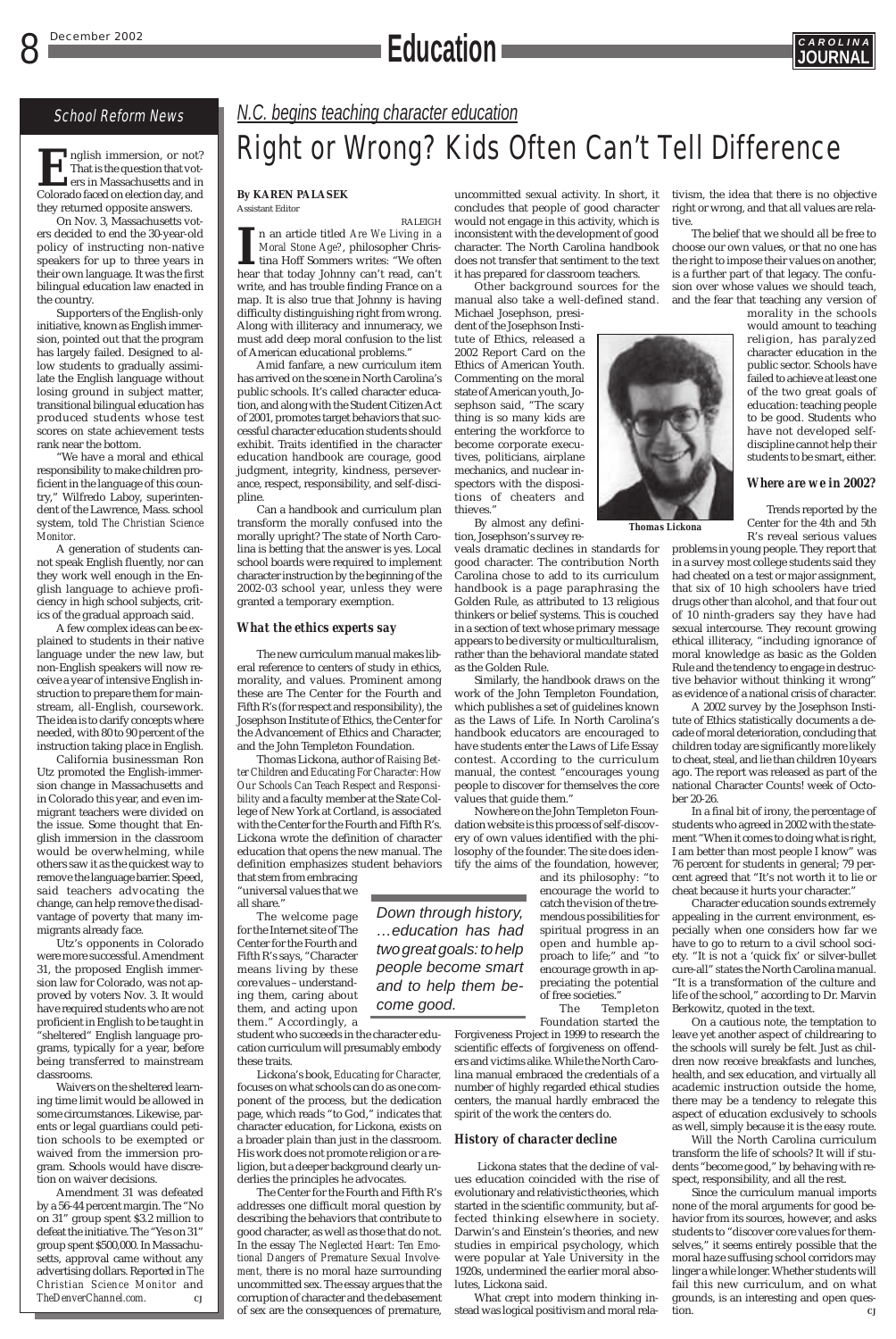## School Reform News

English immersion, or not? That is the question that voters in Massachusetts and in Colorado faced on election day, and they returned opposite answers.

On Nov. 3, Massachusetts voters decided to end the 30-year-old policy of instructing non-native speakers for up to three years in their own language. It was the first bilingual education law enacted in the country.

Supporters of the English-only initiative, known as English immersion, pointed out that the program has largely failed. Designed to allow students to gradually assimilate the English language without losing ground in subject matter, transitional bilingual education has produced students whose test scores on state achievement tests rank near the bottom.

"We have a moral and ethical responsibility to make children proficient in the language of this country," Wilfredo Laboy, superintendent of the Lawrence, Mass. school system, told *The Christian Science Monitor*.

A generation of students cannot speak English fluently, nor can they work well enough in the English language to achieve proficiency in high school subjects, critics of the gradual approach said.

A few complex ideas can be explained to students in their native language under the new law, but non-English speakers will now receive a year of intensive English instruction to prepare them for mainstream, all-English, coursework. The idea is to clarify concepts where needed, with 80 to 90 percent of the instruction taking place in English.

California businessman Ron Utz promoted the English-immersion change in Massachusetts and in Colorado this year, and even immigrant teachers were divided on the issue. Some thought that English immersion in the classroom would be overwhelming, while others saw it as the quickest way to remove the language barrier. Speed, said teachers advocating the change, can help remove the disadvantage of poverty that many immigrants already face.

Utz's opponents in Colorado were more successful. Amendment 31, the proposed English immersion law for Colorado, was not approved by voters Nov. 3. It would have required students who are not proficient in English to be taught in "sheltered" English language programs, typically for a year, before being transferred to mainstream classrooms.

Waivers on the sheltered learning time limit would be allowed in some circumstances. Likewise, parents or legal guardians could petition schools to be exempted or waived from the immersion program. Schools would have discretion on waiver decisions.

Amendment 31 was defeated by a 56-44 percent margin. The "No on 31" group spent $3.2 million to defeat the initiative. The "Yes on 31" group spent $500,000. In Massachusetts, approval came without any advertising dollars. Reported in *The Christian Science Monitor* and *TheDenverChannel.com.* CJ

---

*N.C. begins teaching character education*

# Right or Wrong? Kids Often Can't Tell Difference

**By KAREN PALASEK**
Assistant Editor

RALEIGH

In an article titled *Are We Living in a Moral Stone Age?*, philosopher Christina Hoff Sommers writes: "We often hear that today Johnny can't read, can't write, and has trouble finding France on a map. It is also true that Johnny is having difficulty distinguishing right from wrong. Along with illiteracy and innumeracy, we must add deep moral confusion to the list of American educational problems."

Amid fanfare, a new curriculum item has arrived on the scene in North Carolina's public schools. It's called character education, and along with the Student Citizen Act of 2001, promotes target behaviors that successful character education students should exhibit. Traits identified in the character education handbook are courage, good judgment, integrity, kindness, perseverance, respect, responsibility, and self-discipline.

Can a handbook and curriculum plan transform the morally confused into the morally upright? The state of North Carolina is betting that the answer is yes. Local school boards were required to implement character instruction by the beginning of the 2002-03 school year, unless they were granted a temporary exemption.

### What the ethics experts say

The new curriculum manual makes liberal reference to centers of study in ethics, morality, and values. Prominent among these are The Center for the Fourth and Fifth R's (for respect and responsibility), the Josephson Institute of Ethics, the Center for the Advancement of Ethics and Character, and the John Templeton Foundation.

Thomas Lickona, author of *Raising Better Children* and *Educating For Character: How Our Schools Can Teach Respect and Responsibility* and a faculty member at the State College of New York at Cortland, is associated with the Center for the Fourth and Fifth R's. Lickona wrote the definition of character education that opens the new manual. The definition emphasizes student behaviors that stem from embracing "universal values that we all share."

The welcome page for the Internet site of The Center for the Fourth and Fifth R's says, "Character means living by these core values – understanding them, caring about them, and acting upon them." Accordingly, a student who succeeds in the character education curriculum will presumably embody these traits.

> *Down through history, …education has had two great goals: to help people become smart and to help them become good.*

Lickona's book, *Educating for Character*, focuses on what schools can do as one component of the process, but the dedication page, which reads "to God," indicates that character education, for Lickona, exists on a broader plain than just in the classroom. His work does not promote religion or a religion, but a deeper background clearly underlies the principles he advocates.

The Center for the Fourth and Fifth R's addresses one difficult moral question by describing the behaviors that contribute to good character, as well as those that do not. In the essay *The Neglected Heart: Ten Emotional Dangers of Premature Sexual Involvement*, there is no moral haze surrounding uncommitted sex. The essay argues that the corruption of character and the debasement of sex are the consequences of premature, uncommitted sexual activity. In short, it concludes that people of good character would not engage in this activity, which is inconsistent with the development of good character. The North Carolina handbook does not transfer that sentiment to the text it has prepared for classroom teachers.

Other background sources for the manual also take a well-defined stand. Michael Josephson, president of the Josephson Institute of Ethics, released a 2002 Report Card on the Ethics of American Youth. Commenting on the moral state of American youth, Josephson said, "The scary thing is so many kids are entering the workforce to become corporate executives, politicians, airplane mechanics, and nuclear inspectors with the dispositions of cheaters and thieves."

Thomas Lickona

By almost any definition, Josephson's survey reveals dramatic declines in standards for good character. The contribution North Carolina chose to add to its curriculum handbook is a page paraphrasing the Golden Rule, as attributed to 13 religious thinkers or belief systems. This is couched in a section of text whose primary message appears to be diversity or multiculturalism, rather than the behavioral mandate stated as the Golden Rule.

Similarly, the handbook draws on the work of the John Templeton Foundation, which publishes a set of guidelines known as the Laws of Life. In North Carolina's handbook educators are encouraged to have students enter the Laws of Life Essay contest. According to the curriculum manual, the contest "encourages young people to discover for themselves the core values that guide them."

Nowhere on the John Templeton Foundation website is this process of self-discovery of own values identified with the philosophy of the founder. The site does identify the aims of the foundation, however, and its philosophy: "to encourage the world to catch the vision of the tremendous possibilities for spiritual progress in an open and humble approach to life;" and "to encourage growth in appreciating the potential of free societies."

The Templeton Foundation started the Forgiveness Project in 1999 to research the scientific effects of forgiveness on offenders and victims alike. While the North Carolina manual embraced the credentials of a number of highly regarded ethical studies centers, the manual hardly embraced the spirit of the work the centers do.

### History of character decline

Lickona states that the decline of values education coincided with the rise of evolutionary and relativistic theories, which started in the scientific community, but affected thinking elsewhere in society. Darwin's and Einstein's theories, and new studies in empirical psychology, which were popular at Yale University in the 1920s, undermined the earlier moral absolutes, Lickona said.

What crept into modern thinking instead was logical positivism and moral relativism, the idea that there is no objective right or wrong, and that all values are relative.

The belief that we should all be free to choose our own values, or that no one has the right to impose their values on another, is a further part of that legacy. The confusion over whose values we should teach, and the fear that teaching any version of morality in the schools would amount to teaching religion, has paralyzed character education in the public sector. Schools have failed to achieve at least one of the two great goals of education: teaching people to be good. Students who have not developed self-discipline cannot help their students to be smart, either.

### Where are we in 2002?

Trends reported by the Center for the 4th and 5th R's reveal serious values problems in young people. They report that in a survey most college students said they had cheated on a test or major assignment, that six of 10 high schoolers have tried drugs other than alcohol, and that four out of 10 ninth-graders say they have had sexual intercourse. They recount growing ethical illiteracy, "including ignorance of moral knowledge as basic as the Golden Rule and the tendency to engage in destructive behavior without thinking it wrong" as evidence of a national crisis of character.

A 2002 survey by the Josephson Institute of Ethics statistically documents a decade of moral deterioration, concluding that children today are significantly more likely to cheat, steal, and lie than children 10 years ago. The report was released as part of the national Character Counts! week of October 20-26.

In a final bit of irony, the percentage of students who agreed in 2002 with the statement "When it comes to doing what is right, I am better than most people I know" was 76 percent for students in general; 79 percent agreed that "It's not worth it to lie or cheat because it hurts your character."

Character education sounds extremely appealing in the current environment, especially when one considers how far we have to go to return to a civil school society. "It is not a 'quick fix' or silver-bullet cure-all" states the North Carolina manual. "It is a transformation of the culture and life of the school," according to Dr. Marvin Berkowitz, quoted in the text.

On a cautious note, the temptation to leave yet another aspect of childrearing to the schools will surely be felt. Just as children now receive breakfasts and lunches, health, and sex education, and virtually all academic instruction outside the home, there may be a tendency to relegate this aspect of education exclusively to schools as well, simply because it is the easy route.

Will the North Carolina curriculum transform the life of schools? It will if students "become good," by behaving with respect, responsibility, and all the rest.

Since the curriculum manual imports none of the moral arguments for good behavior from its sources, however, and asks students to "discover core values for themselves," it seems entirely possible that the moral haze suffusing school corridors may linger a while longer. Whether students will fail this new curriculum, and on what grounds, is an interesting and open question. CJ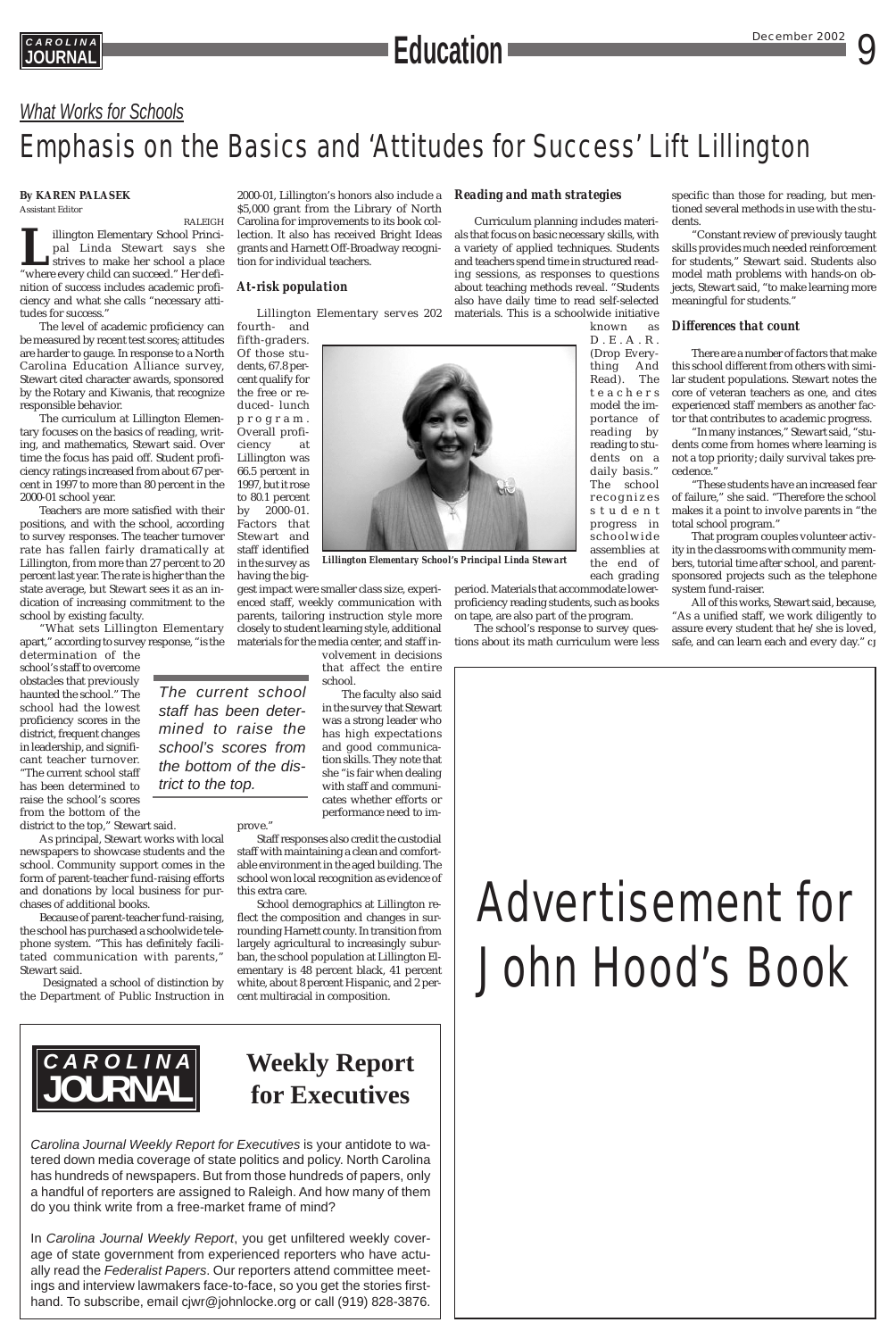*What Works for Schools*

# Emphasis on the Basics and 'Attitudes for Success' Lift Lillington

**By KAREN PALASEK**
Assistant Editor

RALEIGH

Lillington Elementary School Principal Linda Stewart says she strives to make her school a place "where every child can succeed." Her definition of success includes academic proficiency and what she calls "necessary attitudes for success."

The level of academic proficiency can be measured by recent test scores; attitudes are harder to gauge. In response to a North Carolina Education Alliance survey, Stewart cited character awards, sponsored by the Rotary and Kiwanis, that recognize responsible behavior.

The curriculum at Lillington Elementary focuses on the basics of reading, writing, and mathematics, Stewart said. Over time the focus has paid off. Student proficiency ratings increased from about 67 percent in 1997 to more than 80 percent in the 2000-01 school year.

Teachers are more satisfied with their positions, and with the school, according to survey responses. The teacher turnover rate has fallen fairly dramatically at Lillington, from more than 27 percent to 20 percent last year. The rate is higher than the state average, but Stewart sees it as an indication of increasing commitment to the school by existing faculty.

"What sets Lillington Elementary apart," according to survey response, "is the determination of the school's staff to overcome obstacles that previously haunted the school." The school had the lowest proficiency scores in the district, frequent changes in leadership, and significant teacher turnover. "The current school staff has been determined to raise the school's scores from the bottom of the district to the top," Stewart said.

> *The current school staff has been determined to raise the school's scores from the bottom of the district to the top.*

As principal, Stewart works with local newspapers to showcase students and the school. Community support comes in the form of parent-teacher fund-raising efforts and donations by local business for purchases of additional books.

Because of parent-teacher fund-raising, the school has purchased a schoolwide telephone system. "This has definitely facilitated communication with parents," Stewart said.

Designated a school of distinction by the Department of Public Instruction in 2000-01, Lillington's honors also include a $5,000 grant from the Library of North Carolina for improvements to its book collection. It also has received Bright Ideas grants and Harnett Off-Broadway recognition for individual teachers.

### At-risk population

Lillington Elementary serves 202 fourth- and fifth-graders. Of those students, 67.8 percent qualify for the free or reduced- lunch program. Overall proficiency at Lillington was 66.5 percent in 1997, but it rose to 80.1 percent by 2000-01. Factors that Stewart and staff identified in the survey as having the biggest impact were smaller class size, experienced staff, weekly communication with parents, tailoring instruction style more closely to student learning style, additional materials for the media center, and staff involvement in decisions that affect the entire school.

*Lillington Elementary School's Principal Linda Stewart*

The faculty also said in the survey that Stewart was a strong leader who has high expectations and good communication skills. They note that she "is fair when dealing with staff and communicates whether efforts or performance need to improve."

Staff responses also credit the custodial staff with maintaining a clean and comfortable environment in the aged building. The school won local recognition as evidence of this extra care.

School demographics at Lillington reflect the composition and changes in surrounding Harnett county. In transition from largely agricultural to increasingly suburban, the school population at Lillington Elementary is 48 percent black, 41 percent white, about 8 percent Hispanic, and 2 percent multiracial in composition.

### Reading and math strategies

Curriculum planning includes materials that focus on basic necessary skills, with a variety of applied techniques. Students and teachers spend time in structured reading sessions, as responses to questions about teaching methods reveal. "Students also have daily time to read self-selected materials. This is a schoolwide initiative known as D.E.A.R. (Drop Everything And Read). The teachers model the importance of reading by reading to students on a daily basis." The school recognizes student progress in schoolwide assemblies at the end of each grading period. Materials that accommodate lower-proficiency reading students, such as books on tape, are also part of the program.

The school's response to survey questions about its math curriculum were less specific than those for reading, but mentioned several methods in use with the students.

"Constant review of previously taught skills provides much needed reinforcement for students," Stewart said. Students also model math problems with hands-on objects, Stewart said, "to make learning more meaningful for students."

### Differences that count

There are a number of factors that make this school different from others with similar student populations. Stewart notes the core of veteran teachers as one, and cites experienced staff members as another factor that contributes to academic progress.

"In many instances," Stewart said, "students come from homes where learning is not a top priority; daily survival takes precedence."

"These students have an increased fear of failure," she said. "Therefore the school makes it a point to involve parents in "the total school program."

That program couples volunteer activity in the classrooms with community members, tutorial time after school, and parent-sponsored projects such as the telephone system fund-raiser.

All of this works, Stewart said, because, "As a unified staff, we work diligently to assure every student that he/she is loved, safe, and can learn each and every day." *CJ*

Advertisement for John Hood's Book

**CAROLINA JOURNAL**

## Weekly Report for Executives

*Carolina Journal Weekly Report for Executives* is your antidote to watered down media coverage of state politics and policy. North Carolina has hundreds of newspapers. But from those hundreds of papers, only a handful of reporters are assigned to Raleigh. And how many of them do you think write from a free-market frame of mind?

In *Carolina Journal Weekly Report*, you get unfiltered weekly coverage of state government from experienced reporters who have actually read the *Federalist Papers*. Our reporters attend committee meetings and interview lawmakers face-to-face, so you get the stories first-hand. To subscribe, email cjwr@johnlocke.org or call (919) 828-3876.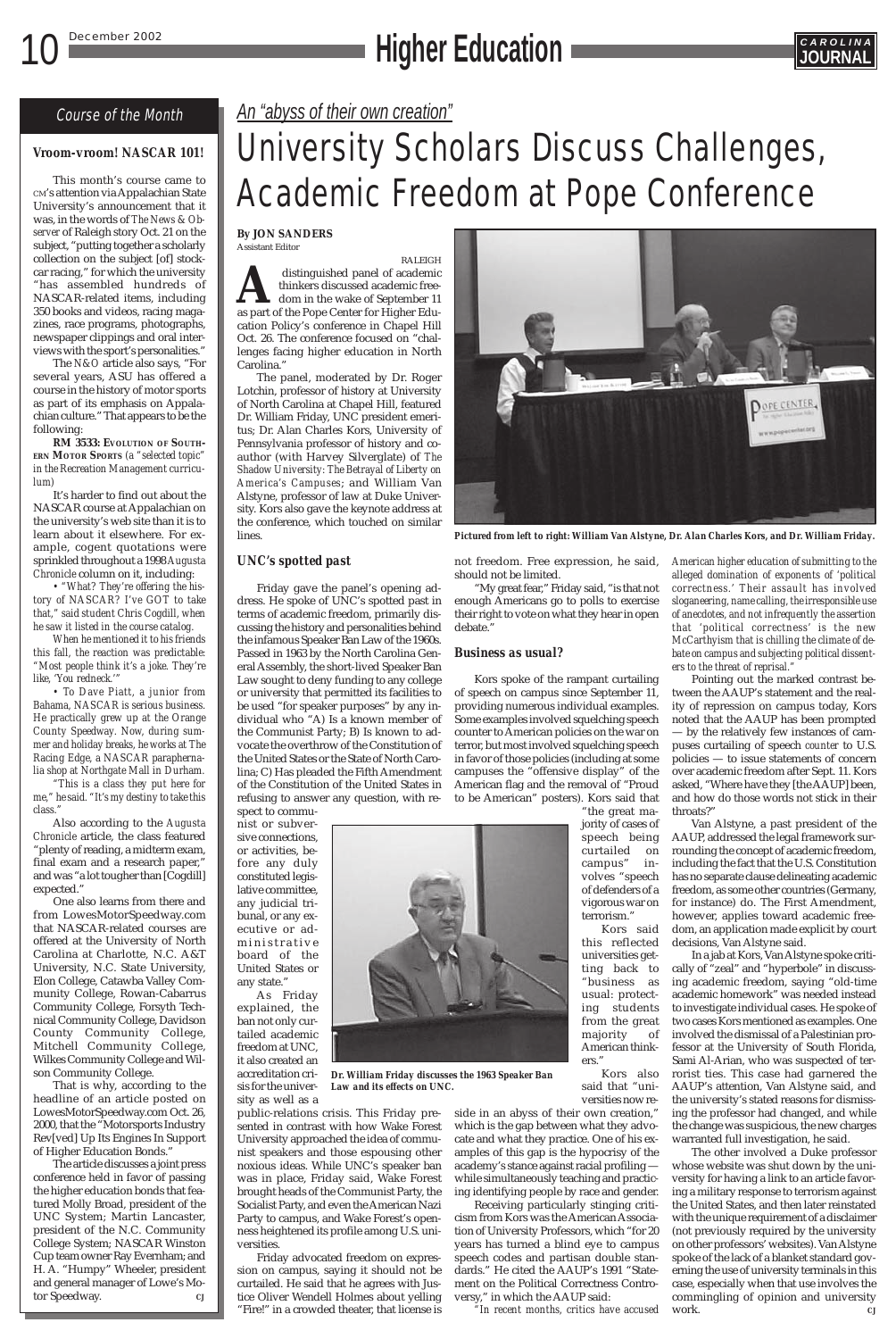## Course of the Month

### Vroom-vroom! NASCAR 101!

This month's course came to CM's attention via Appalachian State University's announcement that it was, in the words of *The News & Observer* of Raleigh story Oct. 21 on the subject, "putting together a scholarly collection on the subject [of] stock-car racing," for which the university "has assembled hundreds of NASCAR-related items, including 350 books and videos, racing magazines, race programs, photographs, newspaper clippings and oral interviews with the sport's personalities."

The *N&O* article also says, "For several years, ASU has offered a course in the history of motor sports as part of its emphasis on Appalachian culture." That appears to be the following:

**RM 3533: Evolution of Southern Motor Sports** *(a "selected topic" in the Recreation Management curriculum)*

It's harder to find out about the NASCAR course at Appalachian on the university's web site than it is to learn about it elsewhere. For example, cogent quotations were sprinkled throughout a 1998 *Augusta Chronicle* column on it, including:

*• "What? They're offering the history of NASCAR? I've GOT to take that," said student Chris Cogdill, when he saw it listed in the course catalog.*

*When he mentioned it to his friends this fall, the reaction was predictable: "Most people think it's a joke. They're like, 'You redneck.'"*

*• To Dave Piatt, a junior from Bahama, NASCAR is serious business. He practically grew up at the Orange County Speedway. Now, during summer and holiday breaks, he works at The Racing Edge, a NASCAR paraphernalia shop at Northgate Mall in Durham.*

*"This is a class they put here for me," he said. "It's my destiny to take this class."*

Also according to the *Augusta Chronicle* article, the class featured "plenty of reading, a midterm exam, final exam and a research paper," and was "a lot tougher than [Cogdill] expected."

One also learns from there and from LowesMotorSpeedway.com that NASCAR-related courses are offered at the University of North Carolina at Charlotte, N.C. A&T University, N.C. State University, Elon College, Catawba Valley Community College, Rowan-Cabarrus Community College, Forsyth Technical Community College, Davidson County Community College, Mitchell Community College, Wilkes Community College and Wilson Community College.

That is why, according to the headline of an article posted on LowesMotorSpeedway.com Oct. 26, 2000, that the "Motorsports Industry Rev[ved] Up Its Engines In Support of Higher Education Bonds."

The article discusses a joint press conference held in favor of passing the higher education bonds that featured Molly Broad, president of the UNC System; Martin Lancaster, president of the N.C. Community College System; NASCAR Winston Cup team owner Ray Evernham; and H. A. "Humpy" Wheeler, president and general manager of Lowe's Motor Speedway. CJ

*An "abyss of their own creation"*

# University Scholars Discuss Challenges, Academic Freedom at Pope Conference

**By JON SANDERS**
Assistant Editor

RALEIGH

A distinguished panel of academic thinkers discussed academic freedom in the wake of September 11 as part of the Pope Center for Higher Education Policy's conference in Chapel Hill Oct. 26. The conference focused on "challenges facing higher education in North Carolina."

The panel, moderated by Dr. Roger Lotchin, professor of history at University of North Carolina at Chapel Hill, featured Dr. William Friday, UNC president emeritus; Dr. Alan Charles Kors, University of Pennsylvania professor of history and coauthor (with Harvey Silverglate) of *The Shadow University: The Betrayal of Liberty on America's Campuses*; and William Van Alstyne, professor of law at Duke University. Kors also gave the keynote address at the conference, which touched on similar lines.

**Pictured from left to right: William Van Alstyne, Dr. Alan Charles Kors, and Dr. William Friday.**

### UNC's spotted past

Friday gave the panel's opening address. He spoke of UNC's spotted past in terms of academic freedom, primarily discussing the history and personalities behind the infamous Speaker Ban Law of the 1960s. Passed in 1963 by the North Carolina General Assembly, the short-lived Speaker Ban Law sought to deny funding to any college or university that permitted its facilities to be used "for speaker purposes" by any individual who "A) Is a known member of the Communist Party; B) Is known to advocate the overthrow of the Constitution of the United States or the State of North Carolina; C) Has pleaded the Fifth Amendment of the Constitution of the United States in refusing to answer any question, with respect to communist or subversive connections, or activities, before any duly constituted legislative committee, any judicial tribunal, or any executive or administrative board of the United States or any state."

As Friday explained, the ban not only curtailed academic freedom at UNC, it also created an accreditation crisis for the university as well as a public-relations crisis. This Friday presented in contrast with how Wake Forest University approached the idea of communist speakers and those espousing other noxious ideas. While UNC's speaker ban was in place, Friday said, Wake Forest brought heads of the Communist Party, the Socialist Party, and even the American Nazi Party to campus, and Wake Forest's openness heightened its profile among U.S. universities.

**Dr. William Friday discusses the 1963 Speaker Ban Law and its effects on UNC.**

Friday advocated freedom on expression on campus, saying it should not be curtailed. He said that he agrees with Justice Oliver Wendell Holmes about yelling "Fire!" in a crowded theater, that license is not freedom. Free expression, he said, should not be limited.

"My great fear," Friday said, "is that not enough Americans go to polls to exercise their right to vote on what they hear in open debate."

### Business as usual?

Kors spoke of the rampant curtailing of speech on campus since September 11, providing numerous individual examples. Some examples involved squelching speech counter to American policies on the war on terror, but most involved squelching speech in favor of those policies (including at some campuses the "offensive display" of the American flag and the removal of "Proud to be American" posters). Kors said that "the great majority of cases of speech being curtailed on campus" involves "speech of defenders of a vigorous war on terrorism."

Kors said this reflected universities getting back to "business as usual: protecting students from the great majority of American thinkers."

Kors also said that "universities now reside in an abyss of their own creation," which is the gap between what they advocate and what they practice. One of his examples of this gap is the hypocrisy of the academy's stance against racial profiling — while simultaneously teaching and practicing identifying people by race and gender.

Receiving particularly stinging criticism from Kors was the American Association of University Professors, which "for 20 years has turned a blind eye to campus speech codes and partisan double standards." He cited the AAUP's 1991 "Statement on the Political Correctness Controversy," in which the AAUP said:

*"In recent months, critics have accused American higher education of submitting to the alleged domination of exponents of 'political correctness.' Their assault has involved sloganeering, name calling, the irresponsible use of anecdotes, and not infrequently the assertion that 'political correctness' is the new McCarthyism that is chilling the climate of debate on campus and subjecting political dissenters to the threat of reprisal."*

Pointing out the marked contrast between the AAUP's statement and the reality of repression on campus today, Kors noted that the AAUP has been prompted — by the relatively few instances of campuses curtailing of speech *counter* to U.S. policies — to issue statements of concern over academic freedom after Sept. 11. Kors asked, "Where have they [the AAUP] been, and how do those words not stick in their throats?"

Van Alstyne, a past president of the AAUP, addressed the legal framework surrounding the concept of academic freedom, including the fact that the U.S. Constitution has no separate clause delineating academic freedom, as some other countries (Germany, for instance) do. The First Amendment, however, applies toward academic freedom, an application made explicit by court decisions, Van Alstyne said.

In a jab at Kors, Van Alstyne spoke critically of "zeal" and "hyperbole" in discussing academic freedom, saying "old-time academic homework" was needed instead to investigate individual cases. He spoke of two cases Kors mentioned as examples. One involved the dismissal of a Palestinian professor at the University of South Florida, Sami Al-Arian, who was suspected of terrorist ties. This case had garnered the AAUP's attention, Van Alstyne said, and the university's stated reasons for dismissing the professor had changed, and while the change was suspicious, the new charges warranted full investigation, he said.

The other involved a Duke professor whose website was shut down by the university for having a link to an article favoring a military response to terrorism against the United States, and then later reinstated with the unique requirement of a disclaimer (not previously required by the university on other professors' websites). Van Alstyne spoke of the lack of a blanket standard governing the use of university terminals in this case, especially when that use involves the commingling of opinion and university work. CJ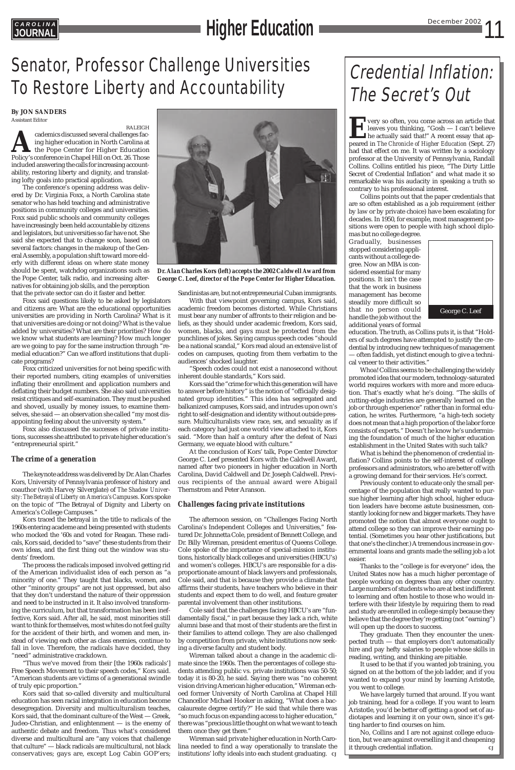# Senator, Professor Challenge Universities To Restore Liberty and Accountability

**By JON SANDERS**
Assistant Editor

RALEIGH

Academics discussed several challenges facing higher education in North Carolina at the Pope Center for Higher Education Policy's conference in Chapel Hill on Oct. 26. Those included answering the calls for increasing accountability, restoring liberty and dignity, and translating lofty goals into practical application.

The conference's opening address was delivered by Dr. Virginia Foxx, a North Carolina state senator who has held teaching and administrative positions in community colleges and universities. Foxx said public schools and community colleges have increasingly been held accountable by citizens and legislators, but universities so far have not. She said she expected that to change soon, based on several factors: changes in the makeup of the General Assembly, a population shift toward more elderly with different ideas on where state money should be spent, watchdog organizations such as the Pope Center, talk radio, and increasing alternatives for obtaining job skills, and the perception that the private sector can do it faster and better.

Foxx said questions likely to be asked by legislators and citizens are: What are the educational opportunities universities are providing in North Carolina? What is it that universities are doing or not doing? What is the value added by universities? What are their priorities? How do we know what students are learning? How much longer are we going to pay for the same instruction through "remedial education?" Can we afford institutions that duplicate programs?

Foxx criticized universities for not being specific with their reported numbers, citing examples of universities inflating their enrollment and application numbers and deflating their budget numbers. She also said universities resist critiques and self-examination. They must be pushed and shoved, usually by money issues, to examine themselves, she said — an observation she called "my most disappointing feeling about the university system."

Foxx also discussed the successes of private institutions, successes she attributed to private higher education's "entrepreneurial spirit."

### *The crime of a generation*

The keynote address was delivered by Dr. Alan Charles Kors, University of Pennsylvania professor of history and coauthor (with Harvey Silverglate) of *The Shadow University: The Betrayal of Liberty on America's Campuses*. Kors spoke on the topic of "The Betrayal of Dignity and Liberty on America's College Campuses."

Kors traced the betrayal in the title to radicals of the 1960s entering academe and being presented with students who mocked the '60s and voted for Reagan. These radicals, Kors said, decided to "save" these students from their own ideas, and the first thing out the window was students' freedom.

The process the radicals imposed involved getting rid of the American individualist idea of each person as "a minority of one." They taught that blacks, women, and other "minority groups" are not just oppressed, but also that they don't understand the nature of their oppression and need to be instructed in it. It also involved transforming the curriculum, but that transformation has been ineffective, Kors said. After all, he said, most minorities still want to think for themselves, most whites do not feel guilty for the accident of their birth, and women and men, instead of viewing each other as class enemies, continue to fall in love. Therefore, the radicals have decided, they "need" administrative crackdown.

"Thus we've moved from their [the 1960s radicals'] Free Speech Movement to their speech codes," Kors said. "American students are victims of a generational swindle of truly epic proportion."

Kors said that so-called diversity and multicultural education has seen racial integration in education become desegregation. Diversity and multiculturalism teaches, Kors said, that the dominant culture of the West — Greek, Judeo-Christian, and enlightenment — is the enemy of authentic debate and freedom. Thus what's considered diverse and multicultural are "any voices that challenge that culture" — black radicals are multicultural, not black conservatives; gays are, except Log Cabin GOP'ers; Sandinistas are, but not entrepreneurial Cuban immigrants.

*Dr. Alan Charles Kors (left) accepts the 2002 Caldwell Award from George C. Leef, director of the Pope Center for Higher Education.*

With that viewpoint governing campus, Kors said, academic freedom becomes distorted. While Christians must bear any number of affronts to their religion and beliefs, as they should under academic freedom, Kors said, women, blacks, and gays must be protected from the punchlines of jokes. Saying campus speech codes "should be a national scandal," Kors read aloud an extensive list of codes on campuses, quoting from them verbatim to the audiences' shocked laughter.

"Speech codes could not exist a nanosecond without inherent double standards," Kors said.

Kors said the "crime for which this generation will have to answer before history" is the notion of "officially designated group identities." This idea has segregated and balkanized campuses, Kors said, and intrudes upon own's right to self-designation and identity without outside pressure. Multiculturalists view race, sex, and sexuality as if each category had just one world view attached to it, Kors said. "More than half a century after the defeat of Nazi Germany, we equate blood with culture."

At the conclusion of Kors' talk, Pope Center Director George C. Leef presented Kors with the Caldwell Award, named after two pioneers in higher education in North Carolina, David Caldwell and Dr. Joseph Caldwell. Previous recipients of the annual award were Abigail Thernstrom and Peter Aranson.

### *Challenges facing private institutions*

The afternoon session, on "Challenges Facing North Carolina's Independent Colleges and Universities," featured Dr. Johnnetta Cole, president of Bennett College, and Dr. Billy Wireman, president emeritus of Queens College. Cole spoke of the importance of special-mission institutions, historically black colleges and universities (HBCU's) and women's colleges. HBCU's are responsible for a disproportionate amount of black lawyers and professionals, Cole said, and that is because they provide a climate that affirms their students, have teachers who believe in their students and expect them to do well, and feature greater parental involvement than other institutions.

Cole said that the challenges facing HBCU's are "fundamentally fiscal," in part because they lack a rich, white alumni base and that most of their students are the first in their families to attend college. They are also challenged by competition from private, white institutions now seeking a diverse faculty and student body.

Wireman talked about a change in the academic climate since the 1960s. Then the percentages of college students attending public vs. private institutions was 50-50; today it is 80-20, he said. Saying there was "no coherent vision driving American higher education," Wireman echoed former University of North Carolina at Chapel Hill Chancellor Michael Hooker in asking, "What does a baccalaureate degree certify?" He said that while there was "so much focus on expanding access to higher education," there was "precious little thought on what we want to teach them once they get there."

Wireman said private higher education in North Carolina needed to find a way operationally to translate the institutions' lofty ideals into each student graduating. CJ

# Credential Inflation: The Secret's Out

Every so often, you come across an article that leaves you thinking, "Gosh — I can't believe he actually said that!" A recent essay that appeared in *The Chronicle of Higher Education* (Sept. 27) had that effect on me. It was written by a sociology professor at the University of Pennsylvania, Randall Collins. Collins entitled his piece, "The Dirty Little Secret of Credential Inflation" and what made it so remarkable was his audacity in speaking a truth so contrary to his professional interest.

Collins points out that the paper credentials that are so often established as a job requirement (either by law or by private choice) have been escalating for decades. In 1950, for example, most management positions were open to people with high school diplomas but no college degree. Gradually, businesses stopped considering applicants without a college degree. Now an MBA is considered essential for many positions. It isn't the case that the work in business management has become steadily more difficult so that no person could handle the job without the additional years of formal education. The truth, as Collins puts it, is that "Holders of such degrees have attempted to justify the credential by introducing new techniques of management — often faddish, yet distinct enough to give a technical veneer to their activities."

George C. Leef

Whoa! Collins seems to be challenging the widely promoted idea that our modern, technology-saturated world requires workers with more and more education. That's exactly what he's doing. "The skills of cutting-edge industries are generally learned on the job or through experience" rather than in formal education, he writes. Furthermore, "a high-tech society does not mean that a high proportion of the labor force consists of experts." Doesn't he know he's undermining the foundation of much of the higher education establishment in the United States with such talk?

What is behind the phenomenon of credential inflation? Collins points to the self-interest of college professors and administrators, who are better off with a growing demand for their services. He's correct.

Previously content to educate only the small percentage of the population that really wanted to pursue higher learning after high school, higher education leaders have become astute businessmen, constantly looking for new and bigger markets. They have promoted the notion that almost everyone ought to attend college so they can improve their earning potential. (Sometimes you hear other justifications, but that one's the clincher.) A tremendous increase in governmental loans and grants made the selling job a lot easier.

Thanks to the "college is for everyone" idea, the United States now has a much higher percentage of people working on degrees than any other country. Large numbers of students who are at best indifferent to learning and often hostile to those who would interfere with their lifestyle by requiring them to read and study are enrolled in college simply because they believe that the degree they're getting (not "earning") will open up the doors to success.

They graduate. Then they encounter the unexpected truth — that employers don't automatically hire and pay hefty salaries to people whose skills in reading, writing, and thinking are pitiable.

It used to be that if you wanted job training, you signed on at the bottom of the job ladder, and if you wanted to expand your mind by learning Aristotle, you went to college.

We have largely turned that around. If you want job training, head for a college. If you want to learn Aristotle, you'd be better off getting a good set of audiotapes and learning it on your own, since it's getting harder to find courses on him.

No, Collins and I are not against college education, but we are against overselling it and cheapening it through credential inflation. CJ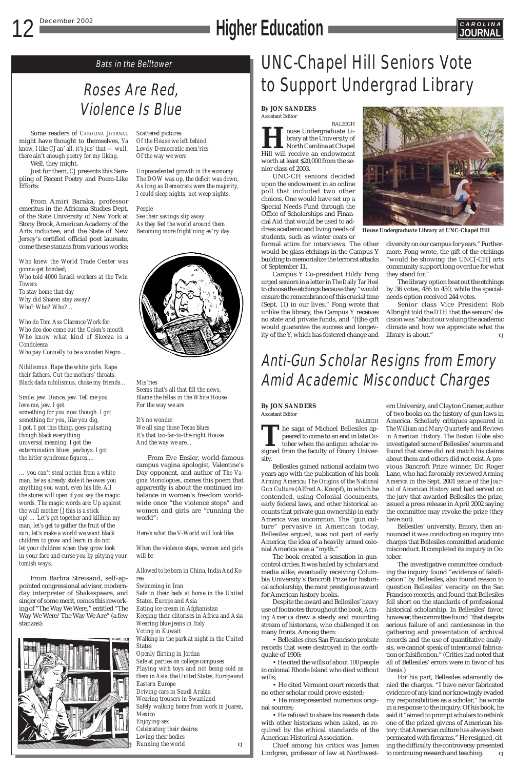## Bats in the Belltower

# Roses Are Red, Violence Is Blue

Some readers of CAROLINA JOURNAL might have thought to themselves, *Ya know, I like CJ an' all, it's jus' that — wull, there ain't enough poetry for my liking.*

Well, they might.

Just for them, CJ presents this Sampling of Recent Poetry and Poem-Like Efforts:

From Amiri Baraka, professor emeritus in the Africana Studies Dept. of the State University of New York at Stony Brook, American Academy of the Arts inductee, and the State of New Jersey's certified official poet laureate, come these stanzas from various works:

*Who knew the World Trade Center was gonna get bombed;*
*Who told 4000 Israeli workers at the Twin Towers*
*To stay home that day*
*Why did Sharon stay away?*
*Who? Who? Who?…*

*Who do Tom Ass Clarence Work for*
*Who doo doo come out the Colon's mouth*
*Who know what kind of Skeeza is a Condoleeza*
*Who pay Connelly to be a wooden Negro …*

*Nihilismus. Rape the white girls. Rape their fathers. Cut the mothers' throats. Black dada nihilismus, choke my friends…*

*Smile, jew. Dance, jew. Tell me you love me, jew. I got*
*something for you now though. I got something for you, like you dig,*
*I got. I got this thing, goes pulsating though black everything*
*universal meaning. I got the extermination blues, jewboys. I got the hitler syndrome figures….*

*… you can't steal nothin from a white man, he'as already stole it he owes you anything you want, even his life. All the stores will open if you say the magic words. The magic words are: Up against the wall mother [] this is a stick up! … Let's get together and killhim my man, let's get to gather the fruit of the sun, let's make a world we want black children to grow and learn in do not let your children when they grow look in your face and curse you by pitying your tomish ways.*

From Barbra Streisand, self-appointed congressional advisor, modern-day interpreter of Shakespeare, and singer of some merit, comes this reworking of "The Way We Were," entitled "The Way We Were/The Way We Are" (a few stanzas):

*Scattered pictures*
*Of the House we left behind*
*Lovely Democratic mem'ries*
*Of the way we were*

*Unprecedented growth in the economy*
*The DOW was up, the deficit was down,*
*As long as Democrats were the majority,*
*I could sleep nights, not weep nights.*

*People*
*See their savings slip away*
*As they feel the world around them*
*Becoming more fright'ning ev'ry day.*

*Mis'ries*
*Seems that's all that fill the news,*
*Blame the fellas in the White House*
*For the way we are*

*It's no wonder*
*We all sing those Texas blues*
*It's that too-far-to-the-right House*
*And the way we are…*

From Eve Ensler, world-famous campus vagina apologist, Valentine's Day opponent, and author of *The Vagina Monologues*, comes this poem that apparently is about the continued imbalance in women's freedom worldwide once "the violence stops" and women and girls are "running the world":

*Here's what the V-World will look like:*

*When the violence stops, women and girls will be*

*Allowed to be born in China, India And Korea*
*Swimming in Iran*
*Safe in their beds at home in the United States, Europe and Asia*
*Eating ice cream in Afghanistan*
*Keeping their clitorises in Africa and Asia*
*Wearing blue jeans in Italy*
*Voting in Kuwait*
*Walking in the park at night in the United States*
*Openly flirting in Jordan*
*Safe at parties on college campuses*
*Playing with toys and not being sold as them in Asia, the United States, Europe and Eastern Europe*
*Driving cars in Saudi Arabia*
*Wearing trousers in Swaziland*
*Safely walking home from work in Juarez, Mexico*
*Enjoying sex*
*Celebrating their desires*
*Loving their bodies*
*Running the world*

CJ

# UNC-Chapel Hill Seniors Vote to Support Undergrad Library

**By JON SANDERS**
Assistant Editor

RALEIGH

House Undergraduate Library at the University of North Carolina at Chapel Hill will receive an endowment worth at least $20,000 from the senior class of 2003.

UNC-CH seniors decided upon the endowment in an online poll that included two other choices. One would have set up a Special Needs Fund through the Office of Scholarships and Financial Aid that would be used to address academic and living needs of students, such as winter coats or formal attire for interviews. The other would be glass etchings in the Campus Y building to memorialize the terrorist attacks of September 11.

*House Undergraduate Library at UNC-Chapel Hill*

Campus Y Co-president Hildy Fong urged seniors in a letter in *The Daily Tar Heel* to choose the etchings because they "would ensure the remembrance of this crucial time (Sept. 11) in our lives." Fong wrote that unlike the library, the Campus Y receives no state and private funds, and "[t]he gift would guarantee the success and longevity of the Y, which has fostered change and diversity on our campus for years." Furthermore, Fong wrote, the gift of the etchings "would be showing the UNC[-CH] arts community support long overdue for what they stand for."

The library option beat out the etchings by 36 votes, 486 to 450, while the special-needs option received 244 votes.

Senior class Vice President Rob Albright told the *DTH* that the seniors' decision was "about our valuing the academic climate and how we appreciate what the library is about." CJ

# Anti-Gun Scholar Resigns from Emory Amid Academic Misconduct Charges

**By JON SANDERS**
Assistant Editor

RALEIGH

The saga of Michael Bellesiles appeared to come to an end in late October when the antigun scholar resigned from the faculty of Emory University.

Bellesiles gained national acclaim two years ago with the publication of his book *Arming America: The Origins of the National Gun Culture* (Alfred A. Knopf), in which he contended, using Colonial documents, early federal laws, and other historical accounts that private gun ownership in early America was uncommon. The "gun culture" pervasive in American today, Bellesiles argued, was not part of early America; the idea of a heavily armed colonial America was a "myth."

The book created a sensation in gun-control circles. It was hailed by scholars and media alike, eventually receiving Columbia University's Bancroft Prize for historical scholarship, the most prestigious award for American history books.

Despite the award and Bellesiles' heavy use of footnotes throughout the book, *Arming America* drew a steady and mounting stream of historians, who challenged it on many fronts. Among them:

• Bellesiles cites San Francisco probate records that were destroyed in the earthquake of 1906;

• He cited the wills of about 100 people in colonial Rhode Island who died without wills;

• He cited Vermont court records that no other scholar could prove existed;

• He misrepresented numerous original sources;

• He refused to share his research data with other historians when asked, as required by the ethical standards of the American Historical Association.

Chief among his critics was James Lindgren, professor of law at Northwestern University, and Clayton Cramer, author of two books on the history of gun laws in America. Scholarly critiques appeared in *The William and Mary Quarterly* and *Reviews in American History*. *The Boston Globe* also investigated some of Bellesiles' sources and found that some did not match his claims about them and others did not exist. A previous Bancroft Prize winner, Dr. Roger Lane, who had favorably reviewed *Arming America* in the Sept. 2001 issue of the *Journal of American History* and had served on the jury that awarded Bellesiles the prize, issued a press release in April 2002 saying the committee may revoke the prize (they have not).

Bellesiles' university, Emory, then announced it was conducting an inquiry into charges that Bellesiles committed academic misconduct. It completed its inquiry in October.

The investigative committee conducting the inquiry found "evidence of falsification" by Bellesiles, also found reason to question Bellesiles' veracity on the San Francisco records, and found that Bellesiles fell short on the standards of professional historical scholarship. In Bellesiles' favor, however, the committee found "that despite serious failure of and carelessness in the gathering and presentation of archival records and the use of quantitative analysis, we cannot speak of intentional fabrication or falsification." (Critics had noted that all of Bellesiles' errors were in favor of his thesis.)

For his part, Bellesiles adamantly denied the charges. "I have never fabricated evidence of any kind nor knowingly evaded my responsibilities as a scholar," he wrote in a response to the inquiry. Of his book, he said it "aimed to prompt scholars to rethink one of the prized givens of American history: that American culture has always been permeated with firearms." He resigned, citing the difficulty the controversy presented to continuing research and teaching. CJ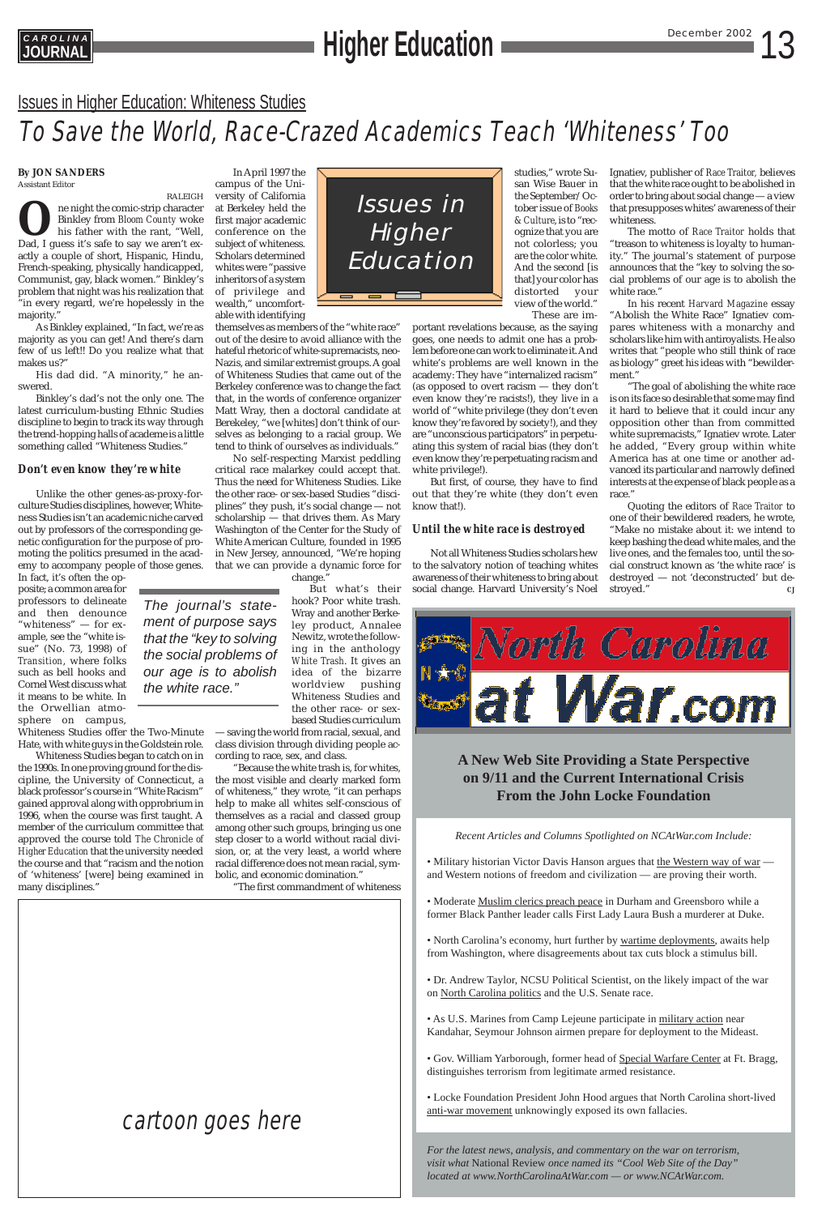## Issues in Higher Education: Whiteness Studies

# To Save the World, Race-Crazed Academics Teach 'Whiteness' Too

**By JON SANDERS**
Assistant Editor

RALEIGH

One night the comic-strip character Binkley from *Bloom County* woke his father with the rant, "Well, Dad, I guess it's safe to say we aren't exactly a couple of short, Hispanic, Hindu, French-speaking, physically handicapped, Communist, gay, black women." Binkley's problem that night was his realization that "in every regard, we're hopelessly in the majority."

As Binkley explained, "In fact, we're as majority as you can get! And there's darn few of us left!! Do you realize what that makes us?"

His dad did. "A minority," he answered.

Binkley's dad's not the only one. The latest curriculum-busting Ethnic Studies discipline to begin to track its way through the trend-hopping halls of academe is a little something called "Whiteness Studies."

### *Don't even know they're white*

Unlike the other genes-as-proxy-for-culture Studies disciplines, however, Whiteness Studies isn't an academic niche carved out by professors of the corresponding genetic configuration for the purpose of promoting the politics presumed in the academy to accompany people of those genes. In fact, it's often the opposite; a common area for professors to delineate and then denounce "whiteness" — for example, see the "white issue" (No. 73, 1998) of *Transition*, where folks such as bell hooks and Cornel West discuss what it means to be white. In the Orwellian atmosphere on campus, Whiteness Studies offer the Two-Minute Hate, with white guys in the Goldstein role.

Whiteness Studies began to catch on in the 1990s. In one proving ground for the discipline, the University of Connecticut, a black professor's course in "White Racism" gained approval along with opprobrium in 1996, when the course was first taught. A member of the curriculum committee that approved the course told *The Chronicle of Higher Education* that the university needed the course and that "racism and the notion of 'whiteness' [were] being examined in many disciplines."

In April 1997 the campus of the University of California at Berkeley held the first major academic conference on the subject of whiteness. Scholars determined whites were "passive inheritors of a system of privilege and wealth," uncomfortable with identifying themselves as members of the "white race" out of the desire to avoid alliance with the hateful rhetoric of white-supremacists, neo-Nazis, and similar extremist groups. A goal of Whiteness Studies that came out of the Berkeley conference was to change the fact that, in the words of conference organizer Matt Wray, then a doctoral candidate at Berekeley, "we [whites] don't think of ourselves as belonging to a racial group. We tend to think of ourselves as individuals."

No self-respecting Marxist peddling critical race malarkey could accept that. Thus the need for Whiteness Studies. Like the other race- or sex-based Studies "disciplines" they push, it's social change — not scholarship — that drives them. As Mary Washington of the Center for the Study of White American Culture, founded in 1995 in New Jersey, announced, "We're hoping that we can provide a dynamic force for change."

But what's their hook? Poor white trash. Wray and another Berkeley product, Annalee Newitz, wrote the following in the anthology *White Trash*. It gives an idea of the bizarre worldview pushing Whiteness Studies and the other race- or sex-based Studies curriculum — saving the world from racial, sexual, and class division through dividing people according to race, sex, and class.

"Because the white trash is, for whites, the most visible and clearly marked form of whiteness," they wrote, "it can perhaps help to make all whites self-conscious of themselves as a racial and classed group among other such groups, bringing us one step closer to a world without racial division, or, at the very least, a world where racial difference does not mean racial, symbolic, and economic domination."

"The first commandment of whiteness studies," wrote Susan Wise Bauer in the September/October issue of *Books & Culture*, is to "recognize that you are not colorless; you are the color white. And the second [is that] your color has distorted your view of the world."

These are important revelations because, as the saying goes, one needs to admit one has a problem before one can work to eliminate it. And white's problems are well known in the academy: They have "internalized racism" (as opposed to overt racism — they don't even know they're racists!), they live in a world of "white privilege (they don't even know they're favored by society!), and they are "unconscious participators" in perpetuating this system of racial bias (they don't even know they're perpetuating racism and white privilege!).

But first, of course, they have to find out that they're white (they don't even know that!).

> *The journal's statement of purpose says that the "key to solving the social problems of our age is to abolish the white race."*

### *Until the white race is destroyed*

Not all Whiteness Studies scholars hew to the salvatory notion of teaching whites awareness of their whiteness to bring about social change. Harvard University's Noel Ignatiev, publisher of *Race Traitor*, believes that the white race ought to be abolished in order to bring about social change — a view that presupposes whites' awareness of their whiteness.

The motto of *Race Traitor* holds that "treason to whiteness is loyalty to humanity." The journal's statement of purpose announces that the "key to solving the social problems of our age is to abolish the white race."

In his recent *Harvard Magazine* essay "Abolish the White Race" Ignatiev compares whiteness with a monarchy and scholars like him with antiroyalists. He also writes that "people who still think of race as biology" greet his ideas with "bewilderment."

"The goal of abolishing the white race is on its face so desirable that some may find it hard to believe that it could incur any opposition other than from committed white supremacists," Ignatiev wrote. Later he added, "Every group within white America has at one time or another advanced its particular and narrowly defined interests at the expense of black people as a race."

Quoting the editors of *Race Traitor* to one of his bewildered readers, he wrote, "Make no mistake about it: we intend to keep bashing the dead white males, and the live ones, and the females too, until the social construct known as 'the white race' is destroyed — not 'deconstructed' but destroyed." CJ

cartoon goes here

---

# North Carolina at War.com

**A New Web Site Providing a State Perspective on 9/11 and the Current International Crisis From the John Locke Foundation**

*Recent Articles and Columns Spotlighted on NCAtWar.com Include:*

- Military historian Victor Davis Hanson argues that the Western way of war — and Western notions of freedom and civilization — are proving their worth.
- Moderate Muslim clerics preach peace in Durham and Greensboro while a former Black Panther leader calls First Lady Laura Bush a murderer at Duke.
- North Carolina's economy, hurt further by wartime deployments, awaits help from Washington, where disagreements about tax cuts block a stimulus bill.
- Dr. Andrew Taylor, NCSU Political Scientist, on the likely impact of the war on North Carolina politics and the U.S. Senate race.
- As U.S. Marines from Camp Lejeune participate in military action near Kandahar, Seymour Johnson airmen prepare for deployment to the Mideast.
- Gov. William Yarborough, former head of Special Warfare Center at Ft. Bragg, distinguishes terrorism from legitimate armed resistance.
- Locke Foundation President John Hood argues that North Carolina short-lived anti-war movement unknowingly exposed its own fallacies.

*For the latest news, analysis, and commentary on the war on terrorism, visit what* National Review *once named its "Cool Web Site of the Day" located at www.NorthCarolinaAtWar.com — or www.NCAtWar.com.*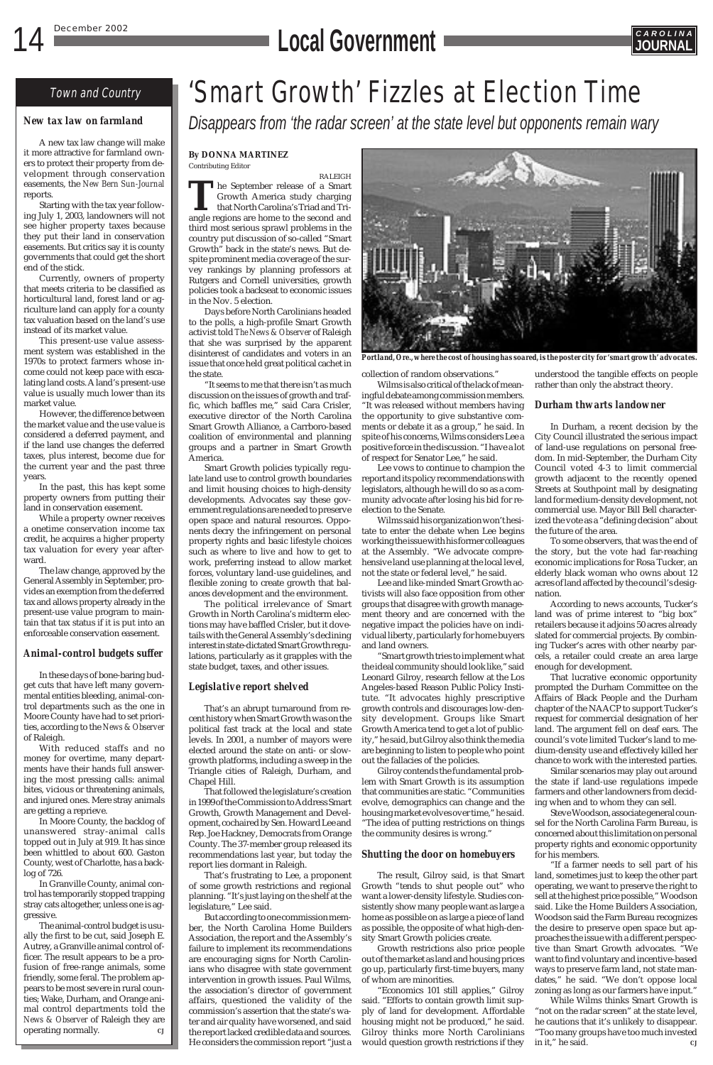## Town and Country

### New tax law on farmland

A new tax law change will make it more attractive for farmland owners to protect their property from development through conservation easements, the *New Bern Sun-Journal* reports.

Starting with the tax year following July 1, 2003, landowners will not see higher property taxes because they put their land in conservation easements. But critics say it is county governments that could get the short end of the stick.

Currently, owners of property that meets criteria to be classified as horticultural land, forest land or agriculture land can apply for a county tax valuation based on the land's use instead of its market value.

This present-use value assessment system was established in the 1970s to protect farmers whose income could not keep pace with escalating land costs. A land's present-use value is usually much lower than its market value.

However, the difference between the market value and the use value is considered a deferred payment, and if the land use changes the deferred taxes, plus interest, become due for the current year and the past three years.

In the past, this has kept some property owners from putting their land in conservation easement.

While a property owner receives a onetime conservation income tax credit, he acquires a higher property tax valuation for every year afterward.

The law change, approved by the General Assembly in September, provides an exemption from the deferred tax and allows property already in the present-use value program to maintain that tax status if it is put into an enforceable conservation easement.

### Animal-control budgets suffer

In these days of bone-baring budget cuts that have left many governmental entities bleeding, animal-control departments such as the one in Moore County have had to set priorities, according to the *News & Observer* of Raleigh.

With reduced staffs and no money for overtime, many departments have their hands full answering the most pressing calls: animal bites, vicious or threatening animals, and injured ones. Mere stray animals are getting a reprieve.

In Moore County, the backlog of unanswered stray-animal calls topped out in July at 919. It has since been whittled to about 600. Gaston County, west of Charlotte, has a backlog of 726.

In Granville County, animal control has temporarily stopped trapping stray cats altogether, unless one is aggressive.

The animal-control budget is usually the first to be cut, said Joseph E. Autrey, a Granville animal control officer. The result appears to be a profusion of free-range animals, some friendly, some feral. The problem appears to be most severe in rural counties; Wake, Durham, and Orange animal control departments told the *News & Observer* of Raleigh they are operating normally. CJ

# 'Smart Growth' Fizzles at Election Time

*Disappears from 'the radar screen' at the state level but opponents remain wary*

**By DONNA MARTINEZ**
Contributing Editor

RALEIGH

The September release of a Smart Growth America study charging that North Carolina's Triad and Triangle regions are home to the second and third most serious sprawl problems in the country put discussion of so-called "Smart Growth" back in the state's news. But despite prominent media coverage of the survey rankings by planning professors at Rutgers and Cornell universities, growth policies took a backseat to economic issues in the Nov. 5 election.

Days before North Carolinians headed to the polls, a high-profile Smart Growth activist told *The News & Observer* of Raleigh that she was surprised by the apparent disinterest of candidates and voters in an issue that once held great political cachet in the state.

"It seems to me that there isn't as much discussion on the issues of growth and traffic, which baffles me," said Cara Crisler, executive director of the North Carolina Smart Growth Alliance, a Carrboro-based coalition of environmental and planning groups and a partner in Smart Growth America.

Smart Growth policies typically regulate land use to control growth boundaries and limit housing choices to high-density developments. Advocates say these government regulations are needed to preserve open space and natural resources. Opponents decry the infringement on personal property rights and basic lifestyle choices such as where to live and how to get to work, preferring instead to allow market forces, voluntary land-use guidelines, and flexible zoning to create growth that balances development and the environment.

The political irrelevance of Smart Growth in North Carolina's midterm elections may have baffled Crisler, but it dovetails with the General Assembly's declining interest in state-dictated Smart Growth regulations, particularly as it grapples with the state budget, taxes, and other issues.

### Legislative report shelved

That's an abrupt turnaround from recent history when Smart Growth was on the political fast track at the local and state levels. In 2001, a number of mayors were elected around the state on anti- or slow-growth platforms, including a sweep in the Triangle cities of Raleigh, Durham, and Chapel Hill.

That followed the legislature's creation in 1999 of the Commission to Address Smart Growth, Growth Management and Development, cochaired by Sen. Howard Lee and Rep. Joe Hackney, Democrats from Orange County. The 37-member group released its recommendations last year, but today the report lies dormant in Raleigh.

That's frustrating to Lee, a proponent of some growth restrictions and regional planning. "It's just laying on the shelf at the legislature," Lee said.

But according to one commission member, the North Carolina Home Builders Association, the report and the Assembly's failure to implement its recommendations are encouraging signs for North Carolinians who disagree with state government intervention in growth issues. Paul Wilms, the association's director of government affairs, questioned the validity of the commission's assertion that the state's water and air quality have worsened, and said the report lacked credible data and sources. He considers the commission report "just a collection of random observations."

*Portland, Ore., where the cost of housing has soared, is the poster city for 'smart growth' advocates.*

Wilms is also critical of the lack of meaningful debate among commission members. "It was released without members having the opportunity to give substantive comments or debate it as a group," he said. In spite of his concerns, Wilms considers Lee a positive force in the discussion. "I have a lot of respect for Senator Lee," he said.

Lee vows to continue to champion the report and its policy recommendations with legislators, although he will do so as a community advocate after losing his bid for reelection to the Senate.

Wilms said his organization won't hesitate to enter the debate when Lee begins working the issue with his former colleagues at the Assembly. "We advocate comprehensive land use planning at the local level, not the state or federal level," he said.

Lee and like-minded Smart Growth activists will also face opposition from other groups that disagree with growth management theory and are concerned with the negative impact the policies have on individual liberty, particularly for home buyers and land owners.

"Smart growth tries to implement what the ideal community should look like," said Leonard Gilroy, research fellow at the Los Angeles-based Reason Public Policy Institute. "It advocates highly prescriptive growth controls and discourages low-density development. Groups like Smart Growth America tend to get a lot of publicity," he said, but Gilroy also think the media are beginning to listen to people who point out the fallacies of the policies.

Gilroy contends the fundamental problem with Smart Growth is its assumption that communities are static. "Communities evolve, demographics can change and the housing market evolves over time," he said. "The idea of putting restrictions on things the community desires is wrong."

### Shutting the door on homebuyers

The result, Gilroy said, is that Smart Growth "tends to shut people out" who want a lower-density lifestyle. Studies consistently show many people want as large a home as possible on as large a piece of land as possible, the opposite of what high-density Smart Growth policies create.

Growth restrictions also price people out of the market as land and housing prices go up, particularly first-time buyers, many of whom are minorities.

"Economics 101 still applies," Gilroy said. "Efforts to contain growth limit supply of land for development. Affordable housing might not be produced," he said. Gilroy thinks more North Carolinians would question growth restrictions if they understood the tangible effects on people rather than only the abstract theory.

### Durham thwarts landowner

In Durham, a recent decision by the City Council illustrated the serious impact of land-use regulations on personal freedom. In mid-September, the Durham City Council voted 4-3 to limit commercial growth adjacent to the recently opened Streets at Southpoint mall by designating land for medium-density development, not commercial use. Mayor Bill Bell characterized the vote as a "defining decision" about the future of the area.

To some observers, that was the end of the story, but the vote had far-reaching economic implications for Rosa Tucker, an elderly black woman who owns about 12 acres of land affected by the council's designation.

According to news accounts, Tucker's land was of prime interest to "big box" retailers because it adjoins 50 acres already slated for commercial projects. By combining Tucker's acres with other nearby parcels, a retailer could create an area large enough for development.

That lucrative economic opportunity prompted the Durham Committee on the Affairs of Black People and the Durham chapter of the NAACP to support Tucker's request for commercial designation of her land. The argument fell on deaf ears. The council's vote limited Tucker's land to medium-density use and effectively killed her chance to work with the interested parties.

Similar scenarios may play out around the state if land-use regulations impede farmers and other landowners from deciding when and to whom they can sell.

Steve Woodson, associate general counsel for the North Carolina Farm Bureau, is concerned about this limitation on personal property rights and economic opportunity for his members.

"If a farmer needs to sell part of his land, sometimes just to keep the other part operating, we want to preserve the right to sell at the highest price possible," Woodson said. Like the Home Builders Association, Woodson said the Farm Bureau recognizes the desire to preserve open space but approaches the issue with a different perspective than Smart Growth advocates. "We want to find voluntary and incentive-based ways to preserve farm land, not state mandates," he said. "We don't oppose local zoning as long as our farmers have input."

While Wilms thinks Smart Growth is "not on the radar screen" at the state level, he cautions that it's unlikely to disappear. "Too many groups have too much invested in it," he said. CJ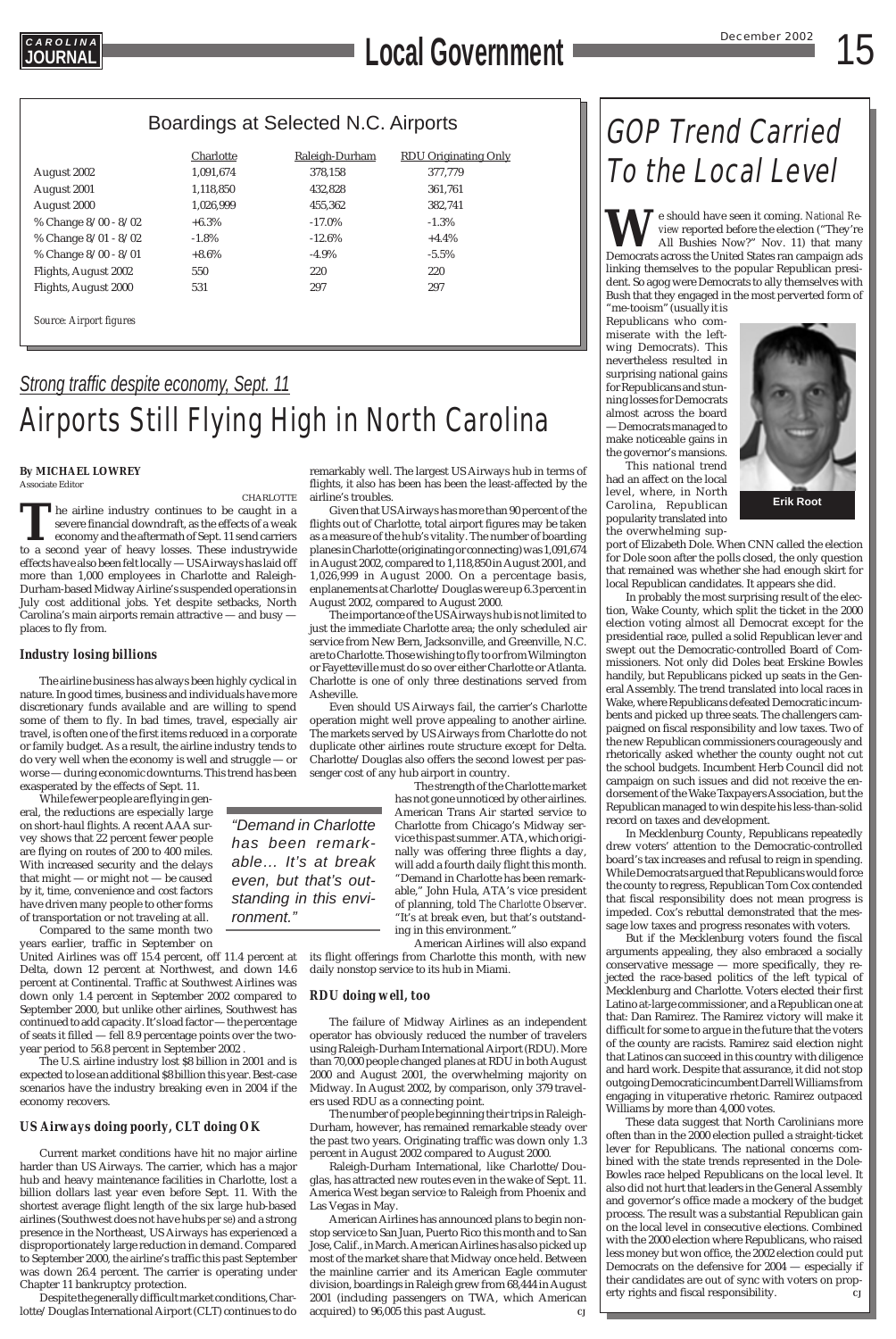## Boardings at Selected N.C. Airports

| | Charlotte | Raleigh-Durham | RDU Originating Only |
|---|---|---|---|
| August 2002 | 1,091,674 | 378,158 | 377,779 |
| August 2001 | 1,118,850 | 432,828 | 361,761 |
| August 2000 | 1,026,999 | 455,362 | 382,741 |
| % Change 8/00 - 8/02 | +6.3% | -17.0% | -1.3% |
| % Change 8/01 - 8/02 | -1.8% | -12.6% | +4.4% |
| % Change 8/00 - 8/01 | +8.6% | -4.9% | -5.5% |
| Flights, August 2002 | 550 | 220 | 220 |
| Flights, August 2000 | 531 | 297 | 297 |

*Source: Airport figures*

*Strong traffic despite economy, Sept. 11*

# Airports Still Flying High in North Carolina

**By MICHAEL LOWREY**
Associate Editor

CHARLOTTE

The airline industry continues to be caught in a severe financial downdraft, as the effects of a weak economy and the aftermath of Sept. 11 send carriers to a second year of heavy losses. These industrywide effects have also been felt locally — US Airways has laid off more than 1,000 employees in Charlotte and Raleigh-Durham-based Midway Airline's suspended operations in July cost additional jobs. Yet despite setbacks, North Carolina's main airports remain attractive — and busy — places to fly from.

### Industry losing billions

The airline business has always been highly cyclical in nature. In good times, business and individuals have more discretionary funds available and are willing to spend some of them to fly. In bad times, travel, especially air travel, is often one of the first items reduced in a corporate or family budget. As a result, the airline industry tends to do very well when the economy is well and struggle — or worse — during economic downturns. This trend has been exasperated by the effects of Sept. 11.

While fewer people are flying in general, the reductions are especially large on short-haul flights. A recent AAA survey shows that 22 percent fewer people are flying on routes of 200 to 400 miles. With increased security and the delays that might — or might not — be caused by it, time, convenience and cost factors have driven many people to other forms of transportation or not traveling at all.

Compared to the same month two years earlier, traffic in September on United Airlines was off 15.4 percent, off 11.4 percent at Delta, down 12 percent at Northwest, and down 14.6 percent at Continental. Traffic at Southwest Airlines was down only 1.4 percent in September 2002 compared to September 2000, but unlike other airlines, Southwest has continued to add capacity. It's load factor — the percentage of seats it filled — fell 8.9 percentage points over the two-year period to 56.8 percent in September 2002 .

The U.S. airline industry lost $8 billion in 2001 and is expected to lose an additional $8 billion this year. Best-case scenarios have the industry breaking even in 2004 if the economy recovers.

### US Airways doing poorly, CLT doing OK

Current market conditions have hit no major airline harder than US Airways. The carrier, which has a major hub and heavy maintenance facilities in Charlotte, lost a billion dollars last year even before Sept. 11. With the shortest average flight length of the six large hub-based airlines (Southwest does not have hubs *per se*) and a strong presence in the Northeast, US Airways has experienced a disproportionately large reduction in demand. Compared to September 2000, the airline's traffic this past September was down 26.4 percent. The carrier is operating under Chapter 11 bankruptcy protection.

Despite the generally difficult market conditions, Charlotte/Douglas International Airport (CLT) continues to do remarkably well. The largest US Airways hub in terms of flights, it also has been the least-affected by the airline's troubles.

Given that US Airways has more than 90 percent of the flights out of Charlotte, total airport figures may be taken as a measure of the hub's vitality. The number of boarding planes in Charlotte (originating or connecting) was 1,091,674 in August 2002, compared to 1,118,850 in August 2001, and 1,026,999 in August 2000. On a percentage basis, enplanements at Charlotte/Douglas were up 6.3 percent in August 2002, compared to August 2000.

The importance of the US Airways hub is not limited to just the immediate Charlotte area; the only scheduled air service from New Bern, Jacksonville, and Greenville, N.C. are to Charlotte. Those wishing to fly to or from Wilmington or Fayetteville must do so over either Charlotte or Atlanta. Charlotte is one of only three destinations served from Asheville.

Even should US Airways fail, the carrier's Charlotte operation might well prove appealing to another airline. The markets served by US Airways from Charlotte do not duplicate other airlines route structure except for Delta. Charlotte/Douglas also offers the second lowest per passenger cost of any hub airport in country.

The strength of the Charlotte market has not gone unnoticed by other airlines. American Trans Air started service to Charlotte from Chicago's Midway service this past summer. ATA, which originally was offering three flights a day, will add a fourth daily flight this month. "Demand in Charlotte has been remarkable," John Hula, ATA's vice president of planning, told *The Charlotte Observer*. "It's at break even, but that's outstanding in this environment."

> *"Demand in Charlotte has been remarkable… It's at break even, but that's outstanding in this environment."*

American Airlines will also expand its flight offerings from Charlotte this month, with new daily nonstop service to its hub in Miami.

### RDU doing well, too

The failure of Midway Airlines as an independent operator has obviously reduced the number of travelers using Raleigh-Durham International Airport (RDU). More than 70,000 people changed planes at RDU in both August 2000 and August 2001, the overwhelming majority on Midway. In August 2002, by comparison, only 379 travelers used RDU as a connecting point.

The number of people beginning their trips in Raleigh-Durham, however, has remained remarkable steady over the past two years. Originating traffic was down only 1.3 percent in August 2002 compared to August 2000.

Raleigh-Durham International, like Charlotte/Douglas, has attracted new routes even in the wake of Sept. 11. America West began service to Raleigh from Phoenix and Las Vegas in May.

American Airlines has announced plans to begin nonstop service to San Juan, Puerto Rico this month and to San Jose, Calif., in March. American Airlines has also picked up most of the market share that Midway once held. Between the mainline carrier and its American Eagle commuter division, boardings in Raleigh grew from 68,444 in August 2001 (including passengers on TWA, which American acquired) to 96,005 this past August. CJ

# GOP Trend Carried To the Local Level

Erik Root

We should have seen it coming. *National Review* reported before the election ("They're All Bushies Now?" Nov. 11) that many Democrats across the United States ran campaign ads linking themselves to the popular Republican president. So agog were Democrats to ally themselves with Bush that they engaged in the most perverted form of "me-tooism" (usually it is Republicans who commiserate with the left-wing Democrats). This nevertheless resulted in surprising national gains for Republicans and stunning losses for Democrats almost across the board — Democrats managed to make noticeable gains in the governor's mansions.

This national trend had an affect on the local level, where, in North Carolina, Republican popularity translated into the overwhelming support of Elizabeth Dole. When CNN called the election for Dole soon after the polls closed, the only question that remained was whether she had enough skirt for local Republican candidates. It appears she did.

In probably the most surprising result of the election, Wake County, which split the ticket in the 2000 election voting almost all Democrat except for the presidential race, pulled a solid Republican lever and swept out the Democratic-controlled Board of Commissioners. Not only did Doles beat Erskine Bowles handily, but Republicans picked up seats in the General Assembly. The trend translated into local races in Wake, where Republicans defeated Democratic incumbents and picked up three seats. The challengers campaigned on fiscal responsibility and low taxes. Two of the new Republican commissioners courageously and rhetorically asked whether the county ought not cut the school budgets. Incumbent Herb Council did not campaign on such issues and did not receive the endorsement of the Wake Taxpayers Association, but the Republican managed to win despite his less-than-solid record on taxes and development.

In Mecklenburg County, Republicans repeatedly drew voters' attention to the Democratic-controlled board's tax increases and refusal to reign in spending. While Democrats argued that Republicans would force the county to regress, Republican Tom Cox contended that fiscal responsibility does not mean progress is impeded. Cox's rebuttal demonstrated that the message low taxes and progress resonates with voters.

But if the Mecklenburg voters found the fiscal arguments appealing, they also embraced a socially conservative message — more specifically, they rejected the race-based politics of the left typical of Mecklenburg and Charlotte. Voters elected their first Latino at-large commissioner, and a Republican one at that: Dan Ramirez. The Ramirez victory will make it difficult for some to argue in the future that the voters of the county are racists. Ramirez said election night that Latinos can succeed in this country with diligence and hard work. Despite that assurance, it did not stop outgoing Democratic incumbent Darrell Williams from engaging in vituperative rhetoric. Ramirez outpaced Williams by more than 4,000 votes.

These data suggest that North Carolinians more often than in the 2000 election pulled a straight-ticket lever for Republicans. The national concerns combined with the state trends represented in the Dole-Bowles race helped Republicans on the local level. It also did not hurt that leaders in the General Assembly and governor's office made a mockery of the budget process. The result was a substantial Republican gain on the local level in consecutive elections. Combined with the 2000 election where Republicans, who raised less money but won office, the 2002 election could put Democrats on the defensive for 2004 — especially if their candidates are out of sync with voters on property rights and fiscal responsibility. CJ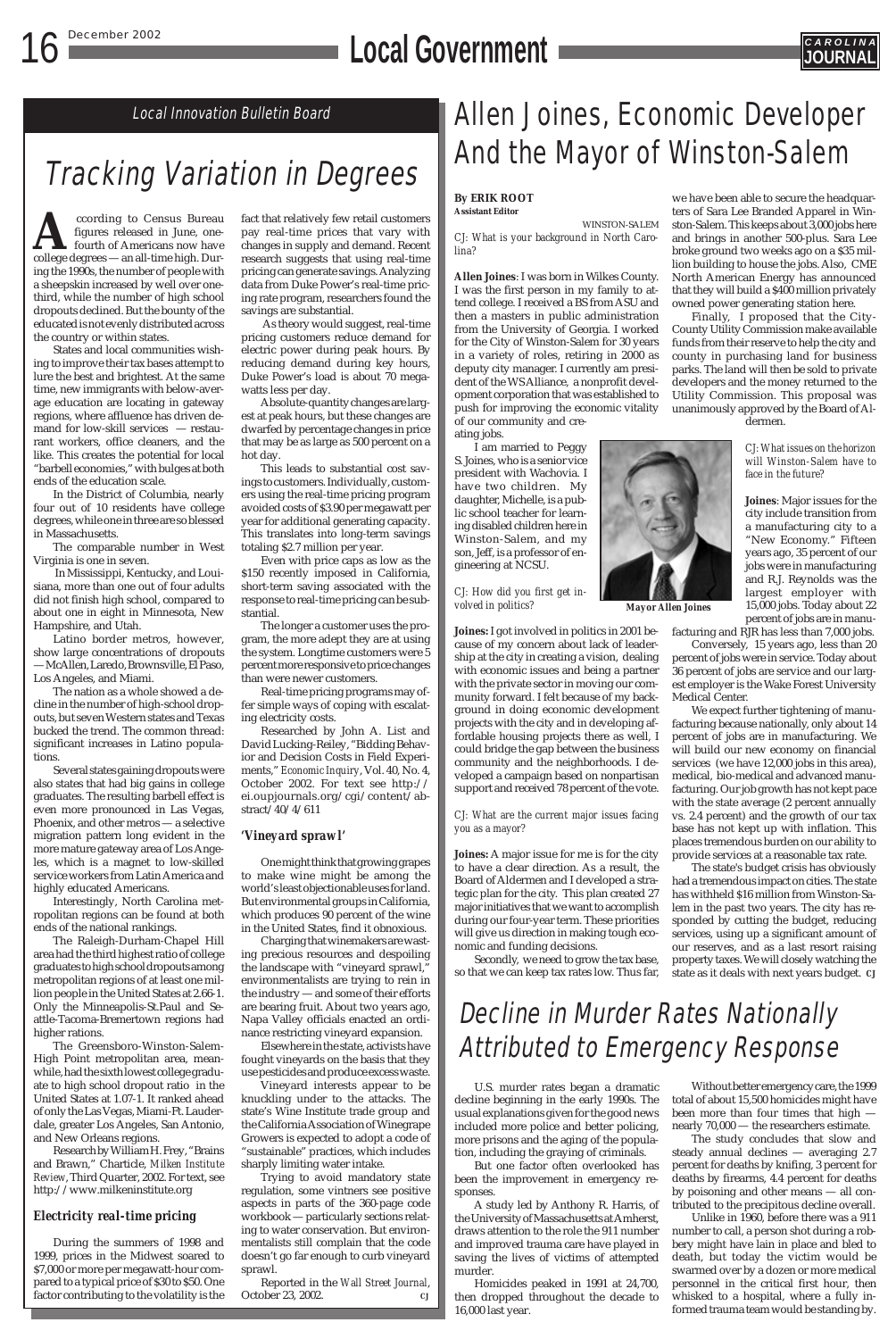## Local Innovation Bulletin Board

# Tracking Variation in Degrees

According to Census Bureau figures released in June, one-fourth of Americans now have college degrees — an all-time high. During the 1990s, the number of people with a sheepskin increased by well over one-third, while the number of high school dropouts declined. But the bounty of the educated is not evenly distributed across the country or within states.

States and local communities wishing to improve their tax bases attempt to lure the best and brightest. At the same time, new immigrants with below-average education are locating in gateway regions, where affluence has driven demand for low-skill services — restaurant workers, office cleaners, and the like. This creates the potential for local "barbell economies," with bulges at both ends of the education scale.

In the District of Columbia, nearly four out of 10 residents have college degrees, while one in three are so blessed in Massachusetts.

The comparable number in West Virginia is one in seven.

In Mississippi, Kentucky, and Louisiana, more than one out of four adults did not finish high school, compared to about one in eight in Minnesota, New Hampshire, and Utah.

Latino border metros, however, show large concentrations of dropouts — McAllen, Laredo, Brownsville, El Paso, Los Angeles, and Miami.

The nation as a whole showed a decline in the number of high-school dropouts, but seven Western states and Texas bucked the trend. The common thread: significant increases in Latino populations.

Several states gaining dropouts were also states that had big gains in college graduates. The resulting barbell effect is even more pronounced in Las Vegas, Phoenix, and other metros — a selective migration pattern long evident in the more mature gateway area of Los Angeles, which is a magnet to low-skilled service workers from Latin America and highly educated Americans.

Interestingly, North Carolina metropolitan regions can be found at both ends of the national rankings.

The Raleigh-Durham-Chapel Hill area had the third highest ratio of college graduates to high school dropouts among metropolitan regions of at least one million people in the United States at 2.66-1. Only the Minneapolis-St.Paul and Seattle-Tacoma-Bremertown regions had higher rations.

The Greensboro-Winston-Salem-High Point metropolitan area, meanwhile, had the sixth lowest college graduate to high school dropout ratio in the United States at 1.07-1. It ranked ahead of only the Las Vegas, Miami-Ft. Lauderdale, greater Los Angeles, San Antonio, and New Orleans regions.

Research by William H. Frey, "Brains and Brawn," Charticle, *Milken Institute Review*, Third Quarter, 2002. For text, see http://www.milkeninstitute.org

### Electricity real-time pricing

During the summers of 1998 and 1999, prices in the Midwest soared to $7,000 or more per megawatt-hour compared to a typical price of $30 to $50. One factor contributing to the volatility is the fact that relatively few retail customers pay real-time prices that vary with changes in supply and demand. Recent research suggests that using real-time pricing can generate savings. Analyzing data from Duke Power's real-time pricing rate program, researchers found the savings are substantial.

As theory would suggest, real-time pricing customers reduce demand for electric power during peak hours. By reducing demand during key hours, Duke Power's load is about 70 megawatts less per day.

Absolute-quantity changes are largest at peak hours, but these changes are dwarfed by percentage changes in price that may be as large as 500 percent on a hot day.

This leads to substantial cost savings to customers. Individually, customers using the real-time pricing program avoided costs of $3.90 per megawatt per year for additional generating capacity. This translates into long-term savings totaling $2.7 million per year.

Even with price caps as low as the $150 recently imposed in California, short-term saving associated with the response to real-time pricing can be substantial.

The longer a customer uses the program, the more adept they are at using the system. Longtime customers were 5 percent more responsive to price changes than were newer customers.

Real-time pricing programs may offer simple ways of coping with escalating electricity costs.

Researched by John A. List and David Lucking-Reiley, "Bidding Behavior and Decision Costs in Field Experiments," *Economic Inquiry*, Vol. 40, No. 4, October 2002. For text see http://ei.oupjournals.org/cgi/content/abstract/40/4/611

### 'Vineyard sprawl'

One might think that growing grapes to make wine might be among the world's least objectionable uses for land. But environmental groups in California, which produces 90 percent of the wine in the United States, find it obnoxious.

Charging that winemakers are wasting precious resources and despoiling the landscape with "vineyard sprawl," environmentalists are trying to rein in the industry — and some of their efforts are bearing fruit. About two years ago, Napa Valley officials enacted an ordinance restricting vineyard expansion.

Elsewhere in the state, activists have fought vineyards on the basis that they use pesticides and produce excess waste.

Vineyard interests appear to be knuckling under to the attacks. The state's Wine Institute trade group and the California Association of Winegrape Growers is expected to adopt a code of "sustainable" practices, which includes sharply limiting water intake.

Trying to avoid mandatory state regulation, some vintners see positive aspects in parts of the 360-page code workbook — particularly sections relating to water conservation. But environmentalists still complain that the code doesn't go far enough to curb vineyard sprawl.

Reported in the *Wall Street Journal*, October 23, 2002. CJ

# Allen Joines, Economic Developer And the Mayor of Winston-Salem

**By ERIK ROOT**
**Assistant Editor**

WINSTON-SALEM

*CJ: What is your background in North Carolina?*

**Allen Joines**: I was born in Wilkes County. I was the first person in my family to attend college. I received a BS from ASU and then a masters in public administration from the University of Georgia. I worked for the City of Winston-Salem for 30 years in a variety of roles, retiring in 2000 as deputy city manager. I currently am president of the WSAlliance, a nonprofit development corporation that was established to push for improving the economic vitality of our community and creating jobs.

I am married to Peggy S. Joines, who is a senior vice president with Wachovia. I have two children. My daughter, Michelle, is a public school teacher for learning disabled children here in Winston-Salem, and my son, Jeff, is a professor of engineering at NCSU.

Mayor Allen Joines

*CJ: How did you first get involved in politics?*

**Joines:** I got involved in politics in 2001 because of my concern about lack of leadership at the city in creating a vision, dealing with economic issues and being a partner with the private sector in moving our community forward. I felt because of my background in doing economic development projects with the city and in developing affordable housing projects there as well, I could bridge the gap between the business community and the neighborhoods. I developed a campaign based on nonpartisan support and received 78 percent of the vote.

*CJ: What are the current major issues facing you as a mayor?*

**Joines:** A major issue for me is for the city to have a clear direction. As a result, the Board of Aldermen and I developed a strategic plan for the city. This plan created 27 major initiatives that we want to accomplish during our four-year term. These priorities will give us direction in making tough economic and funding decisions.

Secondly, we need to grow the tax base, so that we can keep tax rates low. Thus far, we have been able to secure the headquarters of Sara Lee Branded Apparel in Winston-Salem. This keeps about 3,000 jobs here and brings in another 500-plus. Sara Lee broke ground two weeks ago on a $35 million building to house the jobs. Also, CME North American Energy has announced that they will build a $400 million privately owned power generating station here.

Finally, I proposed that the City-County Utility Commission make available funds from their reserve to help the city and county in purchasing land for business parks. The land will then be sold to private developers and the money returned to the Utility Commission. This proposal was unanimously approved by the Board of Aldermen.

*CJ: What issues on the horizon will Winston-Salem have to face in the future?*

**Joines**: Major issues for the city include transition from a manufacturing city to a "New Economy." Fifteen years ago, 35 percent of our jobs were in manufacturing and R.J. Reynolds was the largest employer with 15,000 jobs. Today about 22 percent of jobs are in manufacturing and RJR has less than 7,000 jobs.

Conversely, 15 years ago, less than 20 percent of jobs were in service. Today about 36 percent of jobs are service and our largest employer is the Wake Forest University Medical Center.

We expect further tightening of manufacturing because nationally, only about 14 percent of jobs are in manufacturing. We will build our new economy on financial services (we have 12,000 jobs in this area), medical, bio-medical and advanced manufacturing. Our job growth has not kept pace with the state average (2 percent annually vs. 2.4 percent) and the growth of our tax base has not kept up with inflation. This places tremendous burden on our ability to provide services at a reasonable tax rate.

The state's budget crisis has obviously had a tremendous impact on cities. The state has withheld $16 million from Winston-Salem in the past two years. The city has responded by cutting the budget, reducing services, using up a significant amount of our reserves, and as a last resort raising property taxes. We will closely watching the state as it deals with next years budget. CJ

# Decline in Murder Rates Nationally Attributed to Emergency Response

U.S. murder rates began a dramatic decline beginning in the early 1990s. The usual explanations given for the good news included more police and better policing, more prisons and the aging of the population, including the graying of criminals.

But one factor often overlooked has been the improvement in emergency responses.

A study led by Anthony R. Harris, of the University of Massachusetts at Amherst, draws attention to the role the 911 number and improved trauma care have played in saving the lives of victims of attempted murder.

Homicides peaked in 1991 at 24,700, then dropped throughout the decade to 16,000 last year.

Without better emergency care, the 1999 total of about 15,500 homicides might have been more than four times that high — nearly 70,000 — the researchers estimate.

The study concludes that slow and steady annual declines — averaging 2.7 percent for deaths by knifing, 3 percent for deaths by firearms, 4.4 percent for deaths by poisoning and other means — all contributed to the precipitous decline overall.

Unlike in 1960, before there was a 911 number to call, a person shot during a robbery might have lain in place and bled to death, but today the victim would be swarmed over by a dozen or more medical personnel in the critical first hour, then whisked to a hospital, where a fully informed trauma team would be standing by.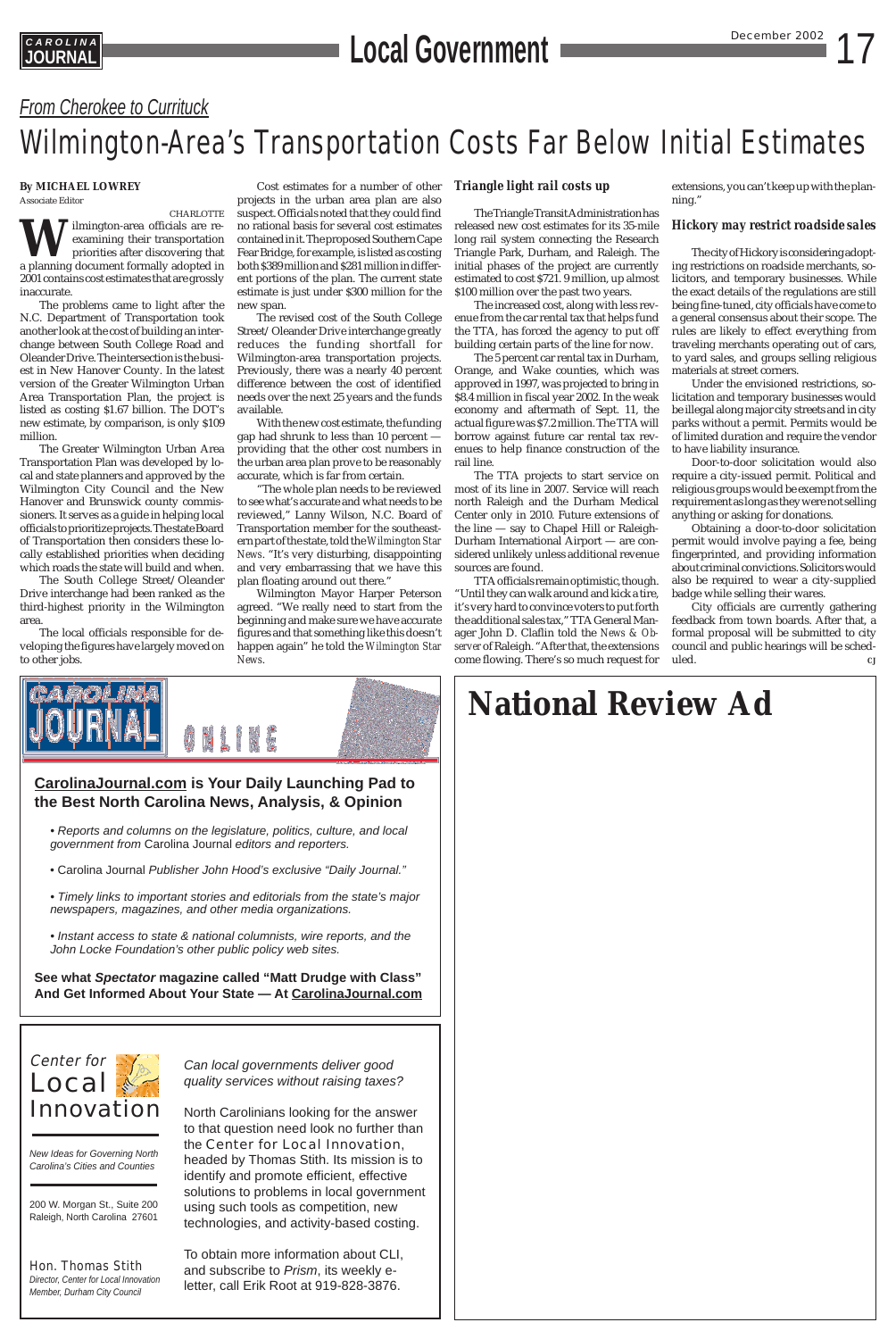## From Cherokee to Currituck

# Wilmington-Area's Transportation Costs Far Below Initial Estimates

**By MICHAEL LOWREY**
Associate Editor

CHARLOTTE

Wilmington-area officials are reexamining their transportation priorities after discovering that a planning document formally adopted in 2001 contains cost estimates that are grossly inaccurate.

The problems came to light after the N.C. Department of Transportation took another look at the cost of building an interchange between South College Road and Oleander Drive. The intersection is the busiest in New Hanover County. In the latest version of the Greater Wilmington Urban Area Transportation Plan, the project is listed as costing $1.67 billion. The DOT's new estimate, by comparison, is only $109 million.

The Greater Wilmington Urban Area Transportation Plan was developed by local and state planners and approved by the Wilmington City Council and the New Hanover and Brunswick county commissioners. It serves as a guide in helping local officials to prioritize projects. The state Board of Transportation then considers these locally established priorities when deciding which roads the state will build and when.

The South College Street/Oleander Drive interchange had been ranked as the third-highest priority in the Wilmington area.

The local officials responsible for developing the figures have largely moved on to other jobs.

Cost estimates for a number of other projects in the urban area plan are also suspect. Officials noted that they could find no rational basis for several cost estimates contained in it. The proposed Southern Cape Fear Bridge, for example, is listed as costing both $389 million and $281 million in different portions of the plan. The current state estimate is just under $300 million for the new span.

The revised cost of the South College Street/Oleander Drive interchange greatly reduces the funding shortfall for Wilmington-area transportation projects. Previously, there was a nearly 40 percent difference between the cost of identified needs over the next 25 years and the funds available.

With the new cost estimate, the funding gap had shrunk to less than 10 percent — providing that the other cost numbers in the urban area plan prove to be reasonably accurate, which is far from certain.

"The whole plan needs to be reviewed to see what's accurate and what needs to be reviewed," Lanny Wilson, N.C. Board of Transportation member for the southeastern part of the state, told the *Wilmington Star News*. "It's very disturbing, disappointing and very embarrassing that we have this plan floating around out there."

Wilmington Mayor Harper Peterson agreed. "We really need to start from the beginning and make sure we have accurate figures and that something like this doesn't happen again" he told the *Wilmington Star News*.

### *Triangle light rail costs up*

The Triangle Transit Administration has released new cost estimates for its 35-mile long rail system connecting the Research Triangle Park, Durham, and Raleigh. The initial phases of the project are currently estimated to cost $721.9 million, up almost $100 million over the past two years.

The increased cost, along with less revenue from the car rental tax that helps fund the TTA, has forced the agency to put off building certain parts of the line for now.

The 5 percent car rental tax in Durham, Orange, and Wake counties, which was approved in 1997, was projected to bring in $8.4 million in fiscal year 2002. In the weak economy and aftermath of Sept. 11, the actual figure was $7.2 million. The TTA will borrow against future car rental tax revenues to help finance construction of the rail line.

The TTA projects to start service on most of its line in 2007. Service will reach north Raleigh and the Durham Medical Center only in 2010. Future extensions of the line — say to Chapel Hill or Raleigh-Durham International Airport — are considered unlikely unless additional revenue sources are found.

TTA officials remain optimistic, though. "Until they can walk around and kick a tire, it's very hard to convince voters to put forth the additional sales tax," TTA General Manager John D. Claflin told the *News & Observer* of Raleigh. "After that, the extensions come flowing. There's so much request for extensions, you can't keep up with the planning."

### *Hickory may restrict roadside sales*

The city of Hickory is considering adopting restrictions on roadside merchants, solicitors, and temporary businesses. While the exact details of the regulations are still being fine-tuned, city officials have come to a general consensus about their scope. The rules are likely to effect everything from traveling merchants operating out of cars, to yard sales, and groups selling religious materials at street corners.

Under the envisioned restrictions, solicitation and temporary businesses would be illegal along major city streets and in city parks without a permit. Permits would be of limited duration and require the vendor to have liability insurance.

Door-to-door solicitation would also require a city-issued permit. Political and religious groups would be exempt from the requirement as long as they were not selling anything or asking for donations.

Obtaining a door-to-door solicitation permit would involve paying a fee, being fingerprinted, and providing information about criminal convictions. Solicitors would also be required to wear a city-supplied badge while selling their wares.

City officials are currently gathering feedback from town boards. After that, a formal proposal will be submitted to city council and public hearings will be scheduled. CJ

---

**CAROLINA JOURNAL ONLINE**

**CarolinaJournal.com is Your Daily Launching Pad to the Best North Carolina News, Analysis, & Opinion**

- *Reports and columns on the legislature, politics, culture, and local government from* Carolina Journal *editors and reporters.*
- Carolina Journal *Publisher John Hood's exclusive "Daily Journal."*
- *Timely links to important stories and editorials from the state's major newspapers, magazines, and other media organizations.*
- *Instant access to state & national columnists, wire reports, and the John Locke Foundation's other public policy web sites.*

**See what *Spectator* magazine called "Matt Drudge with Class" And Get Informed About Your State — At CarolinaJournal.com**

---

**National Review Ad**

---

Center for Local Innovation

*New Ideas for Governing North Carolina's Cities and Counties*

200 W. Morgan St., Suite 200
Raleigh, North Carolina 27601

Hon. Thomas Stith
*Director, Center for Local Innovation*
*Member, Durham City Council*

*Can local governments deliver good quality services without raising taxes?*

North Carolinians looking for the answer to that question need look no further than the Center for Local Innovation, headed by Thomas Stith. Its mission is to identify and promote efficient, effective solutions to problems in local government using such tools as competition, new technologies, and activity-based costing.

To obtain more information about CLI, and subscribe to *Prism*, its weekly e-letter, call Erik Root at 919-828-3876.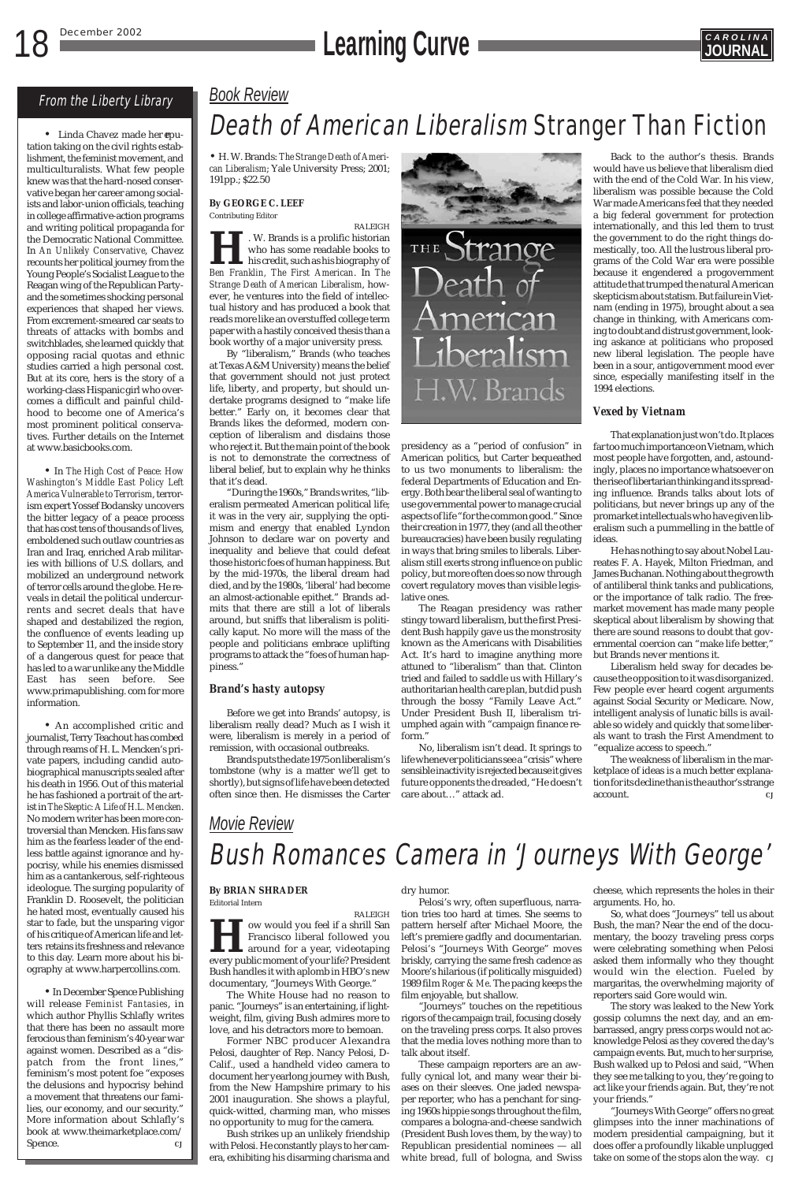## From the Liberty Library

• Linda Chavez made her reputation taking on the civil rights establishment, the feminist movement, and multiculturalists. What few people knew was that the hard-nosed conservative began her career among socialists and labor-union officials, teaching in college affirmative-action programs and writing political propaganda for the Democratic National Committee. In *An Unlikely Conservative*, Chavez recounts her political journey from the Young People's Socialist League to the Reagan wing of the Republican Party and the sometimes shocking personal experiences that shaped her views. From excrement-smeared car seats to threats of attacks with bombs and switchblades, she learned quickly that opposing racial quotas and ethnic studies carried a high personal cost. But at its core, hers is the story of a working-class Hispanic girl who overcomes a difficult and painful childhood to become one of America's most prominent political conservatives. Further details on the Internet at www.basicbooks.com.

• In *The High Cost of Peace: How Washington's Middle East Policy Left America Vulnerable to Terrorism*, terrorism expert Yossef Bodansky uncovers the bitter legacy of a peace process that has cost tens of thousands of lives, emboldened such outlaw countries as Iran and Iraq, enriched Arab militaries with billions of U.S. dollars, and mobilized an underground network of terror cells around the globe. He reveals in detail the political undercurrents and secret deals that have shaped and destabilized the region, the confluence of events leading up to September 11, and the inside story of a dangerous quest for peace that has led to a war unlike any the Middle East has seen before. See www.primapublishing. com for more information.

• An accomplished critic and journalist, Terry Teachout has combed through reams of H. L. Mencken's private papers, including candid autobiographical manuscripts sealed after his death in 1956. Out of this material he has fashioned a portrait of the artist in *The Skeptic: A Life of H.L. Mencken*. No modern writer has been more controversial than Mencken. His fans saw him as the fearless leader of the endless battle against ignorance and hypocrisy, while his enemies dismissed him as a cantankerous, self-righteous ideologue. The surging popularity of Franklin D. Roosevelt, the politician he hated most, eventually caused his star to fade, but the unsparing vigor of his critique of American life and letters retains its freshness and relevance to this day. Learn more about his biography at www.harpercollins.com.

• In December Spence Publishing will release *Feminist Fantasies*, in which author Phyllis Schlafly writes that there has been no assault more ferocious than feminism's 40-year war against women. Described as a "dispatch from the front lines," feminism's most potent foe "exposes the delusions and hypocrisy behind a movement that threatens our families, our economy, and our security." More information about Schlafly's book at www.themarketplace.com/Spence. CJ

## Book Review

# Death of American Liberalism Stranger Than Fiction

• H. W. Brands: *The Strange Death of American Liberalism*; Yale University Press; 2001; 191pp.; $22.50

**By GEORGE C. LEEF**
Contributing Editor

RALEIGH

H. W. Brands is a prolific historian who has some readable books to his credit, such as his biography of *Ben Franklin, The First American*. In *The Strange Death of American Liberalism*, however, he ventures into the field of intellectual history and has produced a book that reads more like an overstuffed college term paper with a hastily conceived thesis than a book worthy of a major university press.

By "liberalism," Brands (who teaches at Texas A&M University) means the belief that government should not just protect life, liberty, and property, but should undertake programs designed to "make life better." Early on, it becomes clear that Brands likes the deformed, modern conception of liberalism and disdains those who reject it. But the main point of the book is not to demonstrate the correctness of liberal belief, but to explain why he thinks that it's dead.

"During the 1960s," Brands writes, "liberalism permeated American political life; it was in the very air, supplying the optimism and energy that enabled Lyndon Johnson to declare war on poverty and inequality and believe that could defeat those historic foes of human happiness. But by the mid-1970s, the liberal dream had died, and by the 1980s, 'liberal' had become an almost-actionable epithet." Brands admits that there are still a lot of liberals around, but sniffs that liberalism is politically kaput. No more will the mass of the people and politicians embrace uplifting programs to attack the "foes of human happiness."

### Brand's hasty autopsy

Before we get into Brands' autopsy, is liberalism really dead? Much as I wish it were, liberalism is merely in a period of remission, with occasional outbreaks.

Brands puts the date 1975 on liberalism's tombstone (why is a matter we'll get to shortly), but signs of life have been detected often since then. He dismisses the Carter presidency as a "period of confusion" in American politics, but Carter bequeathed to us two monuments to liberalism: the federal Departments of Education and Energy. Both bear the liberal seal of wanting to use governmental power to manage crucial aspects of life "for the common good." Since their creation in 1977, they (and all the other bureaucracies) have been busily regulating in ways that bring smiles to liberals. Liberalism still exerts strong influence on public policy, but more often does so now through covert regulatory moves than visible legislative ones.

The Reagan presidency was rather stingy toward liberalism, but the first President Bush happily gave us the monstrosity known as the Americans with Disabilities Act. It's hard to imagine anything more attuned to "liberalism" than that. Clinton tried and failed to saddle us with Hillary's authoritarian health care plan, but did push through the bossy "Family Leave Act." Under President Bush II, liberalism triumphed again with "campaign finance reform."

No, liberalism isn't dead. It springs to life whenever politicians see a "crisis" where sensible inactivity is rejected because it gives future opponents the dreaded, "He doesn't care about…" attack ad.

Back to the author's thesis. Brands would have us believe that liberalism died with the end of the Cold War. In his view, liberalism was possible because the Cold War made Americans feel that they needed a big federal government for protection internationally, and this led them to trust the government to do the right things domestically, too. All the lustrous liberal programs of the Cold War era were possible because it engendered a progovernment attitude that trumped the natural American skepticism about statism. But failure in Vietnam (ending in 1975), brought about a sea change in thinking, with Americans coming to doubt and distrust government, looking askance at politicians who proposed new liberal legislation. The people have been in a sour, antigovernment mood ever since, especially manifesting itself in the 1994 elections.

### Vexed by Vietnam

That explanation just won't do. It places far too much importance on Vietnam, which most people have forgotten, and, astoundingly, places no importance whatsoever on the rise of libertarian thinking and its spreading influence. Brands talks about lots of politicians, but never brings up any of the promarket intellectuals who have given liberalism such a pummelling in the battle of ideas.

He has nothing to say about Nobel Laureates F. A. Hayek, Milton Friedman, and James Buchanan. Nothing about the growth of antiliberal think tanks and publications, or the importance of talk radio. The free-market movement has made many people skeptical about liberalism by showing that there are sound reasons to doubt that governmental coercion can "make life better," but Brands never mentions it.

Liberalism held sway for decades because the opposition to it was disorganized. Few people ever heard cogent arguments against Social Security or Medicare. Now, intelligent analysis of lunatic bills is available so widely and quickly that some liberals want to trash the First Amendment to "equalize access to speech."

The weakness of liberalism in the marketplace of ideas is a much better explanation for its decline than is the author's strange account. CJ

## Movie Review

# Bush Romances Camera in 'Journeys With George'

**By BRIAN SHRADER**
Editorial Intern

RALEIGH

How would you feel if a shrill San Francisco liberal followed you around for a year, videotaping every public moment of your life? President Bush handles it with aplomb in HBO's new documentary, "Journeys With George."

The White House had no reason to panic. "Journeys" is an entertaining, if lightweight, film, giving Bush admirers more to love, and his detractors more to bemoan.

Former NBC producer Alexandra Pelosi, daughter of Rep. Nancy Pelosi, D-Calif., used a handheld video camera to document her yearlong journey with Bush, from the New Hampshire primary to his 2001 inauguration. She shows a playful, quick-witted, charming man, who misses no opportunity to mug for the camera.

Bush strikes up an unlikely friendship with Pelosi. He constantly plays to her camera, exhibiting his disarming charisma and dry humor.

Pelosi's wry, often superfluous, narration tries too hard at times. She seems to pattern herself after Michael Moore, the left's premiere gadfly and documentarian. Pelosi's "Journeys With George" moves briskly, carrying the same fresh cadence as Moore's hilarious (if politically misguided) 1989 film *Roger & Me*. The pacing keeps the film enjoyable, but shallow.

"Journeys" touches on the repetitious rigors of the campaign trail, focusing closely on the traveling press corps. It also proves that the media loves nothing more than to talk about itself.

These campaign reporters are an awfully cynical lot, and many wear their biases on their sleeves. One jaded newspaper reporter, who has a penchant for singing 1960s hippie songs throughout the film, compares a bologna-and-cheese sandwich (President Bush loves them, by the way) to Republican presidential nominees — all white bread, full of bologna, and Swiss cheese, which represents the holes in their arguments. Ho, ho.

So, what does "Journeys" tell us about Bush, the man? Near the end of the documentary, the boozy traveling press corps were celebrating something when Pelosi asked them informally who they thought would win the election. Fueled by margaritas, the overwhelming majority of reporters said Gore would win.

The story was leaked to the New York gossip columns the next day, and an embarrassed, angry press corps would not acknowledge Pelosi as they covered the day's campaign events. But, much to her surprise, Bush walked up to Pelosi and said, "When they see me talking to you, they're going to act like your friends again. But, they're not your friends."

"Journeys With George" offers no great glimpses into the inner machinations of modern presidential campaigning, but it does offer a profoundly likable unplugged take on some of the stops alon the way. CJ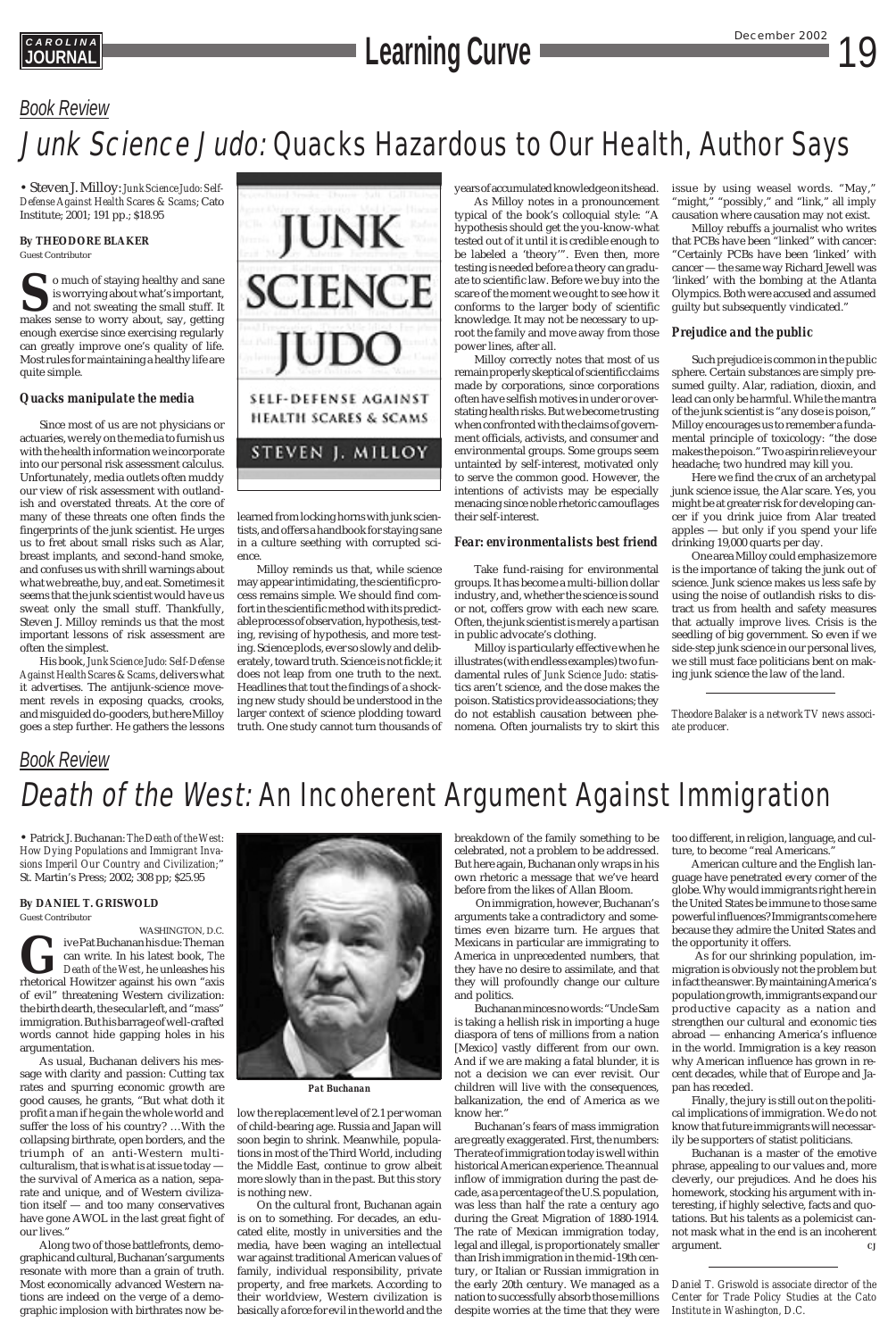## Book Review

# Junk Science Judo: Quacks Hazardous to Our Health, Author Says

• Steven J. Milloy: *Junk Science Judo: Self-Defense Against Health Scares & Scams*; Cato Institute; 2001; 191 pp.; $18.95

**By THEODORE BLAKER**
Guest Contributor

So much of staying healthy and sane is worrying about what's important, and not sweating the small stuff. It makes sense to worry about, say, getting enough exercise since exercising regularly can greatly improve one's quality of life. Most rules for maintaining a healthy life are quite simple.

### Quacks manipulate the media

Since most of us are not physicians or actuaries, we rely on the media to furnish us with the health information we incorporate into our personal risk assessment calculus. Unfortunately, media outlets often muddy our view of risk assessment with outlandish and overstated threats. At the core of many of these threats one often finds the fingerprints of the junk scientist. He urges us to fret about small risks such as Alar, breast implants, and second-hand smoke, and confuses us with shrill warnings about what we breathe, buy, and eat. Sometimes it seems that the junk scientist would have us sweat only the small stuff. Thankfully, Steven J. Milloy reminds us that the most important lessons of risk assessment are often the simplest.

His book, *Junk Science Judo: Self-Defense Against Health Scares & Scams*, delivers what it advertises. The antijunk-science movement revels in exposing quacks, crooks, and misguided do-gooders, but here Milloy goes a step further. He gathers the lessons learned from locking horns with junk scientists, and offers a handbook for staying sane in a culture seething with corrupted science.

Milloy reminds us that, while science may appear intimidating, the scientific process remains simple. We should find comfort in the scientific method with its predictable process of observation, hypothesis, testing, revising of hypothesis, and more testing. Science plods, *ever* so slowly and deliberately, toward truth. Science is not fickle; it does not leap from one truth to the next. Headlines that tout the findings of a shocking new study should be understood in the larger context of science plodding toward truth. One study cannot turn thousands of years of accumulated knowledge on its head.

As Milloy notes in a pronouncement typical of the book's colloquial style: "A hypothesis should get the you-know-what tested out of it until it is credible enough to be labeled a 'theory'". Even then, more testing is needed before a theory can graduate to scientific law. Before we buy into the scare of the moment we ought to see how it conforms to the larger body of scientific knowledge. It may not be necessary to uproot the family and move away from those power lines, after all.

Milloy correctly notes that most of us remain properly skeptical of scientific claims made by corporations, since corporations often have selfish motives in under or overstating health risks. But we become trusting when confronted with the claims of government officials, activists, and consumer and environmental groups. Some groups seem untainted by self-interest, motivated only to serve the common good. However, the intentions of activists may be especially menacing since noble rhetoric camouflages their self-interest.

### Fear: environmentalists best friend

Take fund-raising for environmental groups. It has become a multi-billion dollar industry, and, whether the science is sound or not, coffers grow with each new scare. Often, the junk scientist is merely a partisan in public advocate's clothing.

Milloy is particularly effective when he illustrates (with endless examples) two fundamental rules of *Junk Science Judo*: statistics aren't science, and the dose makes the poison. Statistics provide associations; they do not establish causation between phenomena. Often journalists try to skirt this issue by using weasel words. "May," "might," "possibly," and "link," all imply causation where causation may not exist.

Milloy rebuffs a journalist who writes that PCBs have been "linked" with cancer: "Certainly PCBs have been 'linked' with cancer — the same way Richard Jewell was 'linked' with the bombing at the Atlanta Olympics. Both were accused and assumed guilty but subsequently vindicated."

### Prejudice and the public

Such prejudice is common in the public sphere. Certain substances are simply presumed guilty. Alar, radiation, dioxin, and lead can only be harmful. While the mantra of the junk scientist is "any dose is poison," Milloy encourages us to remember a fundamental principle of toxicology: "the dose makes the poison." Two aspirin relieve your headache; two hundred may kill you.

Here we find the crux of an archetypal junk science issue, the Alar scare. Yes, you might be at greater risk for developing cancer if you drink juice from Alar treated apples — but only if you spend your life drinking 19,000 quarts per day.

One area Milloy could emphasize more is the importance of taking the junk out of science. Junk science makes us less safe by using the noise of outlandish risks to distract us from health and safety measures that actually improve lives. Crisis is the seedling of big government. So even if we side-step junk science in our personal lives, we still must face politicians bent on making junk science the law of the land.

*Theodore Balaker is a network TV news associate producer.*

## Book Review

# Death of the West: An Incoherent Argument Against Immigration

• Patrick J. Buchanan: *The Death of the West: How Dying Populations and Immigrant Invasions Imperil Our Country and Civilization*;" St. Martin's Press; 2002; 308 pp; $25.95

**By DANIEL T. GRISWOLD**
Guest Contributor

WASHINGTON, D.C.

Give Pat Buchanan his due: The man can write. In his latest book, *The Death of the West*, he unleashes his rhetorical Howitzer against his own "axis of evil" threatening Western civilization: the birth dearth, the secular left, and "mass" immigration. But his barrage of well-crafted words cannot hide gapping holes in his argumentation.

As usual, Buchanan delivers his message with clarity and passion: Cutting tax rates and spurring economic growth are good causes, he grants, "But what doth it profit a man if he gain the whole world and suffer the loss of his country? …With the collapsing birthrate, open borders, and the triumph of an anti-Western multiculturalism, that is what is at issue today — the survival of America as a nation, separate and unique, and of Western civilization itself — and too many conservatives have gone AWOL in the last great fight of our lives."

Along two of those battlefronts, demographic and cultural, Buchanan's arguments resonate with more than a grain of truth. Most economically advanced Western nations are indeed on the verge of a demographic implosion with birthrates now below the replacement level of 2.1 per woman of child-bearing age. Russia and Japan will soon begin to shrink. Meanwhile, populations in most of the Third World, including the Middle East, continue to grow albeit more slowly than in the past. But this story is nothing new.

Pat Buchanan

On the cultural front, Buchanan again is on to something. For decades, an educated elite, mostly in universities and the media, have been waging an intellectual war against traditional American values of family, individual responsibility, private property, and free markets. According to their worldview, Western civilization is basically a force for evil in the world and the breakdown of the family something to be celebrated, not a problem to be addressed. But here again, Buchanan only wraps in his own rhetoric a message that we've heard before from the likes of Allan Bloom.

On immigration, however, Buchanan's arguments take a contradictory and sometimes even bizarre turn. He argues that Mexicans in particular are immigrating to America in unprecedented numbers, that they have no desire to assimilate, and that they will profoundly change our culture and politics.

Buchanan minces no words: "Uncle Sam is taking a hellish risk in importing a huge diaspora of tens of millions from a nation [Mexico] vastly different from our own. And if we are making a fatal blunder, it is not a decision we can ever revisit. Our children will live with the consequences, balkanization, the end of America as we know her."

Buchanan's fears of mass immigration are greatly exaggerated. First, the numbers: The rate of immigration today is well within historical American experience. The annual inflow of immigration during the past decade, as a percentage of the U.S. population, was less than half the rate a century ago during the Great Migration of 1880-1914. The rate of Mexican immigration today, legal and illegal, is proportionately smaller than Irish immigration in the mid-19th century, or Italian or Russian immigration in the early 20th century. We managed as a nation to successfully absorb those millions despite worries at the time that they were too different, in religion, language, and culture, to become "real Americans."

American culture and the English language have penetrated every corner of the globe. Why would immigrants right here in the United States be immune to those same powerful influences? Immigrants come here because they admire the United States and the opportunity it offers.

As for our shrinking population, immigration is obviously not the problem but in fact the answer. By maintaining America's population growth, immigrants expand our productive capacity as a nation and strengthen our cultural and economic ties abroad — enhancing America's influence in the world. Immigration is a key reason why American influence has grown in recent decades, while that of Europe and Japan has receded.

Finally, the jury is still out on the political implications of immigration. We do not know that future immigrants will necessarily be supporters of statist politicians.

Buchanan is a master of the emotive phrase, appealing to our values and, more cleverly, our prejudices. And he does his homework, stocking his argument with interesting, if highly selective, facts and quotations. But his talents as a polemicist cannot mask what in the end is an incoherent argument. CJ

*Daniel T. Griswold is associate director of the Center for Trade Policy Studies at the Cato Institute in Washington, D.C.*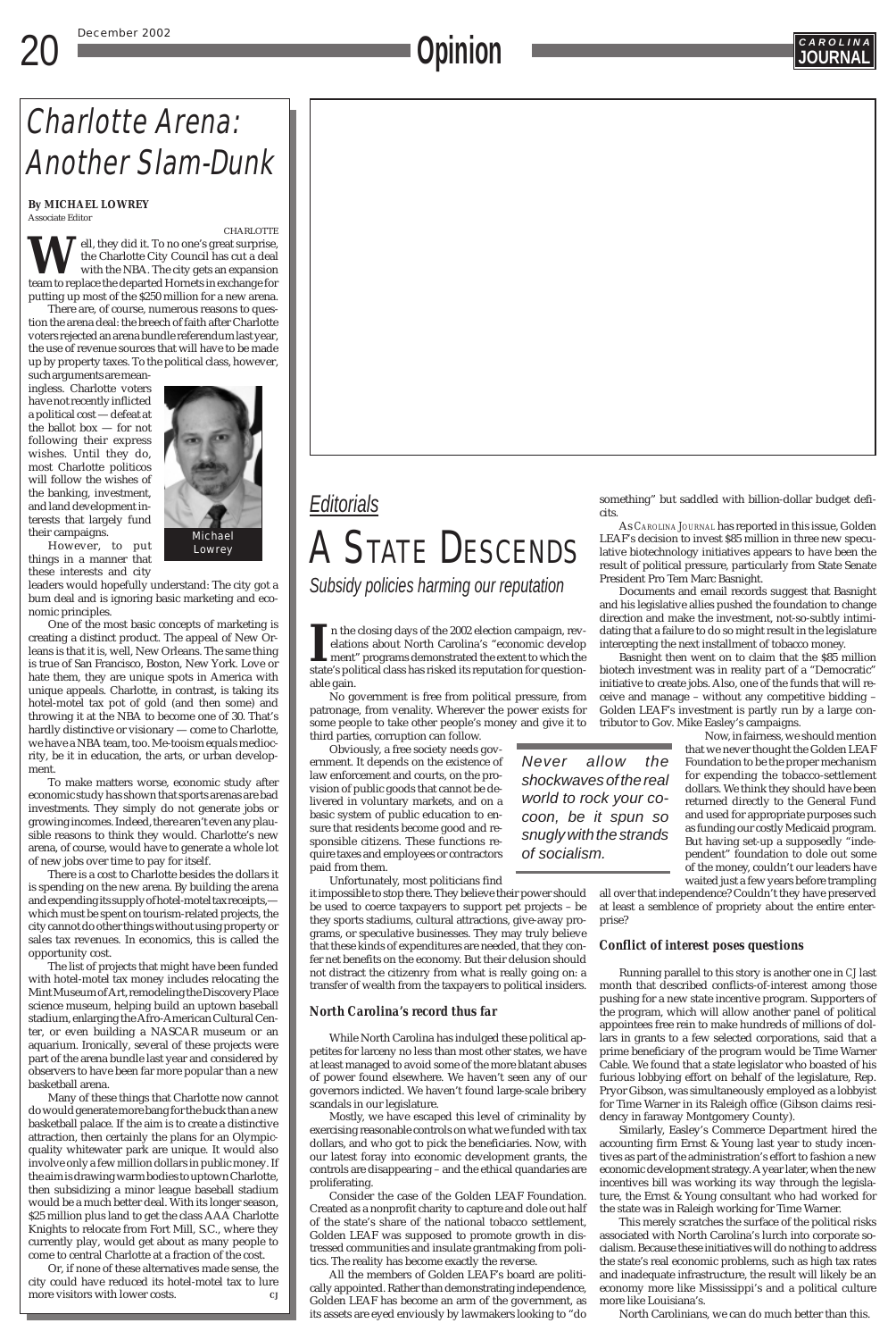# Charlotte Arena: Another Slam-Dunk

**By MICHAEL LOWREY**
Associate Editor

CHARLOTTE

Well, they did it. To no one's great surprise, the Charlotte City Council has cut a deal with the NBA. The city gets an expansion team to replace the departed Hornets in exchange for putting up most of the $250 million for a new arena.

There are, of course, numerous reasons to question the arena deal: the breech of faith after Charlotte voters rejected an arena bundle referendum last year, the use of revenue sources that will have to be made up by property taxes. To the political class, however, such arguments are meaningless. Charlotte voters have not recently inflicted a political cost — defeat at the ballot box — for not following their express wishes. Until they do, most Charlotte politicos will follow the wishes of the banking, investment, and land development interests that largely fund their campaigns.

Michael Lowrey

However, to put things in a manner that these interests and city leaders would hopefully understand: The city got a bum deal and is ignoring basic marketing and economic principles.

One of the most basic concepts of marketing is creating a distinct product. The appeal of New Orleans is that it is, well, New Orleans. The same thing is true of San Francisco, Boston, New York. Love or hate them, they are unique spots in America with unique appeals. Charlotte, in contrast, is taking its hotel-motel tax pot of gold (and then some) and throwing it at the NBA to become one of 30. That's hardly distinctive or visionary — come to Charlotte, we have a NBA team, too. Me-tooism equals mediocrity, be it in education, the arts, or urban development.

To make matters worse, economic study after economic study has shown that sports arenas are bad investments. They simply do not generate jobs or growing incomes. Indeed, there aren't even any plausible reasons to think they would. Charlotte's new arena, of course, would have to generate a whole lot of new jobs over time to pay for itself.

There is a cost to Charlotte besides the dollars it is spending on the new arena. By building the arena and expending its supply of hotel-motel tax receipts,—which must be spent on tourism-related projects, the city cannot do other things without using property or sales tax revenues. In economics, this is called the opportunity cost.

The list of projects that might have been funded with hotel-motel tax money includes relocating the Mint Museum of Art, remodeling the Discovery Place science museum, helping build an uptown baseball stadium, enlarging the Afro-American Cultural Center, or even building a NASCAR museum or an aquarium. Ironically, several of these projects were part of the arena bundle last year and considered by observers to have been far more popular than a new basketball arena.

Many of these things that Charlotte now cannot do would generate more bang for the buck than a new basketball palace. If the aim is to create a distinctive attraction, then certainly the plans for an Olympic-quality whitewater park are unique. It would also involve only a few million dollars in public money. If the aim is drawing warm bodies to uptown Charlotte, then subsidizing a minor league baseball stadium would be a much better deal. With its longer season, $25 million plus land to get the class AAA Charlotte Knights to relocate from Fort Mill, S.C., where they currently play, would get about as many people to come to central Charlotte at a fraction of the cost.

Or, if none of these alternatives made sense, the city could have reduced its hotel-motel tax to lure more visitors with lower costs. *CJ*

## *Editorials*

# A State Descends

*Subsidy policies harming our reputation*

In the closing days of the 2002 election campaign, revelations about North Carolina's "economic development" programs demonstrated the extent to which the state's political class has risked its reputation for questionable gain.

No government is free from political pressure, from patronage, from venality. Wherever the power exists for some people to take other people's money and give it to third parties, corruption can follow.

Obviously, a free society needs government. It depends on the existence of law enforcement and courts, on the provision of public goods that cannot be delivered in voluntary markets, and on a basic system of public education to ensure that residents become good and responsible citizens. These functions require taxes and employees or contractors paid from them.

*Never allow the shockwaves of the real world to rock your cocoon, be it spun so snugly with the strands of socialism.*

Unfortunately, most politicians find it impossible to stop there. They believe their power should be used to coerce taxpayers to support pet projects – be they sports stadiums, cultural attractions, give-away programs, or speculative businesses. They may truly believe that these kinds of expenditures are needed, that they confer net benefits on the economy. But their delusion should not distract the citizenry from what is really going on: a transfer of wealth from the taxpayers to political insiders.

### North Carolina's record thus far

While North Carolina has indulged these political appetites for larceny no less than most other states, we have at least managed to avoid some of the more blatant abuses of power found elsewhere. We haven't seen any of our governors indicted. We haven't found large-scale bribery scandals in our legislature.

Mostly, we have escaped this level of criminality by exercising reasonable controls on what we funded with tax dollars, and who got to pick the beneficiaries. Now, with our latest foray into economic development grants, the controls are disappearing – and the ethical quandaries are proliferating.

Consider the case of the Golden LEAF Foundation. Created as a nonprofit charity to capture and dole out half of the state's share of the national tobacco settlement, Golden LEAF was supposed to promote growth in distressed communities and insulate grantmaking from politics. The reality has become exactly the reverse.

All the members of Golden LEAF's board are politically appointed. Rather than demonstrating independence, Golden LEAF has become an arm of the government, as its assets are eyed enviously by lawmakers looking to "do something" but saddled with billion-dollar budget deficits.

As CAROLINA JOURNAL has reported in this issue, Golden LEAF's decision to invest $85 million in three new speculative biotechnology initiatives appears to have been the result of political pressure, particularly from State Senate President Pro Tem Marc Basnight.

Documents and email records suggest that Basnight and his legislative allies pushed the foundation to change direction and make the investment, not-so-subtly intimidating that a failure to do so might result in the legislature intercepting the next installment of tobacco money.

Basnight then went on to claim that the $85 million biotech investment was in reality part of a "Democratic" initiative to create jobs. Also, one of the funds that will receive and manage – without any competitive bidding – Golden LEAF's investment is partly run by a large contributor to Gov. Mike Easley's campaigns.

Now, in fairness, we should mention that we never thought the Golden LEAF Foundation to be the proper mechanism for expending the tobacco-settlement dollars. We think they should have been returned directly to the General Fund and used for appropriate purposes such as funding our costly Medicaid program. But having set-up a supposedly "independent" foundation to dole out some of the money, couldn't our leaders have waited just a few years before trampling all over that independence? Couldn't they have preserved at least a semblence of propriety about the entire enterprise?

### Conflict of interest poses questions

Running parallel to this story is another one in *CJ* last month that described conflicts-of-interest among those pushing for a new state incentive program. Supporters of the program, which will allow another panel of political appointees free rein to make hundreds of millions of dollars in grants to a few selected corporations, said that a prime beneficiary of the program would be Time Warner Cable. We found that a state legislator who boasted of his furious lobbying effort on behalf of the legislature, Rep. Pryor Gibson, was simultaneously employed as a lobbyist for Time Warner in its Raleigh office (Gibson claims residency in faraway Montgomery County).

Similarly, Easley's Commerce Department hired the accounting firm Ernst & Young last year to study incentives as part of the administration's effort to fashion a new economic development strategy. A year later, when the new incentives bill was working its way through the legislature, the Ernst & Young consultant who had worked for the state was in Raleigh working for Time Warner.

This merely scratches the surface of the political risks associated with North Carolina's lurch into corporate socialism. Because these initiatives will do nothing to address the state's real economic problems, such as high tax rates and inadequate infrastructure, the result will likely be an economy more like Mississippi's and a political culture more like Louisiana's.

North Carolinians, we can do much better than this.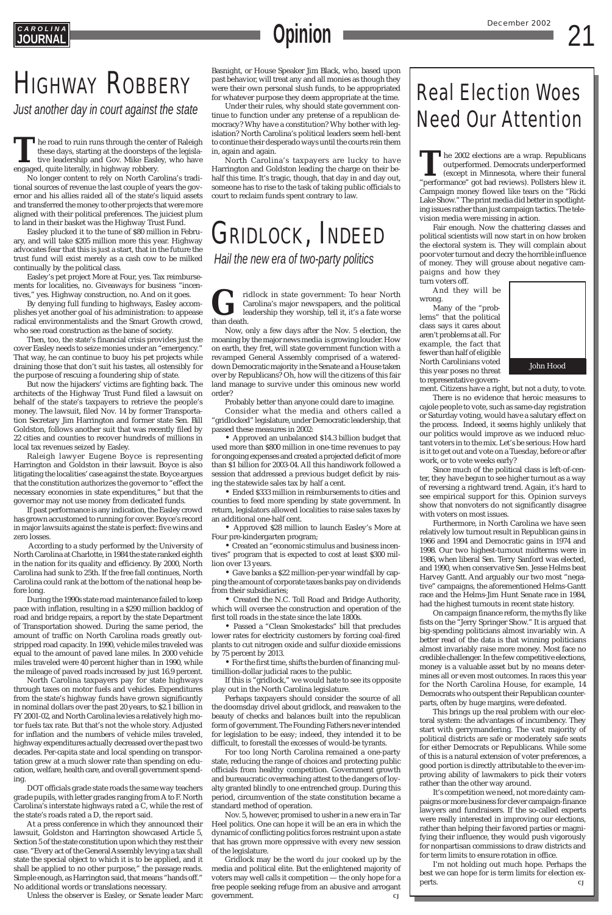# Highway Robbery

*Just another day in court against the state*

The road to ruin runs through the center of Raleigh these days, starting at the doorsteps of the legislative leadership and Gov. Mike Easley, who have engaged, quite literally, in highway robbery.

No longer content to rely on North Carolina's traditional sources of revenue the last couple of years the governor and his allies raided all of the state's liquid assets and transferred the money to other projects that were more aligned with their political preferences. The juiciest plum to land in their basket was the Highway Trust Fund.

Easley plucked it to the tune of $80 million in February, and will take $205 million more this year. Highway advocates fear that this is just a start, that in the future the trust fund will exist merely as a cash cow to be milked continually by the political class.

Easley's pet project More at Four, yes. Tax reimbursements for localities, no. Giveaways for business "incentives," yes. Highway construction, no. And on it goes.

By denying full funding to highways, Easley accomplishes yet another goal of his administration: to appease radical environmentalists and the Smart Growth crowd, who see road construction as the bane of society.

Then, too, the state's financial crisis provides just the cover Easley needs to seize monies under an "emergency." That way, he can continue to buoy his pet projects while draining those that don't suit his tastes, all ostensibly for the purpose of rescuing a foundering ship of state.

But now the hijackers' victims are fighting back. The architects of the Highway Trust Fund filed a lawsuit on behalf of the state's taxpayers to retrieve the people's money. The lawsuit, filed Nov. 14 by former Transportation Secretary Jim Harrington and former state Sen. Bill Goldston, follows another suit that was recently filed by 22 cities and counties to recover hundreds of millions in local tax revenues seized by Easley.

Raleigh lawyer Eugene Boyce is representing Harrington and Goldston in their lawsuit. Boyce is also litigating the localities' case against the state. Boyce argues that the constitution authorizes the governor to "effect the necessary economies in state expenditures," but that the governor may not use money from dedicated funds.

If past performance is any indication, the Easley crowd has grown accustomed to running for cover. Boyce's record in major lawsuits against the state is perfect: five wins and zero losses.

According to a study performed by the University of North Carolina at Charlotte, in 1984 the state ranked eighth in the nation for its quality and efficiency. By 2000, North Carolina had sunk to 25th. If the free fall continues, North Carolina could rank at the bottom of the national heap before long.

During the 1990s state road maintenance failed to keep pace with inflation, resulting in a $290 million backlog of road and bridge repairs, a report by the state Department of Transportation showed. During the same period, the amount of traffic on North Carolina roads greatly outstripped road capacity. In 1990, vehicle miles traveled was equal to the amount of paved lane miles. In 2000 vehicle miles traveled were 40 percent higher than in 1990, while the mileage of paved roads increased by just 16.9 percent.

North Carolina taxpayers pay for state highways through taxes on motor fuels and vehicles. Expenditures from the state's highway funds have grown significantly in nominal dollars over the past 20 years, to $2.1 billion in FY 2001-02, and North Carolina levies a relatively high motor fuels tax rate. But that's not the whole story. Adjusted for inflation and the numbers of vehicle miles traveled, highway expenditures actually decreased over the past two decades. Per-capita state and local spending on transportation grew at a much slower rate than spending on education, welfare, health care, and overall government spending.

DOT officials grade state roads the same way teachers grade pupils, with letter grades ranging from A to F. North Carolina's interstate highways rated a C, while the rest of the state's roads rated a D, the report said.

At a press conference in which they announced their lawsuit, Goldston and Harrington showcased Article 5, Section 5 of the state constitution upon which they rest their case. "Every act of the General Assembly levying a tax shall state the special object to which it is to be applied, and it shall be applied to no other purpose," the passage reads. Simple enough, as Harrington said, that means "hands off." No additional words or translations necessary.

Unless the observer is Easley, or Senate leader Marc Basnight, or House Speaker Jim Black, who, based upon past behavior, will treat any and all monies as though they were their own personal slush funds, to be appropriated for whatever purpose they deem appropriate at the time.

Under their rules, why should state government continue to function under any pretense of a republican democracy? Why have a constitution? Why bother with legislation? North Carolina's political leaders seem hell-bent to continue their desperado ways until the courts rein them in, again and again.

North Carolina's taxpayers are lucky to have Harrington and Goldston leading the charge on their behalf this time. It's tragic, though, that day in and day out, someone has to rise to the task of taking public officials to court to reclaim funds spent contrary to law.

# Gridlock, Indeed

*Hail the new era of two-party politics*

Gridlock in state government: To hear North Carolina's major newspapers, and the political leadership they worship, tell it, it's a fate worse than death.

Now, only a few days after the Nov. 5 election, the moaning by the major news media is growing louder. How on earth, they fret, will state government function with a revamped General Assembly comprised of a watered-down Democratic majority in the Senate and a House taken over by Republicans? Oh, how will the citizens of this fair land manage to survive under this ominous new world order?

Probably better than anyone could dare to imagine.

Consider what the media and others called a "gridlocked" legislature, under Democratic leadership, that passed these measures in 2002:

- Approved an unbalanced $14.3 billion budget that used more than $800 million in one-time revenues to pay for ongoing expenses and created a projected deficit of more than $1 billion for 2003-04. All this handiwork followed a session that addressed a previous budget deficit by raising the statewide sales tax by half a cent.
- Ended $333 million in reimbursements to cities and counties to feed more spending by state government. In return, legislators allowed localities to raise sales taxes by an additional one-half cent.
- Approved $28 million to launch Easley's More at Four pre-kindergarten program;
- Created an "economic stimulus and business incentives" program that is expected to cost at least $300 million over 13 years.
- Gave banks a $22 million-per-year windfall by capping the amount of corporate taxes banks pay on dividends from their subsidiaries;
- Created the N.C. Toll Road and Bridge Authority, which will oversee the construction and operation of the first toll roads in the state since the late 1800s.
- Passed a "Clean Smokestacks" bill that precludes lower rates for electricity customers by forcing coal-fired plants to cut nitrogen oxide and sulfur dioxide emissions by 75 percent by 2013.
- For the first time, shifts the burden of financing multimillion-dollar judicial races to the public.

If this is "gridlock," we would hate to see its opposite play out in the North Carolina legislature.

Perhaps taxpayers should consider the source of all the doomsday drivel about gridlock, and reawaken to the beauty of checks and balances built into the republican form of government. The Founding Fathers never intended for legislation to be easy; indeed, they intended it to be difficult, to forestall the excesses of would-be tyrants.

For too long North Carolina remained a one-party state, reducing the range of choices and protecting public officials from healthy competition. Government growth and bureaucratic overreaching attest to the dangers of loyalty granted blindly to one entrenched group. During this period, circumvention of the state constitution became a standard method of operation.

Nov. 5, however, promised to usher in a new era in Tar Heel politics. One can hope it will be an era in which the dynamic of conflicting politics forces restraint upon a state that has grown more oppressive with every new session of the legislature.

Gridlock may be the word *du jour* cooked up by the media and political elite. But the enlightened majority of voters may well calls it competition — the only hope for a free people seeking refuge from an abusive and arrogant government. CJ

# Real Election Woes Need Our Attention

The 2002 elections are a wrap. Republicans outperformed. Democrats underperformed (except in Minnesota, where their funeral "performance" got bad reviews). Pollsters blew it. Campaign money flowed like tears on the "Ricki Lake Show." The print media did better in spotlighting issues rather than just campaign tactics. The television media were missing in action.

Fair enough. Now the chattering classes and political scientists will now start in on how broken the electoral system is. They will complain about poor voter turnout and decry the horrible influence of money. They will grouse about negative campaigns and how they turn voters off.

John Hood

And they will be wrong.

Many of the "problems" that the political class says it cares about aren't problems at all. For example, the fact that fewer than half of eligible North Carolinians voted this year poses no threat to representative government. Citizens have a right, but not a duty, to vote.

There is no evidence that heroic measures to cajole people to vote, such as same-day registration or Saturday voting, would have a salutary effect on the process. Indeed, it seems highly unlikely that our politics would improve as we induced reluctant voters in to the mix. Let's be serious: How hard is it to get out and vote on a Tuesday, before or after work, or to vote weeks early?

Since much of the political class is left-of-center, they have begun to see higher turnout as a way of reversing a rightward trend. Again, it's hard to see empirical support for this. Opinion surveys show that nonvoters do not significantly disagree with voters on most issues.

Furthermore, in North Carolina we have seen relatively low turnout result in Republican gains in 1966 and 1994 and Democratic gains in 1974 and 1998. Our two highest-turnout midterms were in 1986, when liberal Sen. Terry Sanford was elected, and 1990, when conservative Sen. Jesse Helms beat Harvey Gantt. And arguably our two most "negative" campaigns, the aforementioned Helms-Gantt race and the Helms-Jim Hunt Senate race in 1984, had the highest turnouts in recent state history.

On campaign finance reform, the myths fly like fists on the "Jerry Springer Show." It is argued that big-spending politicians almost invariably win. A better read of the data is that winning politicians almost invariably raise more money. Most face no credible challenger. In the few competitive elections, money is a valuable asset but by no means determines all or even most outcomes. In races this year for the North Carolina House, for example, 14 Democrats who outspent their Republican counterparts, often by huge margins, were defeated.

This brings up the real problem with our electoral system: the advantages of incumbency. They start with gerrymandering. The vast majority of political districts are safe or moderately safe seats for either Democrats or Republicans. While some of this is a natural extension of voter preferences, a good portion is directly attributable to the ever-improving ability of lawmakers to pick their voters rather than the other way around.

It's competition we need, not more dainty campaigns or more business for clever campaign-finance lawyers and fundraisers. If the so-called experts were really interested in improving our elections, rather than helping their favored parties or magnifying their influence, they would push vigorously for nonpartisan commissions to draw districts and for term limits to ensure rotation in office.

I'm not holding out much hope. Perhaps the best we can hope for is term limits for election experts. CJ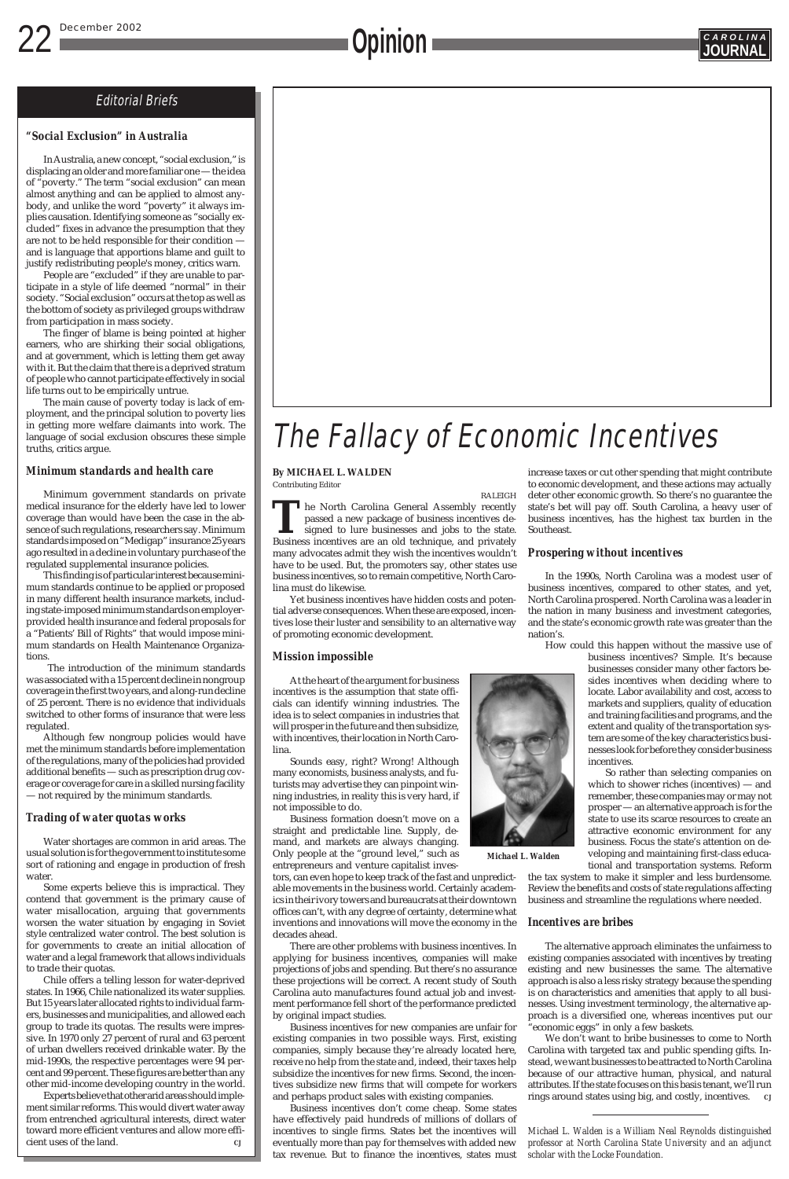## Editorial Briefs

### "Social Exclusion" in Australia

In Australia, a new concept, "social exclusion," is displacing an older and more familiar one — the idea of "poverty." The term "social exclusion" can mean almost anything and can be applied to almost anybody, and unlike the word "poverty" it always implies causation. Identifying someone as "socially excluded" fixes in advance the presumption that they are not to be held responsible for their condition — and is language that apportions blame and guilt to justify redistributing people's money, critics warn.

People are "excluded" if they are unable to participate in a style of life deemed "normal" in their society. "Social exclusion" occurs at the top as well as the bottom of society as privileged groups withdraw from participation in mass society.

The finger of blame is being pointed at higher earners, who are shirking their social obligations, and at government, which is letting them get away with it. But the claim that there is a deprived stratum of people who cannot participate effectively in social life turns out to be empirically untrue.

The main cause of poverty today is lack of employment, and the principal solution to poverty lies in getting more welfare claimants into work. The language of social exclusion obscures these simple truths, critics argue.

### Minimum standards and health care

Minimum government standards on private medical insurance for the elderly have led to lower coverage than would have been the case in the absence of such regulations, researchers say. Minimum standards imposed on "Medigap" insurance 25 years ago resulted in a decline in voluntary purchase of the regulated supplemental insurance policies.

This finding is of particular interest because minimum standards continue to be applied or proposed in many different health insurance markets, including state-imposed minimum standards on employer-provided health insurance and federal proposals for a "Patients' Bill of Rights" that would impose minimum standards on Health Maintenance Organizations.

The introduction of the minimum standards was associated with a 15 percent decline in nongroup coverage in the first two years, and a long-run decline of 25 percent. There is no evidence that individuals switched to other forms of insurance that were less regulated.

Although few nongroup policies would have met the minimum standards before implementation of the regulations, many of the policies had provided additional benefits — such as prescription drug coverage or coverage for care in a skilled nursing facility — not required by the minimum standards.

### Trading of water quotas works

Water shortages are common in arid areas. The usual solution is for the government to institute some sort of rationing and engage in production of fresh water.

Some experts believe this is impractical. They contend that government is the primary cause of water misallocation, arguing that governments worsen the water situation by engaging in Soviet style centralized water control. The best solution is for governments to create an initial allocation of water and a legal framework that allows individuals to trade their quotas.

Chile offers a telling lesson for water-deprived states. In 1966, Chile nationalized its water supplies. But 15 years later allocated rights to individual farmers, businesses and municipalities, and allowed each group to trade its quotas. The results were impressive. In 1970 only 27 percent of rural and 63 percent of urban dwellers received drinkable water. By the mid-1990s, the respective percentages were 94 percent and 99 percent. These figures are better than any other mid-income developing country in the world.

Experts believe that other arid areas should implement similar reforms. This would divert water away from entrenched agricultural interests, direct water toward more efficient ventures and allow more efficient uses of the land. CJ

# The Fallacy of Economic Incentives

**By MICHAEL L. WALDEN**
Contributing Editor

RALEIGH

The North Carolina General Assembly recently passed a new package of business incentives designed to lure businesses and jobs to the state. Business incentives are an old technique, and privately many advocates admit they wish the incentives wouldn't have to be used. But, the promoters say, other states use business incentives, so to remain competitive, North Carolina must do likewise.

Yet business incentives have hidden costs and potential adverse consequences. When these are exposed, incentives lose their luster and sensibility to an alternative way of promoting economic development.

### Mission impossible

At the heart of the argument for business incentives is the assumption that state officials can identify winning industries. The idea is to select companies in industries that will prosper in the future and then subsidize, with incentives, their location in North Carolina.

Sounds easy, right? Wrong! Although many economists, business analysts, and futurists may advertise they can pinpoint winning industries, in reality this is very hard, if not impossible to do.

Business formation doesn't move on a straight and predictable line. Supply, demand, and markets are always changing. Only people at the "ground level," such as entrepreneurs and venture capitalist investors, can even hope to keep track of the fast and unpredictable movements in the business world. Certainly academics in their ivory towers and bureaucrats at their downtown offices can't, with any degree of certainty, determine what inventions and innovations will move the economy in the decades ahead.

*Michael L. Walden*

There are other problems with business incentives. In applying for business incentives, companies will make projections of jobs and spending. But there's no assurance these projections will be correct. A recent study of South Carolina auto manufactures found actual job and investment performance fell short of the performance predicted by original impact studies.

Business incentives for new companies are unfair for existing companies in two possible ways. First, existing companies, simply because they're already located here, receive no help from the state and, indeed, their taxes help subsidize the incentives for new firms. Second, the incentives subsidize new firms that will compete for workers and perhaps product sales with existing companies.

Business incentives don't come cheap. Some states have effectively paid hundreds of millions of dollars of incentives to single firms. States bet the incentives will eventually more than pay for themselves with added new tax revenue. But to finance the incentives, states must increase taxes or cut other spending that might contribute to economic development, and these actions may actually deter other economic growth. So there's no guarantee the state's bet will pay off. South Carolina, a heavy user of business incentives, has the highest tax burden in the Southeast.

### Prospering without incentives

In the 1990s, North Carolina was a modest user of business incentives, compared to other states, and yet, North Carolina prospered. North Carolina was a leader in the nation in many business and investment categories, and the state's economic growth rate was greater than the nation's.

How could this happen without the massive use of business incentives? Simple. It's because businesses consider many other factors besides incentives when deciding where to locate. Labor availability and cost, access to markets and suppliers, quality of education and training facilities and programs, and the extent and quality of the transportation system are some of the key characteristics businesses look for before they consider business incentives.

So rather than selecting companies on which to shower riches (incentives) — and remember, these companies may or may not prosper — an alternative approach is for the state to use its scarce resources to create an attractive economic environment for any business. Focus the state's attention on developing and maintaining first-class educational and transportation systems. Reform the tax system to make it simpler and less burdensome. Review the benefits and costs of state regulations affecting business and streamline the regulations where needed.

### Incentives are bribes

The alternative approach eliminates the unfairness to existing companies associated with incentives by treating existing and new businesses the same. The alternative approach is also a less risky strategy because the spending is on characteristics and amenities that apply to all businesses. Using investment terminology, the alternative approach is a diversified one, whereas incentives put our "economic eggs" in only a few baskets.

We don't want to bribe businesses to come to North Carolina with targeted tax and public spending gifts. Instead, we want businesses to be attracted to North Carolina because of our attractive human, physical, and natural attributes. If the state focuses on this basis tenant, we'll run rings around states using big, and costly, incentives. CJ

*Michael L. Walden is a William Neal Reynolds distinguished professor at North Carolina State University and an adjunct scholar with the Locke Foundation.*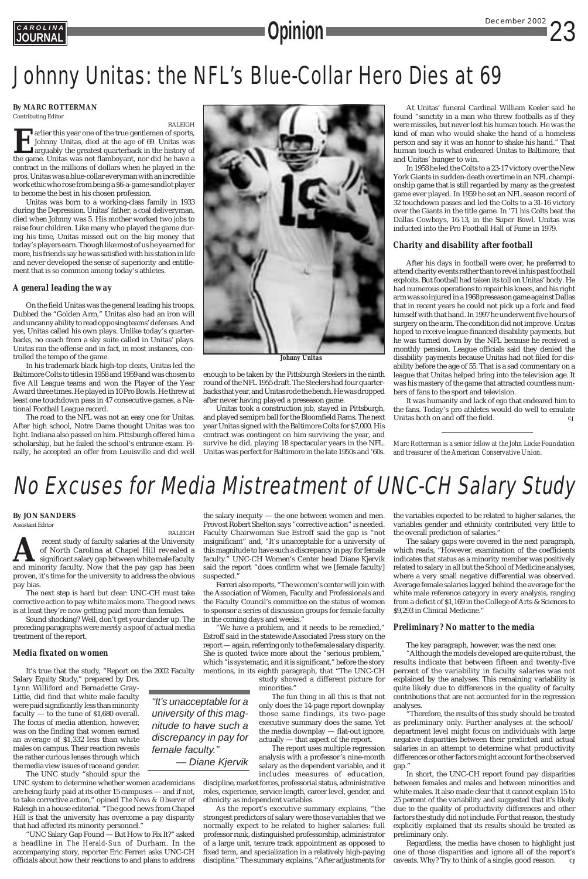# Johnny Unitas: the NFL's Blue-Collar Hero Dies at 69

**By MARC ROTTERMAN**
Contributing Editor

RALEIGH

Earlier this year one of the true gentlemen of sports, Johnny Unitas, died at the age of 69. Unitas was arguably the greatest quarterback in the history of the game. Unitas was not flamboyant, nor did he have a contract in the millions of dollars when he played in the pros. Unitas was a blue-collar everyman with an incredible work ethic who rose from being a $6-a-game sandlot player to become the best in his chosen profession.

Unitas was born to a working-class family in 1933 during the Depression. Unitas' father, a coal deliveryman, died when Johnny was 5. His mother worked two jobs to raise four children. Like many who played the game during his time, Unitas missed out on the big money that today's players earn. Though like most of us he yearned for more, his friends say he was satisfied with his station in life and never developed the sense of superiority and entitlement that is so common among today's athletes.

### A general leading the way

On the field Unitas was the general leading his troops. Dubbed the "Golden Arm," Unitas also had an iron will and uncanny ability to read opposing teams' defenses. And yes, Unitas called his own plays. Unlike today's quarterbacks, no coach from a sky suite called in Unitas' plays. Unitas ran the offense and in fact, in most instances, controlled the tempo of the game.

In his trademark black high-top cleats, Unitas led the Baltimore Colts to titles in 1958 and 1959 and was chosen to five All League teams and won the Player of the Year Award three times. He played in 10 Pro Bowls. He threw at least one touchdown pass in 47 consecutive games, a National Football League record.

The road to the NFL was not an easy one for Unitas. After high school, Notre Dame thought Unitas was too light. Indiana also passed on him. Pittsburgh offered him a scholarship, but he failed the school's entrance exam. Finally, he accepted an offer from Louisville and did well enough to be taken by the Pittsburgh Steelers in the ninth round of the NFL 1955 draft. The Steelers had four quarterbacks that year, and Unitas rode the bench. He was dropped after never having played a preseason game.

*Johnny Unitas*

Unitas took a construction job, stayed in Pittsburgh, and played semipro ball for the Bloomfield Rams. The next year Unitas signed with the Baltimore Colts for $7,000. His contract was contingent on him surviving the year, and survive he did, playing 18 spectacular years in the NFL. Unitas was perfect for Baltimore in the late 1950s and '60s.

At Unitas' funeral Cardinal William Keeler said he found "sanctity in a man who threw footballs as if they were missiles, but never lost his human touch. He was the kind of man who would shake the hand of a homeless person and say it was an honor to shake his hand." That human touch is what endeared Unitas to Baltimore, that and Unitas' hunger to win.

In 1958 he led the Colts to a 23-17 victory over the New York Giants in sudden-death overtime in an NFL championship game that is still regarded by many as the greatest game ever played. In 1959 he set an NFL season record of 32 touchdown passes and led the Colts to a 31-16 victory over the Giants in the title game. In '71 his Colts beat the Dallas Cowboys, 16-13, in the Super Bowl. Unitas was inducted into the Pro Football Hall of Fame in 1979.

### Charity and disability after football

After his days in football were over, he preferred to attend charity events rather than to revel in his past football exploits. But football had taken its toll on Unitas' body. He had numerous operations to repair his knees, and his right arm was so injured in a 1968 preseason game against Dallas that in recent years he could not pick up a fork and feed himself with that hand. In 1997 he underwent five hours of surgery on the arm. The condition did not improve. Unitas hoped to receive league-financed disability payments, but he was turned down by the NFL because he received a monthly pension. League officials said they denied the disability payments because Unitas had not filed for disability before the age of 55. That is a sad commentary on a league that Unitas helped bring into the television age. It was his mastery of the game that attracted countless numbers of fans to the sport and television.

It was humanity and lack of ego that endeared him to the fans. Today's pro athletes would do well to emulate Unitas both on and off the field. CJ

*Marc Rotterman is a senior fellow at the John Locke Foundation and treasurer of the American Conservative Union.*

# No Excuses for Media Mistreatment of UNC-CH Salary Study

**By JON SANDERS**
Assistant Editor

RALEIGH

A recent study of faculty salaries at the University of North Carolina at Chapel Hill revealed a significant salary gap between white male faculty and minority faculty. Now that the pay gap has been proven, it's time for the university to address the obvious pay bias.

The next step is hard but clear: UNC-CH must take corrective action to pay white males more. The good news is at least they're now getting paid more than females.

Sound shocking? Well, don't get your dander up. The preceding paragraphs were merely a spoof of actual media treatment of the report.

### Media fixated on women

It's true that the study, "Report on the 2002 Faculty Salary Equity Study," prepared by Drs. Lynn Williford and Bernadette Gray-Little, did find that white male faculty were paid significantly less than minority faculty — to the tune of $1,680 overall. The focus of media attention, however, was on the finding that women earned an average of $1,332 less than white males on campus. Their reaction reveals the rather curious lenses through which the media view issues of race and gender.

The UNC study "should spur the UNC system to determine whether women academicians are being fairly paid at its other 15 campuses — and if not, to take corrective action," opined *The News & Observer* of Raleigh in a house editorial. "The good news from Chapel Hill is that the university has overcome a pay disparity that had affected its minority personnel."

"UNC Salary Gap Found — But How to Fix It?" asked a headline in *The Herald-Sun* of Durham. In the accompanying story, reporter Eric Ferreri asks UNC-CH officials about how their reactions to and plans to address the salary inequity — the one between women and men. Provost Robert Shelton says "corrective action" is needed. Faculty Chairwoman Sue Estroff said the gap is "not insignificant" and, "It's unacceptable for a university of this magnitude to have such a discrepancy in pay for female faculty." UNC-CH Women's Center head Diane Kjervik said the report "does confirm what we [female faculty] suspected."

> "It's unacceptable for a university of this magnitude to have such a discrepancy in pay for female faculty."
> — Diane Kjervik

Ferreri also reports, "The women's center will join with the Association of Women, Faculty and Professionals and the Faculty Council's committee on the status of women to sponsor a series of discussion groups for female faculty in the coming days and weeks."

"We have a problem, and it needs to be remedied," Estroff said in the statewide Associated Press story on the report — again, referring only to the female salary disparity. She is quoted twice more about the "serious problem," which "is systematic, and it is significant," before the story mentions, in its eighth paragraph, that "The UNC-CH study showed a different picture for minorities."

The fun thing in all this is that not only does the 14-page report downplay those same findings, its two-page executive summary does the same. Yet the media downplay — flat-out ignore, actually — that aspect of the report.

The report uses multiple regression analysis with a professor's nine-month salary as the dependent variable, and it includes measures of education, discipline, market forces, professorial status, administrative roles, experience, service length, career level, gender, and ethnicity as independent variables.

As the report's executive summary explains, "the strongest predictors of salary were those variables that we normally expect to be related to higher salaries: full professor rank, distinguished professorship, administrator of a large unit, tenure track appointment as opposed to fixed term, and specialization in a relatively high-paying discipline." The summary explains, "After adjustments for the variables expected to be related to higher salaries, the variables gender and ethnicity contributed very little to the overall prediction of salaries."

The salary gaps were covered in the next paragraph, which reads, "However, examination of the coefficients indicates that status as a minority member was positively related to salary in all but the School of Medicine analyses, where a very small negative differential was observed. Average female salaries lagged behind the average for the white male reference category in every analysis, ranging from a deficit of $1,169 in the College of Arts & Sciences to $9,293 in Clinical Medicine."

### Preliminary? No matter to the media

The key paragraph, however, was the next one:

"Although the models developed are quite robust, the results indicate that between fifteen and twenty-five percent of the variability in faculty salaries was not explained by the analyses. This remaining variability is quite likely due to differences in the quality of faculty contributions that are not accounted for in the regression analyses.

"Therefore, the results of this study should be treated as preliminary only. Further analyses at the school/department level might focus on individuals with large negative disparities between their predicted and actual salaries in an attempt to determine what productivity differences or other factors might account for the observed gap."

In short, the UNC-CH report found pay disparities between females and males and between minorities and white males. It also made clear that it cannot explain 15 to 25 percent of the variability and suggested that it's likely due to the quality of productivity differences and other factors the study did not include. For that reason, the study explicitly explained that its results should be treated as preliminary only.

Regardless, the media have chosen to highlight just one of those disparities and ignore all of the report's caveats. Why? Try to think of a single, good reason. CJ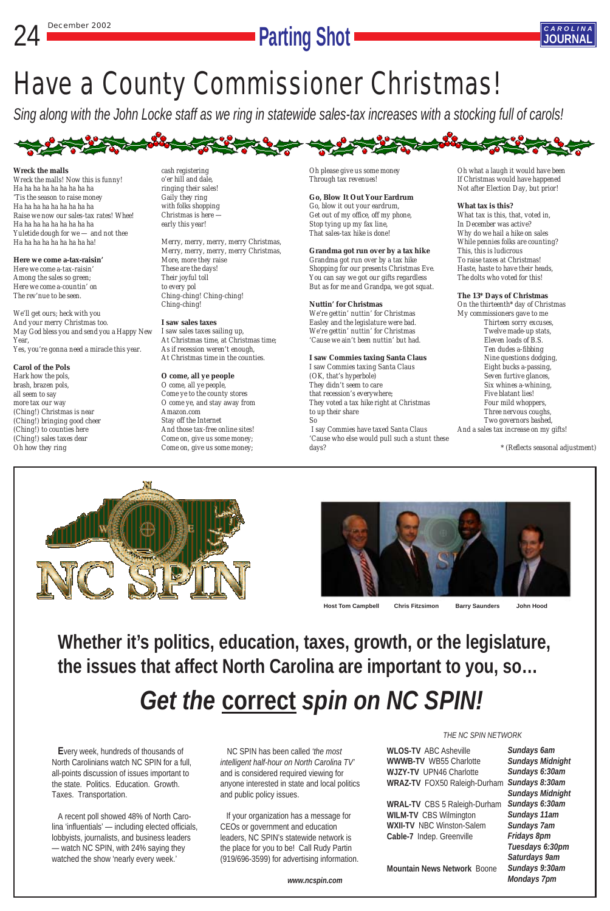# Have a County Commissioner Christmas!

*Sing along with the John Locke staff as we ring in statewide sales-tax increases with a stocking full of carols!*

**Wreck the malls**
Wreck the malls! Now this is funny!
Ha ha ha ha ha ha ha ha ha
'Tis the season to raise money
Ha ha ha ha ha ha ha ha ha
Raise we now our sales-tax rates! Whee!
Ha ha ha ha ha ha ha ha ha
Yuletide dough for we — and not thee
Ha ha ha ha ha ha ha ha ha!

**Here we come a-tax-raisin'**
Here we come a-tax-raisin'
Among the sales so green;
Here we come a-countin' on
The rev'nue to be seen.

We'll get ours; heck with you
And your merry Christmas too.
May God bless you and send you a Happy New Year,
Yes, you're gonna need a miracle this year.

**Carol of the Pols**
Hark how the pols,
brash, brazen pols,
all seem to say
more tax our way
(Ching!) Christmas is near
(Ching!) bringing good cheer
(Ching!) to counties here
(Ching!) sales taxes dear
Oh how they ring
cash registering
o'er hill and dale,
ringing their sales!
Gaily they ring
with folks shopping
Christmas is here —
early this year!

Merry, merry, merry, merry Christmas,
Merry, merry, merry, merry Christmas,
More, more they raise
These are the days!
Their joyful toll
to every pol
Ching-ching! Ching-ching!
Ching-ching!

**I saw sales taxes**
I saw sales taxes sailing up,
At Christmas time, at Christmas time;
As if recession weren't enough,
At Christmas time in the counties.

**O come, all ye people**
O come, all ye people,
Come ye to the county stores
O come ye, and stay away from
Amazon.com
Stay off the Internet
And those tax-free online sites!
Come on, give us some money;
Come on, give us some money;
Oh please give us some money
Through tax revenues!

**Go, Blow It Out Your Eardrum**
Go, blow it out your eardrum,
Get out of my office, off my phone,
Stop tying up my fax line,
That sales-tax hike is done!

**Grandma got run over by a tax hike**
Grandma got run over by a tax hike
Shopping for our presents Christmas Eve.
You can say we got our gifts regardless
But as for me and Grandpa, we got squat.

**Nuttin' for Christmas**
We're gettin' nuttin' for Christmas
Easley and the legislature were bad.
We're gettin' nuttin' for Christmas
'Cause we ain't been nuttin' but had.

**I saw Commies taxing Santa Claus**
I saw Commies taxing Santa Claus
(OK, that's hyperbole)
They didn't seem to care
that recession's everywhere;
They voted a tax hike right at Christmas
to up their share
So
I say Commies have taxed Santa Claus
'Cause who else would pull such a stunt these days?
Oh what a laugh it would have been
If Christmas would have happened
Not after Election Day, but prior!

**What tax is this?**
What tax is this, that, voted in,
In December was active?
Why do we hail a hike on sales
While pennies folks are counting?
This, this is ludicrous
To raise taxes at Christmas!
Haste, haste to have their heads,
The dolts who voted for this!

**The 13* Days of Christmas**
On the thirteenth* day of Christmas
My commissioners gave to me
Thirteen sorry excuses,
Twelve made-up stats,
Eleven loads of B.S.
Ten dudes a-fibbing
Nine questions dodging,
Eight bucks a-passing,
Seven furtive glances,
Six whines a-whining,
Five blatant lies!
Four mild whoppers,
Three nervous coughs,
Two governors bashed,
And a sales tax increase on my gifts!

\* (Reflects seasonal adjustment)

---

Host Tom Campbell  Chris Fitzsimon  Barry Saunders  John Hood

## Whether it's politics, education, taxes, growth, or the legislature, the issues that affect North Carolina are important to you, so…

# *Get the* correct *spin on NC SPIN!*

Every week, hundreds of thousands of North Carolinians watch NC SPIN for a full, all-points discussion of issues important to the state. Politics. Education. Growth. Taxes. Transportation.

A recent poll showed 48% of North Carolina 'influentials' — including elected officials, lobbyists, journalists, and business leaders — watch NC SPIN, with 24% saying they watched the show 'nearly every week.'

NC SPIN has been called *'the most intelligent half-hour on North Carolina TV'* and is considered required viewing for anyone interested in state and local politics and public policy issues.

If your organization has a message for CEOs or government and education leaders, NC SPIN's statewide network is the place for you to be! Call Rudy Partin (919/696-3599) for advertising information.

*www.ncspin.com*

*THE NC SPIN NETWORK*

| | |
|---|---|
| **WLOS-TV** ABC Asheville | ***Sundays 6am*** |
| **WWWB-TV** WB55 Charlotte | ***Sundays Midnight*** |
| **WJZY-TV** UPN46 Charlotte | ***Sundays 6:30am*** |
| **WRAZ-TV** FOX50 Raleigh-Durham | ***Sundays 8:30am*** ***Sundays Midnight*** |
| **WRAL-TV** CBS 5 Raleigh-Durham | ***Sundays 6:30am*** |
| **WILM-TV** CBS Wilmington | ***Sundays 11am*** |
| **WXII-TV** NBC Winston-Salem | ***Sundays 7am*** |
| **Cable-7** Indep. Greenville | ***Fridays 8pm*** ***Tuesdays 6:30pm*** ***Saturdays 9am*** |
| **Mountain News Network** Boone | ***Sundays 9:30am*** ***Mondays 7pm*** |